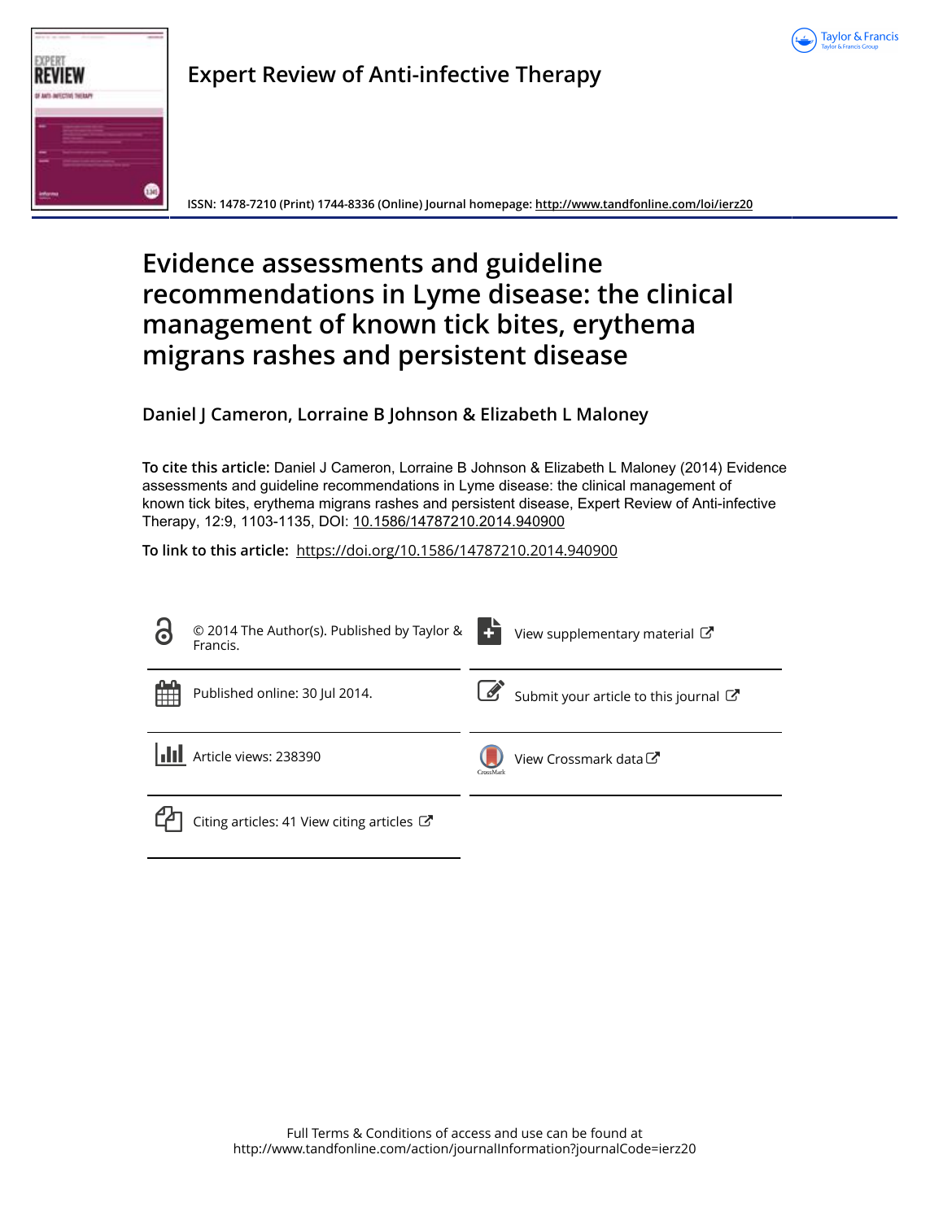Expert Review of Anti-infective Therapy

ISSN: 1478-7210 (Print) 1744-8336 (Online) Journal homepage: http://www.tandfonline.com/loi/ierz20

# Evidence assessments and guideline recommendations in Lyme disease: the clinical management of known tick bites, erythema migrans rashes and persistent disease

**Daniel J Cameron, Lorraine B Johnson & Elizabeth L Maloney**

**To cite this article:** Daniel J Cameron, Lorraine B Johnson & Elizabeth L Maloney (2014) Evidence assessments and guideline recommendations in Lyme disease: the clinical management of known tick bites, erythema migrans rashes and persistent disease, Expert Review of Anti-infective Therapy, 12:9, 1103-1135, DOI: 10.1586/14787210.2014.940900

**To link to this article:** https://doi.org/10.1586/14787210.2014.940900

© 2014 The Author(s). Published by Taylor & Francis.

View supplementary material

Published online: 30 Jul 2014.

Submit your article to this journal

Article views: 238390

View Crossmark data

Citing articles: 41 View citing articles

Full Terms & Conditions of access and use can be found at http://www.tandfonline.com/action/journalInformation?journalCode=ierz20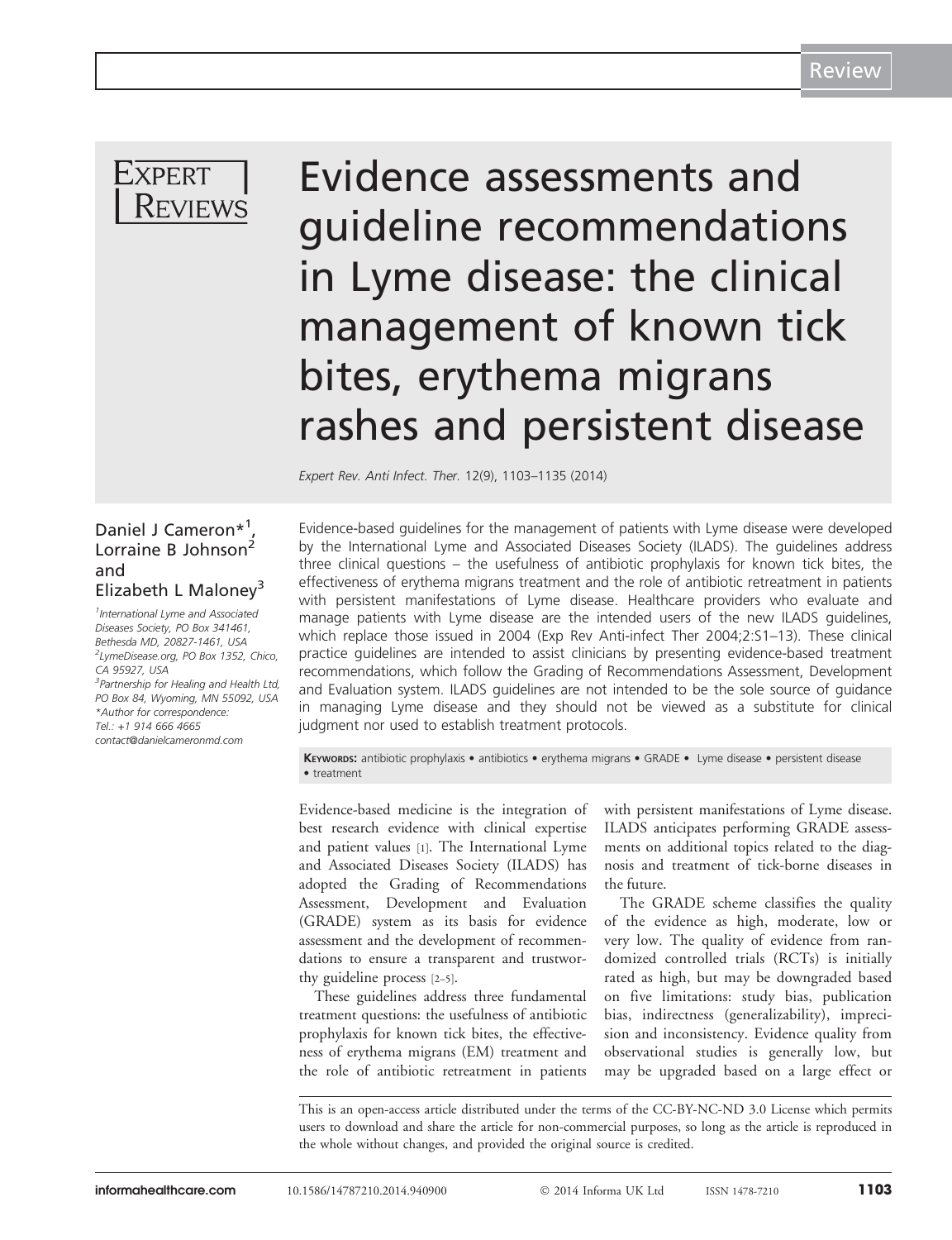Review

# Evidence assessments and guideline recommendations in Lyme disease: the clinical management of known tick bites, erythema migrans rashes and persistent disease

*Expert Rev. Anti Infect. Ther.* 12(9), 1103–1135 (2014)

**Daniel J Cameron*[1], Lorraine B Johnson[2] and Elizabeth L Maloney[3]**

[1]International Lyme and Associated Diseases Society, PO Box 341461, Bethesda MD, 20827-1461, USA
[2]LymeDisease.org, PO Box 1352, Chico, CA 95927, USA
[3]Partnership for Healing and Health Ltd, PO Box 84, Wyoming, MN 55092, USA
*Author for correspondence:
Tel.: +1 914 666 4665
contact@danielcameronmd.com

Evidence-based guidelines for the management of patients with Lyme disease were developed by the International Lyme and Associated Diseases Society (ILADS). The guidelines address three clinical questions – the usefulness of antibiotic prophylaxis for known tick bites, the effectiveness of erythema migrans treatment and the role of antibiotic retreatment in patients with persistent manifestations of Lyme disease. Healthcare providers who evaluate and manage patients with Lyme disease are the intended users of the new ILADS guidelines, which replace those issued in 2004 (Exp Rev Anti-infect Ther 2004;2:S1–13). These clinical practice guidelines are intended to assist clinicians by presenting evidence-based treatment recommendations, which follow the Grading of Recommendations Assessment, Development and Evaluation system. ILADS guidelines are not intended to be the sole source of guidance in managing Lyme disease and they should not be viewed as a substitute for clinical judgment nor used to establish treatment protocols.

**Keywords:** antibiotic prophylaxis • antibiotics • erythema migrans • GRADE • Lyme disease • persistent disease • treatment

Evidence-based medicine is the integration of best research evidence with clinical expertise and patient values [1]. The International Lyme and Associated Diseases Society (ILADS) has adopted the Grading of Recommendations Assessment, Development and Evaluation (GRADE) system as its basis for evidence assessment and the development of recommendations to ensure a transparent and trustworthy guideline process [2–5].

These guidelines address three fundamental treatment questions: the usefulness of antibiotic prophylaxis for known tick bites, the effectiveness of erythema migrans (EM) treatment and the role of antibiotic retreatment in patients with persistent manifestations of Lyme disease. ILADS anticipates performing GRADE assessments on additional topics related to the diagnosis and treatment of tick-borne diseases in the future.

The GRADE scheme classifies the quality of the evidence as high, moderate, low or very low. The quality of evidence from randomized controlled trials (RCTs) is initially rated as high, but may be downgraded based on five limitations: study bias, publication bias, indirectness (generalizability), imprecision and inconsistency. Evidence quality from observational studies is generally low, but may be upgraded based on a large effect or

This is an open-access article distributed under the terms of the CC-BY-NC-ND 3.0 License which permits users to download and share the article for non-commercial purposes, so long as the article is reproduced in the whole without changes, and provided the original source is credited.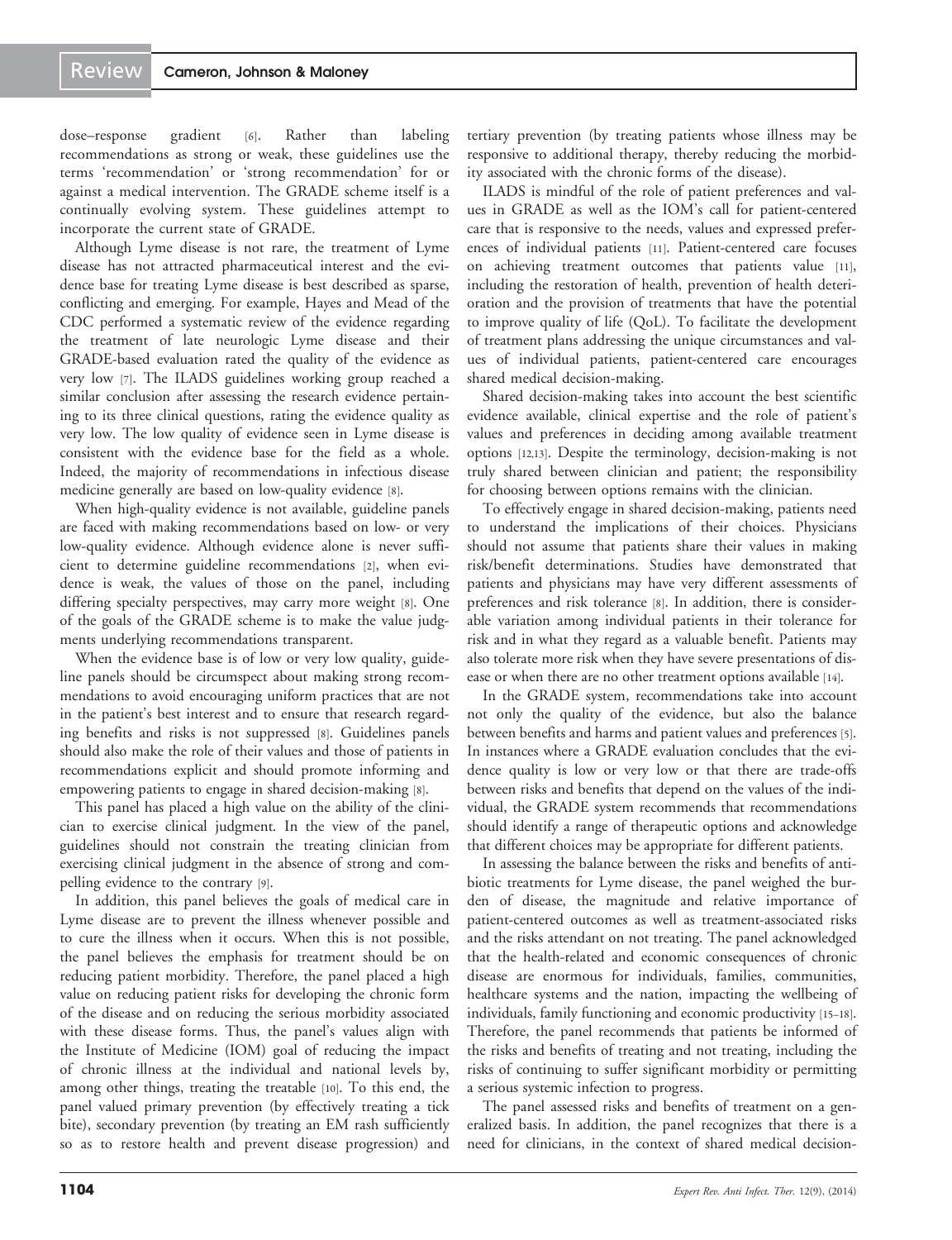dose–response gradient [6]. Rather than labeling recommendations as strong or weak, these guidelines use the terms 'recommendation' or 'strong recommendation' for or against a medical intervention. The GRADE scheme itself is a continually evolving system. These guidelines attempt to incorporate the current state of GRADE.

Although Lyme disease is not rare, the treatment of Lyme disease has not attracted pharmaceutical interest and the evidence base for treating Lyme disease is best described as sparse, conflicting and emerging. For example, Hayes and Mead of the CDC performed a systematic review of the evidence regarding the treatment of late neurologic Lyme disease and their GRADE-based evaluation rated the quality of the evidence as very low [7]. The ILADS guidelines working group reached a similar conclusion after assessing the research evidence pertaining to its three clinical questions, rating the evidence quality as very low. The low quality of evidence seen in Lyme disease is consistent with the evidence base for the field as a whole. Indeed, the majority of recommendations in infectious disease medicine generally are based on low-quality evidence [8].

When high-quality evidence is not available, guideline panels are faced with making recommendations based on low- or very low-quality evidence. Although evidence alone is never sufficient to determine guideline recommendations [2], when evidence is weak, the values of those on the panel, including differing specialty perspectives, may carry more weight [8]. One of the goals of the GRADE scheme is to make the value judgments underlying recommendations transparent.

When the evidence base is of low or very low quality, guideline panels should be circumspect about making strong recommendations to avoid encouraging uniform practices that are not in the patient's best interest and to ensure that research regarding benefits and risks is not suppressed [8]. Guidelines panels should also make the role of their values and those of patients in recommendations explicit and should promote informing and empowering patients to engage in shared decision-making [8].

This panel has placed a high value on the ability of the clinician to exercise clinical judgment. In the view of the panel, guidelines should not constrain the treating clinician from exercising clinical judgment in the absence of strong and compelling evidence to the contrary [9].

In addition, this panel believes the goals of medical care in Lyme disease are to prevent the illness whenever possible and to cure the illness when it occurs. When this is not possible, the panel believes the emphasis for treatment should be on reducing patient morbidity. Therefore, the panel placed a high value on reducing patient risks for developing the chronic form of the disease and on reducing the serious morbidity associated with these disease forms. Thus, the panel's values align with the Institute of Medicine (IOM) goal of reducing the impact of chronic illness at the individual and national levels by, among other things, treating the treatable [10]. To this end, the panel valued primary prevention (by effectively treating a tick bite), secondary prevention (by treating an EM rash sufficiently so as to restore health and prevent disease progression) and tertiary prevention (by treating patients whose illness may be responsive to additional therapy, thereby reducing the morbidity associated with the chronic forms of the disease).

ILADS is mindful of the role of patient preferences and values in GRADE as well as the IOM's call for patient-centered care that is responsive to the needs, values and expressed preferences of individual patients [11]. Patient-centered care focuses on achieving treatment outcomes that patients value [11], including the restoration of health, prevention of health deterioration and the provision of treatments that have the potential to improve quality of life (QoL). To facilitate the development of treatment plans addressing the unique circumstances and values of individual patients, patient-centered care encourages shared medical decision-making.

Shared decision-making takes into account the best scientific evidence available, clinical expertise and the role of patient's values and preferences in deciding among available treatment options [12,13]. Despite the terminology, decision-making is not truly shared between clinician and patient; the responsibility for choosing between options remains with the clinician.

To effectively engage in shared decision-making, patients need to understand the implications of their choices. Physicians should not assume that patients share their values in making risk/benefit determinations. Studies have demonstrated that patients and physicians may have very different assessments of preferences and risk tolerance [8]. In addition, there is considerable variation among individual patients in their tolerance for risk and in what they regard as a valuable benefit. Patients may also tolerate more risk when they have severe presentations of disease or when there are no other treatment options available [14].

In the GRADE system, recommendations take into account not only the quality of the evidence, but also the balance between benefits and harms and patient values and preferences [5]. In instances where a GRADE evaluation concludes that the evidence quality is low or very low or that there are trade-offs between risks and benefits that depend on the values of the individual, the GRADE system recommends that recommendations should identify a range of therapeutic options and acknowledge that different choices may be appropriate for different patients.

In assessing the balance between the risks and benefits of antibiotic treatments for Lyme disease, the panel weighed the burden of disease, the magnitude and relative importance of patient-centered outcomes as well as treatment-associated risks and the risks attendant on not treating. The panel acknowledged that the health-related and economic consequences of chronic disease are enormous for individuals, families, communities, healthcare systems and the nation, impacting the wellbeing of individuals, family functioning and economic productivity [15–18]. Therefore, the panel recommends that patients be informed of the risks and benefits of treating and not treating, including the risks of continuing to suffer significant morbidity or permitting a serious systemic infection to progress.

The panel assessed risks and benefits of treatment on a generalized basis. In addition, the panel recognizes that there is a need for clinicians, in the context of shared medical decision-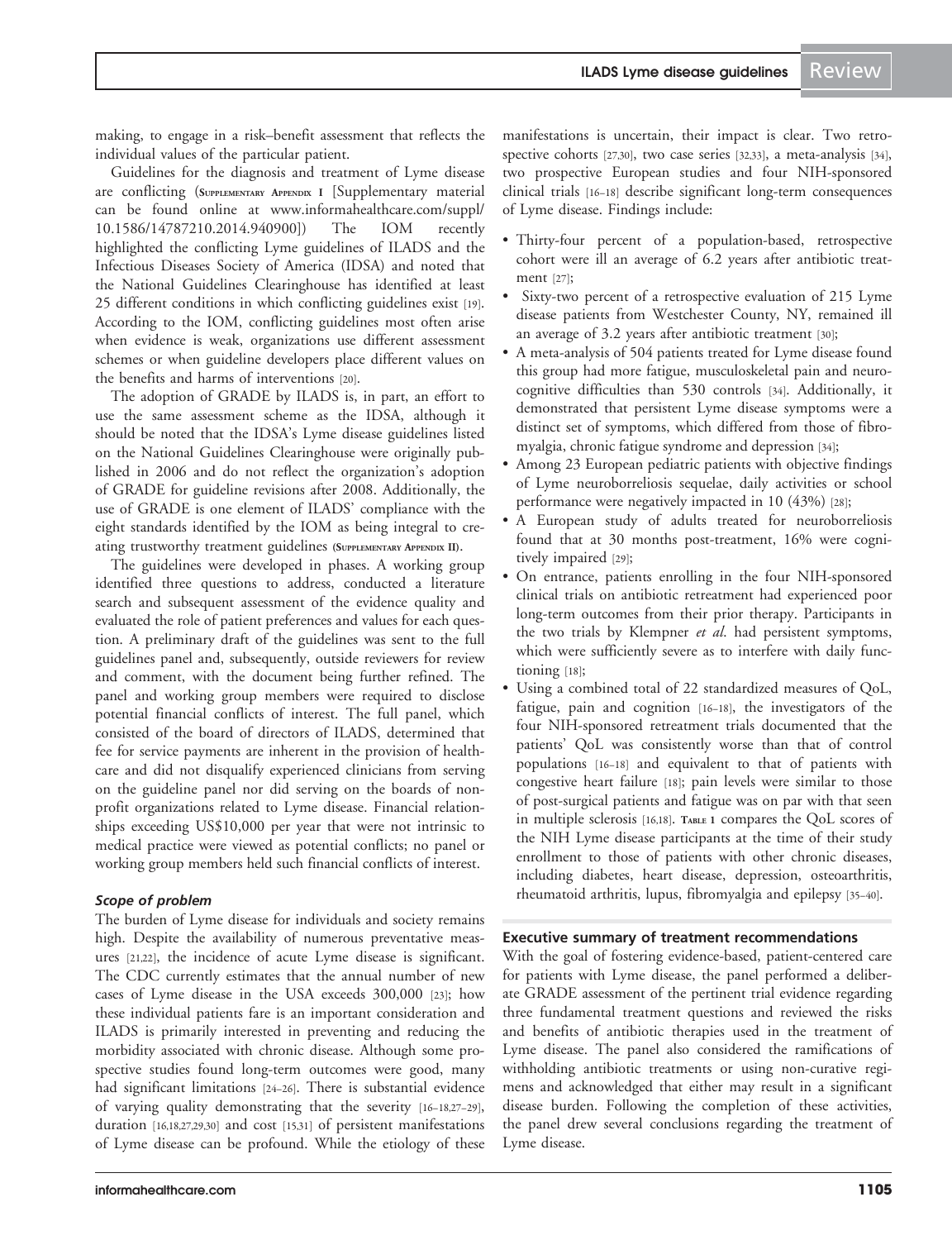making, to engage in a risk–benefit assessment that reflects the individual values of the particular patient.

Guidelines for the diagnosis and treatment of Lyme disease are conflicting (SUPPLEMENTARY APPENDIX I [Supplementary material can be found online at www.informahealthcare.com/suppl/10.1586/14787210.2014.940900]) The IOM recently highlighted the conflicting Lyme guidelines of ILADS and the Infectious Diseases Society of America (IDSA) and noted that the National Guidelines Clearinghouse has identified at least 25 different conditions in which conflicting guidelines exist [19]. According to the IOM, conflicting guidelines most often arise when evidence is weak, organizations use different assessment schemes or when guideline developers place different values on the benefits and harms of interventions [20].

The adoption of GRADE by ILADS is, in part, an effort to use the same assessment scheme as the IDSA, although it should be noted that the IDSA's Lyme disease guidelines listed on the National Guidelines Clearinghouse were originally published in 2006 and do not reflect the organization's adoption of GRADE for guideline revisions after 2008. Additionally, the use of GRADE is one element of ILADS' compliance with the eight standards identified by the IOM as being integral to creating trustworthy treatment guidelines (SUPPLEMENTARY APPENDIX II).

The guidelines were developed in phases. A working group identified three questions to address, conducted a literature search and subsequent assessment of the evidence quality and evaluated the role of patient preferences and values for each question. A preliminary draft of the guidelines was sent to the full guidelines panel and, subsequently, outside reviewers for review and comment, with the document being further refined. The panel and working group members were required to disclose potential financial conflicts of interest. The full panel, which consisted of the board of directors of ILADS, determined that fee for service payments are inherent in the provision of healthcare and did not disqualify experienced clinicians from serving on the guideline panel nor did serving on the boards of non-profit organizations related to Lyme disease. Financial relationships exceeding US$10,000 per year that were not intrinsic to medical practice were viewed as potential conflicts; no panel or working group members held such financial conflicts of interest.

### *Scope of problem*

The burden of Lyme disease for individuals and society remains high. Despite the availability of numerous preventative measures [21,22], the incidence of acute Lyme disease is significant. The CDC currently estimates that the annual number of new cases of Lyme disease in the USA exceeds 300,000 [23]; how these individual patients fare is an important consideration and ILADS is primarily interested in preventing and reducing the morbidity associated with chronic disease. Although some prospective studies found long-term outcomes were good, many had significant limitations [24–26]. There is substantial evidence of varying quality demonstrating that the severity [16–18,27–29], duration [16,18,27,29,30] and cost [15,31] of persistent manifestations of Lyme disease can be profound. While the etiology of these manifestations is uncertain, their impact is clear. Two retrospective cohorts [27,30], two case series [32,33], a meta-analysis [34], two prospective European studies and four NIH-sponsored clinical trials [16–18] describe significant long-term consequences of Lyme disease. Findings include:

- Thirty-four percent of a population-based, retrospective cohort were ill an average of 6.2 years after antibiotic treatment [27];
- Sixty-two percent of a retrospective evaluation of 215 Lyme disease patients from Westchester County, NY, remained ill an average of 3.2 years after antibiotic treatment [30];
- A meta-analysis of 504 patients treated for Lyme disease found this group had more fatigue, musculoskeletal pain and neurocognitive difficulties than 530 controls [34]. Additionally, it demonstrated that persistent Lyme disease symptoms were a distinct set of symptoms, which differed from those of fibromyalgia, chronic fatigue syndrome and depression [34];
- Among 23 European pediatric patients with objective findings of Lyme neuroborreliosis sequelae, daily activities or school performance were negatively impacted in 10 (43%) [28];
- A European study of adults treated for neuroborreliosis found that at 30 months post-treatment, 16% were cognitively impaired [29];
- On entrance, patients enrolling in the four NIH-sponsored clinical trials on antibiotic retreatment had experienced poor long-term outcomes from their prior therapy. Participants in the two trials by Klempner *et al.* had persistent symptoms, which were sufficiently severe as to interfere with daily functioning [18];
- Using a combined total of 22 standardized measures of QoL, fatigue, pain and cognition [16–18], the investigators of the four NIH-sponsored retreatment trials documented that the patients' QoL was consistently worse than that of control populations [16–18] and equivalent to that of patients with congestive heart failure [18]; pain levels were similar to those of post-surgical patients and fatigue was on par with that seen in multiple sclerosis [16,18]. TABLE 1 compares the QoL scores of the NIH Lyme disease participants at the time of their study enrollment to those of patients with other chronic diseases, including diabetes, heart disease, depression, osteoarthritis, rheumatoid arthritis, lupus, fibromyalgia and epilepsy [35–40].

## Executive summary of treatment recommendations

With the goal of fostering evidence-based, patient-centered care for patients with Lyme disease, the panel performed a deliberate GRADE assessment of the pertinent trial evidence regarding three fundamental treatment questions and reviewed the risks and benefits of antibiotic therapies used in the treatment of Lyme disease. The panel also considered the ramifications of withholding antibiotic treatments or using non-curative regimens and acknowledged that either may result in a significant disease burden. Following the completion of these activities, the panel drew several conclusions regarding the treatment of Lyme disease.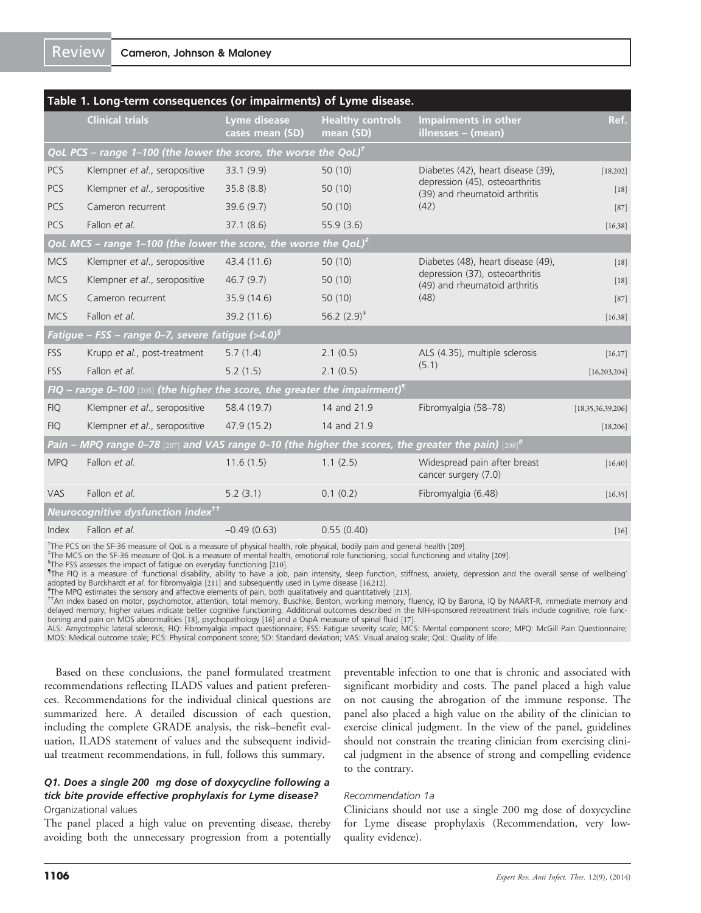**Table 1. Long-term consequences (or impairments) of Lyme disease.**

| | Clinical trials | Lyme disease cases mean (SD) | Healthy controls mean (SD) | Impairments in other illnesses – (mean) | Ref. |
|---|---|---|---|---|---|
| *QoL PCS – range 1–100 (the lower the score, the worse the QoL)*[†] | | | | | |
| PCS | Klempner *et al.*, seropositive | 33.1 (9.9) | 50 (10) | Diabetes (42), heart disease (39), depression (45), osteoarthritis (39) and rheumatoid arthritis (42) | [18,202] |
| PCS | Klempner *et al.*, seropositive | 35.8 (8.8) | 50 (10) | | [18] |
| PCS | Cameron recurrent | 39.6 (9.7) | 50 (10) | | [87] |
| PCS | Fallon *et al.* | 37.1 (8.6) | 55.9 (3.6) | | [16,38] |
| *QoL MCS – range 1–100 (the lower the score, the worse the QoL)*[‡] | | | | | |
| MCS | Klempner *et al.*, seropositive | 43.4 (11.6) | 50 (10) | Diabetes (48), heart disease (49), depression (37), osteoarthritis (49) and rheumatoid arthritis (48) | [18] |
| MCS | Klempner *et al.*, seropositive | 46.7 (9.7) | 50 (10) | | [18] |
| MCS | Cameron recurrent | 35.9 (14.6) | 50 (10) | | [87] |
| MCS | Fallon *et al.* | 39.2 (11.6) | 56.2 (2.9)[‡] | | [16,38] |
| *Fatigue – FSS – range 0–7, severe fatigue (>4.0)*[§] | | | | | |
| FSS | Krupp *et al.*, post-treatment | 5.7 (1.4) | 2.1 (0.5) | ALS (4.35), multiple sclerosis (5.1) | [16,17] |
| FSS | Fallon *et al.* | 5.2 (1.5) | 2.1 (0.5) | | [16,203,204] |
| *FIQ – range 0–100* [205] *(the higher the score, the greater the impairment)*[¶] | | | | | |
| FIQ | Klempner *et al.*, seropositive | 58.4 (19.7) | 14 and 21.9 | Fibromyalgia (58–78) | [18,35,36,39,206] |
| FIQ | Klempner *et al.*, seropositive | 47.9 (15.2) | 14 and 21.9 | | [18,206] |
| *Pain – MPQ range 0–78* [207] *and VAS range 0–10 (the higher the scores, the greater the pain)* [208][#] | | | | | |
| MPQ | Fallon *et al.* | 11.6 (1.5) | 1.1 (2.5) | Widespread pain after breast cancer surgery (7.0) | [16,40] |
| VAS | Fallon *et al.* | 5.2 (3.1) | 0.1 (0.2) | Fibromyalgia (6.48) | [16,35] |
| *Neurocognitive dysfunction index*[††] | | | | | |
| Index | Fallon *et al.* | –0.49 (0.63) | 0.55 (0.40) | | [16] |

[†]The PCS on the SF-36 measure of QoL is a measure of physical health, role physical, bodily pain and general health [209].
[‡]The MCS on the SF-36 measure of QoL is a measure of mental health, emotional role functioning, social functioning and vitality [209].
[§]The FSS assesses the impact of fatigue on everyday functioning [210].
[¶]The FIQ is a measure of 'functional disability, ability to have a job, pain intensity, sleep function, stiffness, anxiety, depression and the overall sense of wellbeing' adopted by Burckhardt *et al.* for fibromyalgia [211] and subsequently used in Lyme disease [16,212].
[#]The MPQ estimates the sensory and affective elements of pain, both qualitatively and quantitatively [213].
[††]An index based on motor, psychomotor, attention, total memory, Buschke, Benton, working memory, fluency, IQ by Barona, IQ by NAART-R, immediate memory and delayed memory; higher values indicate better cognitive functioning. Additional outcomes described in the NIH-sponsored retreatment trials include cognitive, role functioning and pain on MOS abnormalities [18], psychopathology [16] and a OspA measure of spinal fluid [17].
ALS: Amyotrophic lateral sclerosis; FIQ: Fibromyalgia impact questionnaire; FSS: Fatigue severity scale; MCS: Mental component score; MPQ: McGill Pain Questionnaire; MOS: Medical outcome scale; PCS: Physical component score; SD: Standard deviation; VAS: Visual analog scale; QoL: Quality of life.

Based on these conclusions, the panel formulated treatment recommendations reflecting ILADS values and patient preferences. Recommendations for the individual clinical questions are summarized here. A detailed discussion of each question, including the complete GRADE analysis, the risk–benefit evaluation, ILADS statement of values and the subsequent individual treatment recommendations, in full, follows this summary.

### *Q1. Does a single 200 mg dose of doxycycline following a tick bite provide effective prophylaxis for Lyme disease?*

#### Organizational values

The panel placed a high value on preventing disease, thereby avoiding both the unnecessary progression from a potentially preventable infection to one that is chronic and associated with significant morbidity and costs. The panel placed a high value on not causing the abrogation of the immune response. The panel also placed a high value on the ability of the clinician to exercise clinical judgment. In the view of the panel, guidelines should not constrain the treating clinician from exercising clinical judgment in the absence of strong and compelling evidence to the contrary.

#### *Recommendation 1a*

Clinicians should not use a single 200 mg dose of doxycycline for Lyme disease prophylaxis (Recommendation, very low-quality evidence).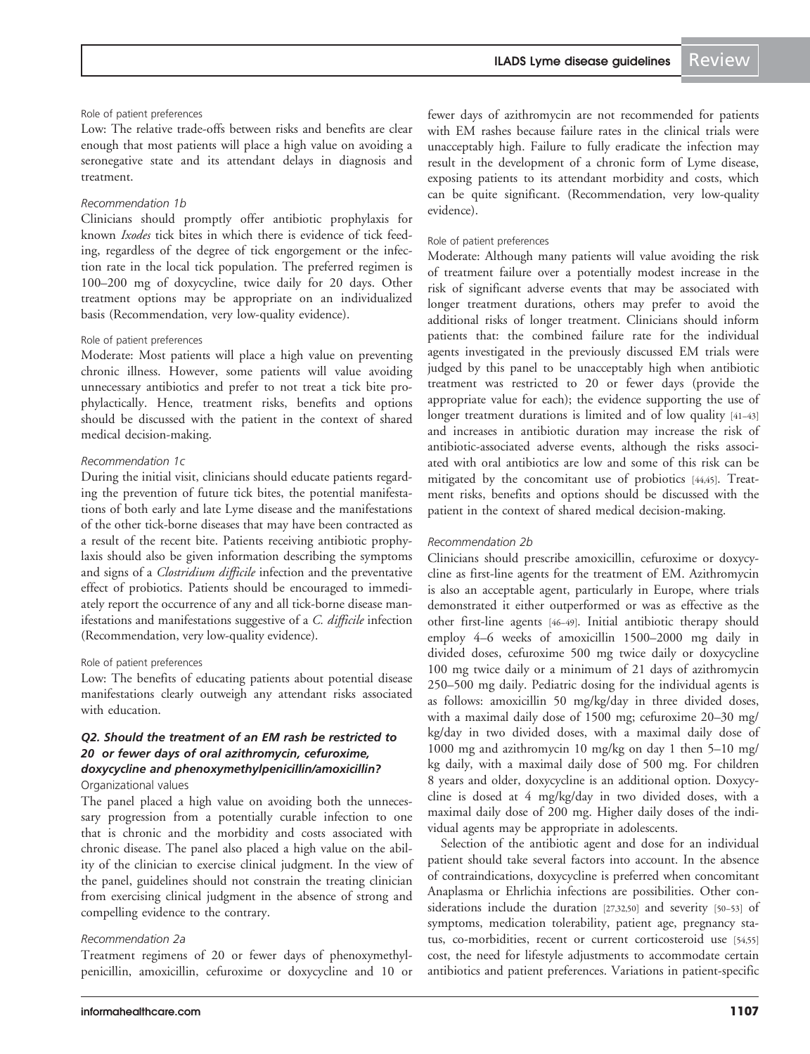Role of patient preferences

Low: The relative trade-offs between risks and benefits are clear enough that most patients will place a high value on avoiding a seronegative state and its attendant delays in diagnosis and treatment.

*Recommendation 1b*

Clinicians should promptly offer antibiotic prophylaxis for known *Ixodes* tick bites in which there is evidence of tick feeding, regardless of the degree of tick engorgement or the infection rate in the local tick population. The preferred regimen is 100–200 mg of doxycycline, twice daily for 20 days. Other treatment options may be appropriate on an individualized basis (Recommendation, very low-quality evidence).

Role of patient preferences

Moderate: Most patients will place a high value on preventing chronic illness. However, some patients will value avoiding unnecessary antibiotics and prefer to not treat a tick bite prophylactically. Hence, treatment risks, benefits and options should be discussed with the patient in the context of shared medical decision-making.

*Recommendation 1c*

During the initial visit, clinicians should educate patients regarding the prevention of future tick bites, the potential manifestations of both early and late Lyme disease and the manifestations of the other tick-borne diseases that may have been contracted as a result of the recent bite. Patients receiving antibiotic prophylaxis should also be given information describing the symptoms and signs of a *Clostridium difficile* infection and the preventative effect of probiotics. Patients should be encouraged to immediately report the occurrence of any and all tick-borne disease manifestations and manifestations suggestive of a *C. difficile* infection (Recommendation, very low-quality evidence).

Role of patient preferences

Low: The benefits of educating patients about potential disease manifestations clearly outweigh any attendant risks associated with education.

### *Q2. Should the treatment of an EM rash be restricted to 20 or fewer days of oral azithromycin, cefuroxime, doxycycline and phenoxymethylpenicillin/amoxicillin?*

Organizational values

The panel placed a high value on avoiding both the unnecessary progression from a potentially curable infection to one that is chronic and the morbidity and costs associated with chronic disease. The panel also placed a high value on the ability of the clinician to exercise clinical judgment. In the view of the panel, guidelines should not constrain the treating clinician from exercising clinical judgment in the absence of strong and compelling evidence to the contrary.

*Recommendation 2a*

Treatment regimens of 20 or fewer days of phenoxymethylpenicillin, amoxicillin, cefuroxime or doxycycline and 10 or fewer days of azithromycin are not recommended for patients with EM rashes because failure rates in the clinical trials were unacceptably high. Failure to fully eradicate the infection may result in the development of a chronic form of Lyme disease, exposing patients to its attendant morbidity and costs, which can be quite significant. (Recommendation, very low-quality evidence).

Role of patient preferences

Moderate: Although many patients will value avoiding the risk of treatment failure over a potentially modest increase in the risk of significant adverse events that may be associated with longer treatment durations, others may prefer to avoid the additional risks of longer treatment. Clinicians should inform patients that: the combined failure rate for the individual agents investigated in the previously discussed EM trials were judged by this panel to be unacceptably high when antibiotic treatment was restricted to 20 or fewer days (provide the appropriate value for each); the evidence supporting the use of longer treatment durations is limited and of low quality [41–43] and increases in antibiotic duration may increase the risk of antibiotic-associated adverse events, although the risks associated with oral antibiotics are low and some of this risk can be mitigated by the concomitant use of probiotics [44,45]. Treatment risks, benefits and options should be discussed with the patient in the context of shared medical decision-making.

*Recommendation 2b*

Clinicians should prescribe amoxicillin, cefuroxime or doxycycline as first-line agents for the treatment of EM. Azithromycin is also an acceptable agent, particularly in Europe, where trials demonstrated it either outperformed or was as effective as the other first-line agents [46–49]. Initial antibiotic therapy should employ 4–6 weeks of amoxicillin 1500–2000 mg daily in divided doses, cefuroxime 500 mg twice daily or doxycycline 100 mg twice daily or a minimum of 21 days of azithromycin 250–500 mg daily. Pediatric dosing for the individual agents is as follows: amoxicillin 50 mg/kg/day in three divided doses, with a maximal daily dose of 1500 mg; cefuroxime 20–30 mg/kg/day in two divided doses, with a maximal daily dose of 1000 mg and azithromycin 10 mg/kg on day 1 then 5–10 mg/kg daily, with a maximal daily dose of 500 mg. For children 8 years and older, doxycycline is an additional option. Doxycycline is dosed at 4 mg/kg/day in two divided doses, with a maximal daily dose of 200 mg. Higher daily doses of the individual agents may be appropriate in adolescents.

Selection of the antibiotic agent and dose for an individual patient should take several factors into account. In the absence of contraindications, doxycycline is preferred when concomitant Anaplasma or Ehrlichia infections are possibilities. Other considerations include the duration [27,32,50] and severity [50–53] of symptoms, medication tolerability, patient age, pregnancy status, co-morbidities, recent or current corticosteroid use [54,55] cost, the need for lifestyle adjustments to accommodate certain antibiotics and patient preferences. Variations in patient-specific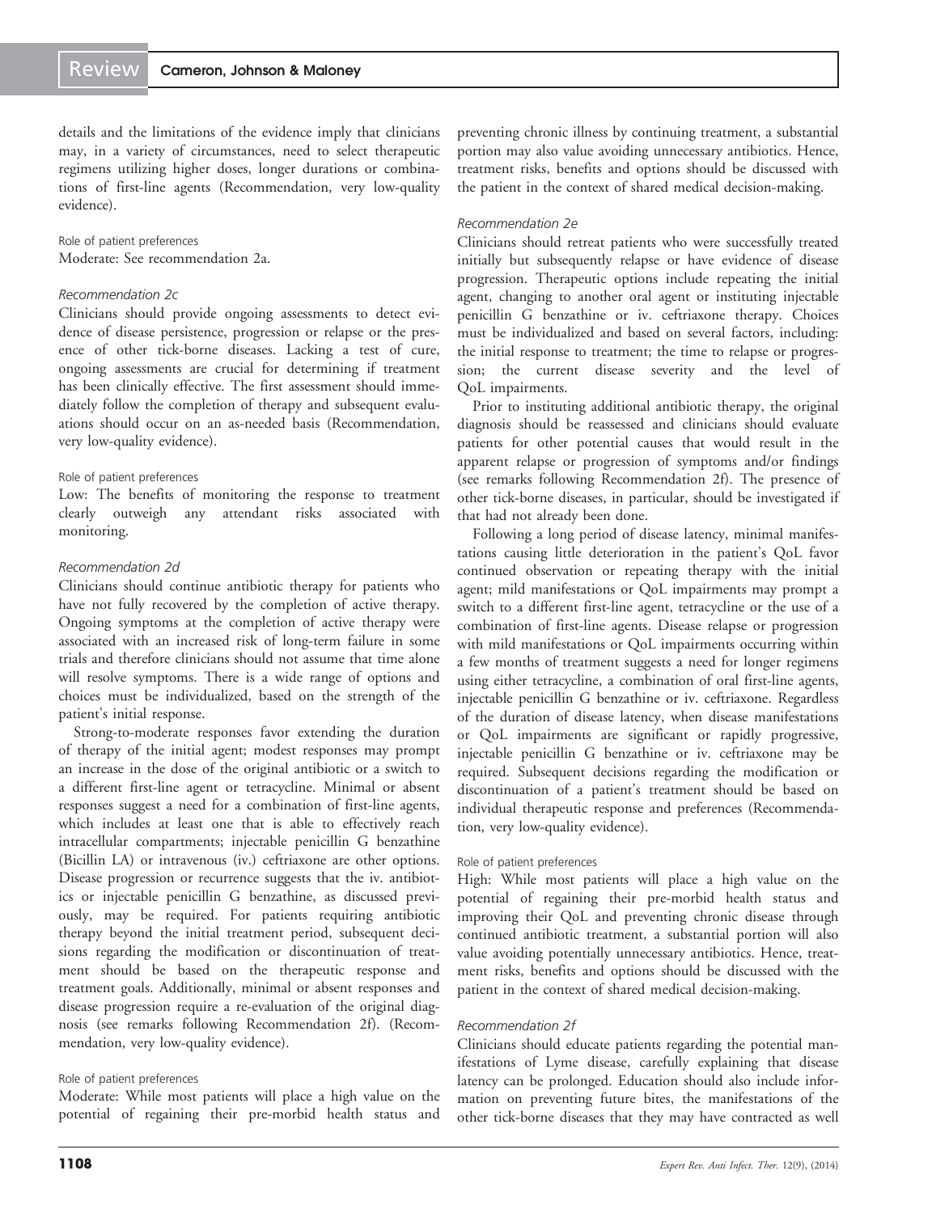details and the limitations of the evidence imply that clinicians may, in a variety of circumstances, need to select therapeutic regimens utilizing higher doses, longer durations or combinations of first-line agents (Recommendation, very low-quality evidence).

Role of patient preferences

Moderate: See recommendation 2a.

*Recommendation 2c*

Clinicians should provide ongoing assessments to detect evidence of disease persistence, progression or relapse or the presence of other tick-borne diseases. Lacking a test of cure, ongoing assessments are crucial for determining if treatment has been clinically effective. The first assessment should immediately follow the completion of therapy and subsequent evaluations should occur on an as-needed basis (Recommendation, very low-quality evidence).

Role of patient preferences

Low: The benefits of monitoring the response to treatment clearly outweigh any attendant risks associated with monitoring.

*Recommendation 2d*

Clinicians should continue antibiotic therapy for patients who have not fully recovered by the completion of active therapy. Ongoing symptoms at the completion of active therapy were associated with an increased risk of long-term failure in some trials and therefore clinicians should not assume that time alone will resolve symptoms. There is a wide range of options and choices must be individualized, based on the strength of the patient's initial response.

Strong-to-moderate responses favor extending the duration of therapy of the initial agent; modest responses may prompt an increase in the dose of the original antibiotic or a switch to a different first-line agent or tetracycline. Minimal or absent responses suggest a need for a combination of first-line agents, which includes at least one that is able to effectively reach intracellular compartments; injectable penicillin G benzathine (Bicillin LA) or intravenous (iv.) ceftriaxone are other options. Disease progression or recurrence suggests that the iv. antibiotics or injectable penicillin G benzathine, as discussed previously, may be required. For patients requiring antibiotic therapy beyond the initial treatment period, subsequent decisions regarding the modification or discontinuation of treatment should be based on the therapeutic response and treatment goals. Additionally, minimal or absent responses and disease progression require a re-evaluation of the original diagnosis (see remarks following Recommendation 2f). (Recommendation, very low-quality evidence).

Role of patient preferences

Moderate: While most patients will place a high value on the potential of regaining their pre-morbid health status and preventing chronic illness by continuing treatment, a substantial portion may also value avoiding unnecessary antibiotics. Hence, treatment risks, benefits and options should be discussed with the patient in the context of shared medical decision-making.

*Recommendation 2e*

Clinicians should retreat patients who were successfully treated initially but subsequently relapse or have evidence of disease progression. Therapeutic options include repeating the initial agent, changing to another oral agent or instituting injectable penicillin G benzathine or iv. ceftriaxone therapy. Choices must be individualized and based on several factors, including: the initial response to treatment; the time to relapse or progression; the current disease severity and the level of QoL impairments.

Prior to instituting additional antibiotic therapy, the original diagnosis should be reassessed and clinicians should evaluate patients for other potential causes that would result in the apparent relapse or progression of symptoms and/or findings (see remarks following Recommendation 2f). The presence of other tick-borne diseases, in particular, should be investigated if that had not already been done.

Following a long period of disease latency, minimal manifestations causing little deterioration in the patient's QoL favor continued observation or repeating therapy with the initial agent; mild manifestations or QoL impairments may prompt a switch to a different first-line agent, tetracycline or the use of a combination of first-line agents. Disease relapse or progression with mild manifestations or QoL impairments occurring within a few months of treatment suggests a need for longer regimens using either tetracycline, a combination of oral first-line agents, injectable penicillin G benzathine or iv. ceftriaxone. Regardless of the duration of disease latency, when disease manifestations or QoL impairments are significant or rapidly progressive, injectable penicillin G benzathine or iv. ceftriaxone may be required. Subsequent decisions regarding the modification or discontinuation of a patient's treatment should be based on individual therapeutic response and preferences (Recommendation, very low-quality evidence).

Role of patient preferences

High: While most patients will place a high value on the potential of regaining their pre-morbid health status and improving their QoL and preventing chronic disease through continued antibiotic treatment, a substantial portion will also value avoiding potentially unnecessary antibiotics. Hence, treatment risks, benefits and options should be discussed with the patient in the context of shared medical decision-making.

*Recommendation 2f*

Clinicians should educate patients regarding the potential manifestations of Lyme disease, carefully explaining that disease latency can be prolonged. Education should also include information on preventing future bites, the manifestations of the other tick-borne diseases that they may have contracted as well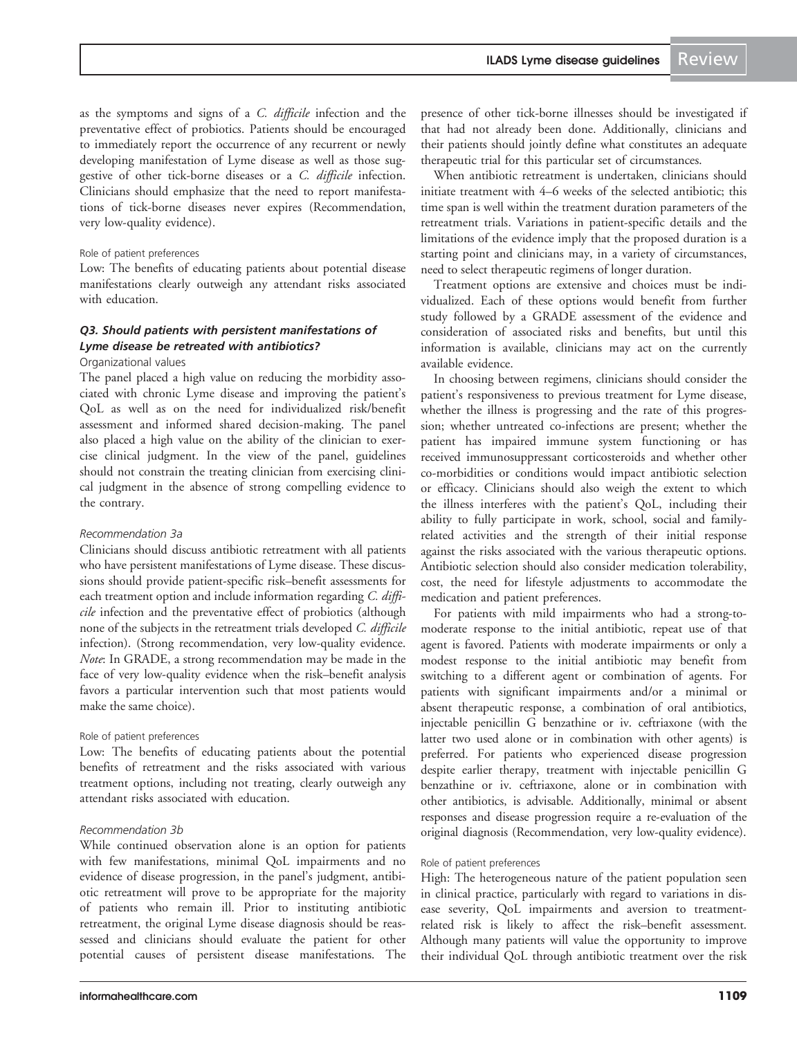as the symptoms and signs of a *C. difficile* infection and the preventative effect of probiotics. Patients should be encouraged to immediately report the occurrence of any recurrent or newly developing manifestation of Lyme disease as well as those suggestive of other tick-borne diseases or a *C. difficile* infection. Clinicians should emphasize that the need to report manifestations of tick-borne diseases never expires (Recommendation, very low-quality evidence).

#### Role of patient preferences

Low: The benefits of educating patients about potential disease manifestations clearly outweigh any attendant risks associated with education.

### *Q3. Should patients with persistent manifestations of Lyme disease be retreated with antibiotics?*

#### Organizational values

The panel placed a high value on reducing the morbidity associated with chronic Lyme disease and improving the patient's QoL as well as on the need for individualized risk/benefit assessment and informed shared decision-making. The panel also placed a high value on the ability of the clinician to exercise clinical judgment. In the view of the panel, guidelines should not constrain the treating clinician from exercising clinical judgment in the absence of strong compelling evidence to the contrary.

#### *Recommendation 3a*

Clinicians should discuss antibiotic retreatment with all patients who have persistent manifestations of Lyme disease. These discussions should provide patient-specific risk–benefit assessments for each treatment option and include information regarding *C. difficile* infection and the preventative effect of probiotics (although none of the subjects in the retreatment trials developed *C. difficile* infection). (Strong recommendation, very low-quality evidence. *Note*: In GRADE, a strong recommendation may be made in the face of very low-quality evidence when the risk–benefit analysis favors a particular intervention such that most patients would make the same choice).

#### Role of patient preferences

Low: The benefits of educating patients about the potential benefits of retreatment and the risks associated with various treatment options, including not treating, clearly outweigh any attendant risks associated with education.

#### *Recommendation 3b*

While continued observation alone is an option for patients with few manifestations, minimal QoL impairments and no evidence of disease progression, in the panel's judgment, antibiotic retreatment will prove to be appropriate for the majority of patients who remain ill. Prior to instituting antibiotic retreatment, the original Lyme disease diagnosis should be reassessed and clinicians should evaluate the patient for other potential causes of persistent disease manifestations. The presence of other tick-borne illnesses should be investigated if that had not already been done. Additionally, clinicians and their patients should jointly define what constitutes an adequate therapeutic trial for this particular set of circumstances.

When antibiotic retreatment is undertaken, clinicians should initiate treatment with 4–6 weeks of the selected antibiotic; this time span is well within the treatment duration parameters of the retreatment trials. Variations in patient-specific details and the limitations of the evidence imply that the proposed duration is a starting point and clinicians may, in a variety of circumstances, need to select therapeutic regimens of longer duration.

Treatment options are extensive and choices must be individualized. Each of these options would benefit from further study followed by a GRADE assessment of the evidence and consideration of associated risks and benefits, but until this information is available, clinicians may act on the currently available evidence.

In choosing between regimens, clinicians should consider the patient's responsiveness to previous treatment for Lyme disease, whether the illness is progressing and the rate of this progression; whether untreated co-infections are present; whether the patient has impaired immune system functioning or has received immunosuppressant corticosteroids and whether other co-morbidities or conditions would impact antibiotic selection or efficacy. Clinicians should also weigh the extent to which the illness interferes with the patient's QoL, including their ability to fully participate in work, school, social and family-related activities and the strength of their initial response against the risks associated with the various therapeutic options. Antibiotic selection should also consider medication tolerability, cost, the need for lifestyle adjustments to accommodate the medication and patient preferences.

For patients with mild impairments who had a strong-to-moderate response to the initial antibiotic, repeat use of that agent is favored. Patients with moderate impairments or only a modest response to the initial antibiotic may benefit from switching to a different agent or combination of agents. For patients with significant impairments and/or a minimal or absent therapeutic response, a combination of oral antibiotics, injectable penicillin G benzathine or iv. ceftriaxone (with the latter two used alone or in combination with other agents) is preferred. For patients who experienced disease progression despite earlier therapy, treatment with injectable penicillin G benzathine or iv. ceftriaxone, alone or in combination with other antibiotics, is advisable. Additionally, minimal or absent responses and disease progression require a re-evaluation of the original diagnosis (Recommendation, very low-quality evidence).

#### Role of patient preferences

High: The heterogeneous nature of the patient population seen in clinical practice, particularly with regard to variations in disease severity, QoL impairments and aversion to treatment-related risk is likely to affect the risk–benefit assessment. Although many patients will value the opportunity to improve their individual QoL through antibiotic treatment over the risk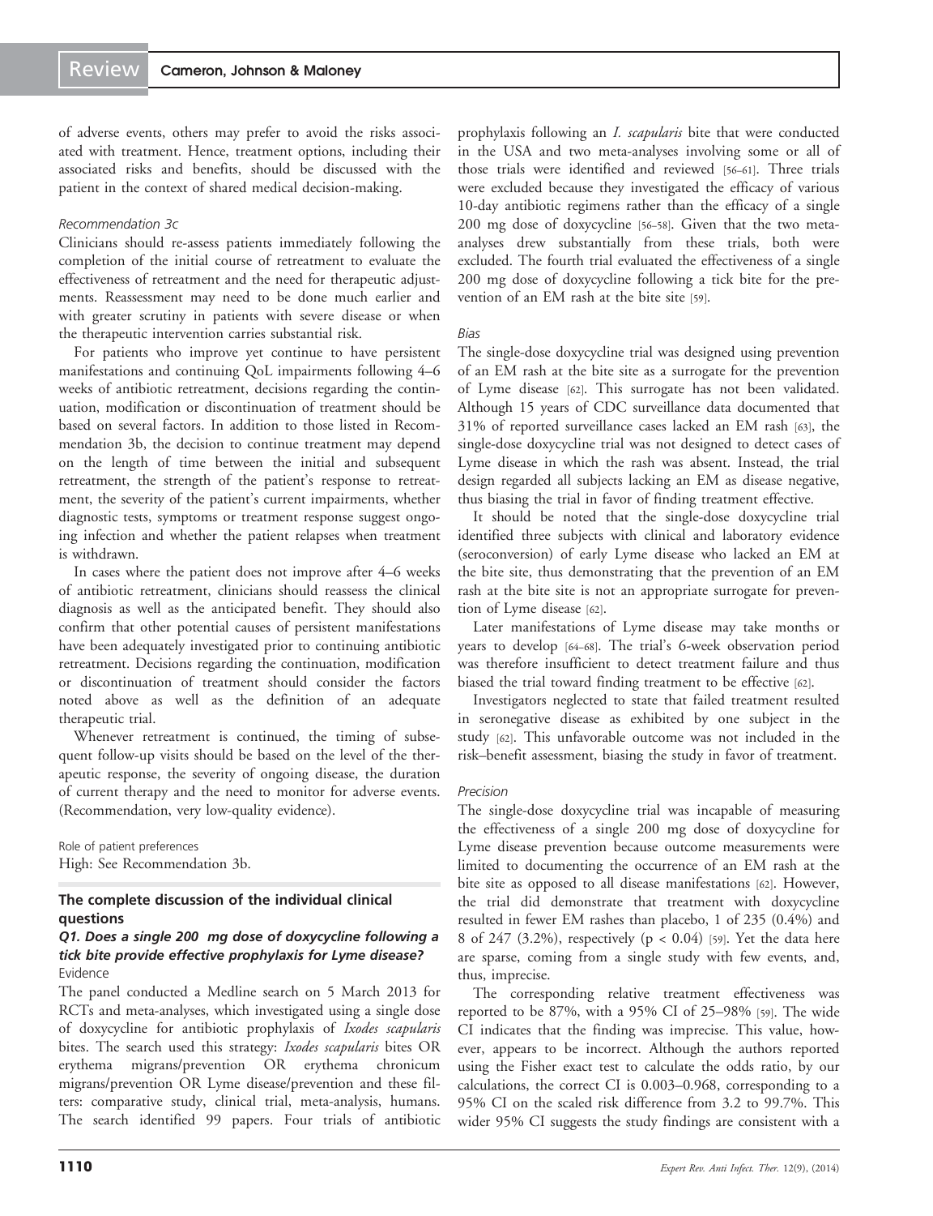of adverse events, others may prefer to avoid the risks associated with treatment. Hence, treatment options, including their associated risks and benefits, should be discussed with the patient in the context of shared medical decision-making.

*Recommendation 3c*

Clinicians should re-assess patients immediately following the completion of the initial course of retreatment to evaluate the effectiveness of retreatment and the need for therapeutic adjustments. Reassessment may need to be done much earlier and with greater scrutiny in patients with severe disease or when the therapeutic intervention carries substantial risk.

For patients who improve yet continue to have persistent manifestations and continuing QoL impairments following 4–6 weeks of antibiotic retreatment, decisions regarding the continuation, modification or discontinuation of treatment should be based on several factors. In addition to those listed in Recommendation 3b, the decision to continue treatment may depend on the length of time between the initial and subsequent retreatment, the strength of the patient's response to retreatment, the severity of the patient's current impairments, whether diagnostic tests, symptoms or treatment response suggest ongoing infection and whether the patient relapses when treatment is withdrawn.

In cases where the patient does not improve after 4–6 weeks of antibiotic retreatment, clinicians should reassess the clinical diagnosis as well as the anticipated benefit. They should also confirm that other potential causes of persistent manifestations have been adequately investigated prior to continuing antibiotic retreatment. Decisions regarding the continuation, modification or discontinuation of treatment should consider the factors noted above as well as the definition of an adequate therapeutic trial.

Whenever retreatment is continued, the timing of subsequent follow-up visits should be based on the level of the therapeutic response, the severity of ongoing disease, the duration of current therapy and the need to monitor for adverse events. (Recommendation, very low-quality evidence).

Role of patient preferences

High: See Recommendation 3b.

### The complete discussion of the individual clinical questions

#### *Q1. Does a single 200 mg dose of doxycycline following a tick bite provide effective prophylaxis for Lyme disease?*

Evidence

The panel conducted a Medline search on 5 March 2013 for RCTs and meta-analyses, which investigated using a single dose of doxycycline for antibiotic prophylaxis of *Ixodes scapularis* bites. The search used this strategy: *Ixodes scapularis* bites OR erythema migrans/prevention OR erythema chronicum migrans/prevention OR Lyme disease/prevention and these filters: comparative study, clinical trial, meta-analysis, humans. The search identified 99 papers. Four trials of antibiotic prophylaxis following an *I. scapularis* bite that were conducted in the USA and two meta-analyses involving some or all of those trials were identified and reviewed [56–61]. Three trials were excluded because they investigated the efficacy of various 10-day antibiotic regimens rather than the efficacy of a single 200 mg dose of doxycycline [56–58]. Given that the two meta-analyses drew substantially from these trials, both were excluded. The fourth trial evaluated the effectiveness of a single 200 mg dose of doxycycline following a tick bite for the prevention of an EM rash at the bite site [59].

*Bias*

The single-dose doxycycline trial was designed using prevention of an EM rash at the bite site as a surrogate for the prevention of Lyme disease [62]. This surrogate has not been validated. Although 15 years of CDC surveillance data documented that 31% of reported surveillance cases lacked an EM rash [63], the single-dose doxycycline trial was not designed to detect cases of Lyme disease in which the rash was absent. Instead, the trial design regarded all subjects lacking an EM as disease negative, thus biasing the trial in favor of finding treatment effective.

It should be noted that the single-dose doxycycline trial identified three subjects with clinical and laboratory evidence (seroconversion) of early Lyme disease who lacked an EM at the bite site, thus demonstrating that the prevention of an EM rash at the bite site is not an appropriate surrogate for prevention of Lyme disease [62].

Later manifestations of Lyme disease may take months or years to develop [64–68]. The trial's 6-week observation period was therefore insufficient to detect treatment failure and thus biased the trial toward finding treatment to be effective [62].

Investigators neglected to state that failed treatment resulted in seronegative disease as exhibited by one subject in the study [62]. This unfavorable outcome was not included in the risk–benefit assessment, biasing the study in favor of treatment.

*Precision*

The single-dose doxycycline trial was incapable of measuring the effectiveness of a single 200 mg dose of doxycycline for Lyme disease prevention because outcome measurements were limited to documenting the occurrence of an EM rash at the bite site as opposed to all disease manifestations [62]. However, the trial did demonstrate that treatment with doxycycline resulted in fewer EM rashes than placebo, 1 of 235 (0.4%) and 8 of 247 (3.2%), respectively ($p < 0.04$) [59]. Yet the data here are sparse, coming from a single study with few events, and, thus, imprecise.

The corresponding relative treatment effectiveness was reported to be 87%, with a 95% CI of 25–98% [59]. The wide CI indicates that the finding was imprecise. This value, however, appears to be incorrect. Although the authors reported using the Fisher exact test to calculate the odds ratio, by our calculations, the correct CI is 0.003–0.968, corresponding to a 95% CI on the scaled risk difference from 3.2 to 99.7%. This wider 95% CI suggests the study findings are consistent with a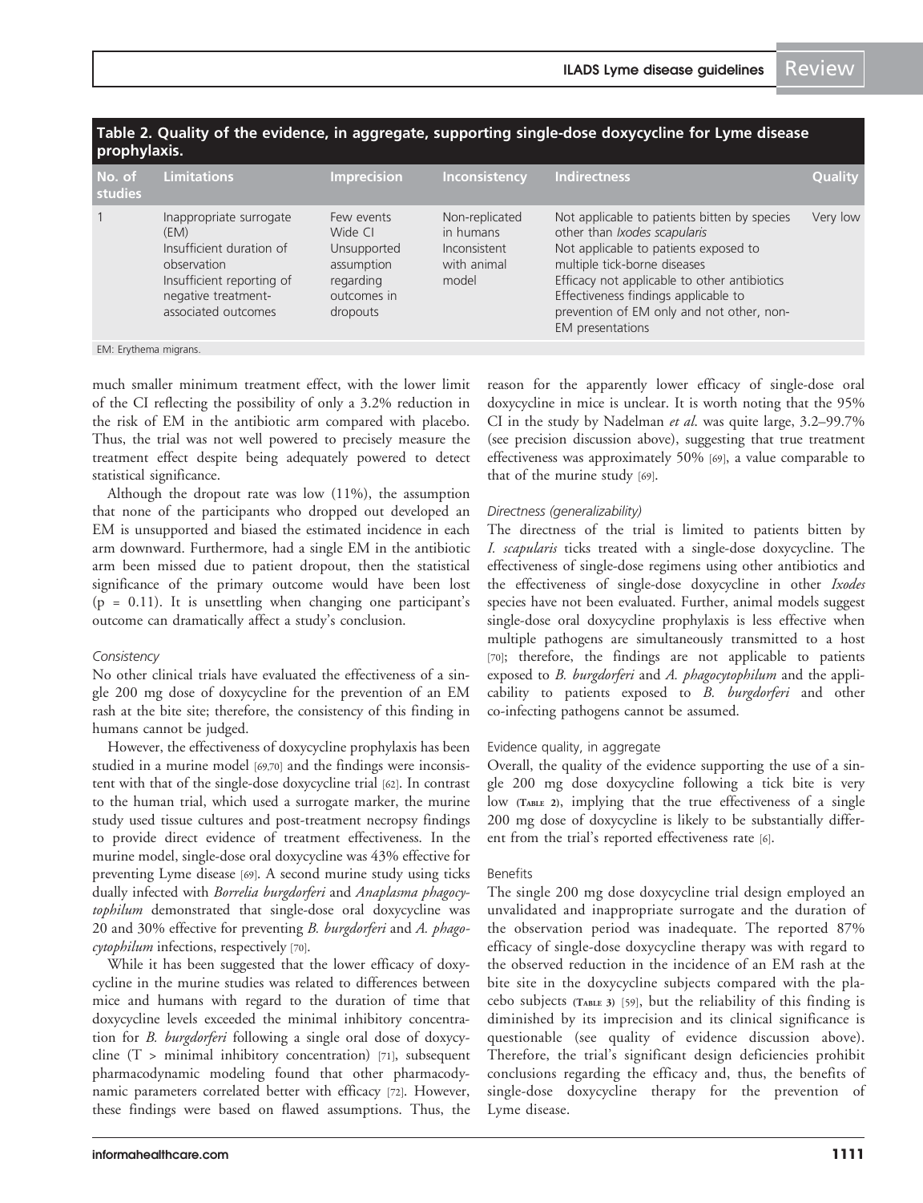**Table 2. Quality of the evidence, in aggregate, supporting single-dose doxycycline for Lyme disease prophylaxis.**

| No. of studies | Limitations | Imprecision | Inconsistency | Indirectness | Quality |
|---|---|---|---|---|---|
| 1 | Inappropriate surrogate (EM)<br>Insufficient duration of observation<br>Insufficient reporting of negative treatment-associated outcomes | Few events<br>Wide CI<br>Unsupported assumption regarding outcomes in dropouts | Non-replicated in humans<br>Inconsistent with animal model | Not applicable to patients bitten by species other than *Ixodes scapularis*<br>Not applicable to patients exposed to multiple tick-borne diseases<br>Efficacy not applicable to other antibiotics<br>Effectiveness findings applicable to prevention of EM only and not other, non-EM presentations | Very low |

EM: Erythema migrans.

much smaller minimum treatment effect, with the lower limit of the CI reflecting the possibility of only a 3.2% reduction in the risk of EM in the antibiotic arm compared with placebo. Thus, the trial was not well powered to precisely measure the treatment effect despite being adequately powered to detect statistical significance.

Although the dropout rate was low (11%), the assumption that none of the participants who dropped out developed an EM is unsupported and biased the estimated incidence in each arm downward. Furthermore, had a single EM in the antibiotic arm been missed due to patient dropout, then the statistical significance of the primary outcome would have been lost ($p = 0.11$). It is unsettling when changing one participant's outcome can dramatically affect a study's conclusion.

#### *Consistency*

No other clinical trials have evaluated the effectiveness of a single 200 mg dose of doxycycline for the prevention of an EM rash at the bite site; therefore, the consistency of this finding in humans cannot be judged.

However, the effectiveness of doxycycline prophylaxis has been studied in a murine model [69,70] and the findings were inconsistent with that of the single-dose doxycycline trial [62]. In contrast to the human trial, which used a surrogate marker, the murine study used tissue cultures and post-treatment necropsy findings to provide direct evidence of treatment effectiveness. In the murine model, single-dose oral doxycycline was 43% effective for preventing Lyme disease [69]. A second murine study using ticks dually infected with *Borrelia burgdorferi* and *Anaplasma phagocytophilum* demonstrated that single-dose oral doxycycline was 20 and 30% effective for preventing *B. burgdorferi* and *A. phagocytophilum* infections, respectively [70].

While it has been suggested that the lower efficacy of doxycycline in the murine studies was related to differences between mice and humans with regard to the duration of time that doxycycline levels exceeded the minimal inhibitory concentration for *B. burgdorferi* following a single oral dose of doxycycline (T > minimal inhibitory concentration) [71], subsequent pharmacodynamic modeling found that other pharmacodynamic parameters correlated better with efficacy [72]. However, these findings were based on flawed assumptions. Thus, the reason for the apparently lower efficacy of single-dose oral doxycycline in mice is unclear. It is worth noting that the 95% CI in the study by Nadelman *et al.* was quite large, 3.2–99.7% (see precision discussion above), suggesting that true treatment effectiveness was approximately 50% [69], a value comparable to that of the murine study [69].

#### *Directness (generalizability)*

The directness of the trial is limited to patients bitten by *I. scapularis* ticks treated with a single-dose doxycycline. The effectiveness of single-dose regimens using other antibiotics and the effectiveness of single-dose doxycycline in other *Ixodes* species have not been evaluated. Further, animal models suggest single-dose oral doxycycline prophylaxis is less effective when multiple pathogens are simultaneously transmitted to a host [70]; therefore, the findings are not applicable to patients exposed to *B. burgdorferi* and *A. phagocytophilum* and the applicability to patients exposed to *B. burgdorferi* and other co-infecting pathogens cannot be assumed.

#### Evidence quality, in aggregate

Overall, the quality of the evidence supporting the use of a single 200 mg dose doxycycline following a tick bite is very low (Table 2), implying that the true effectiveness of a single 200 mg dose of doxycycline is likely to be substantially different from the trial's reported effectiveness rate [6].

#### Benefits

The single 200 mg dose doxycycline trial design employed an unvalidated and inappropriate surrogate and the duration of the observation period was inadequate. The reported 87% efficacy of single-dose doxycycline therapy was with regard to the observed reduction in the incidence of an EM rash at the bite site in the doxycycline subjects compared with the placebo subjects (Table 3) [59], but the reliability of this finding is diminished by its imprecision and its clinical significance is questionable (see quality of evidence discussion above). Therefore, the trial's significant design deficiencies prohibit conclusions regarding the efficacy and, thus, the benefits of single-dose doxycycline therapy for the prevention of Lyme disease.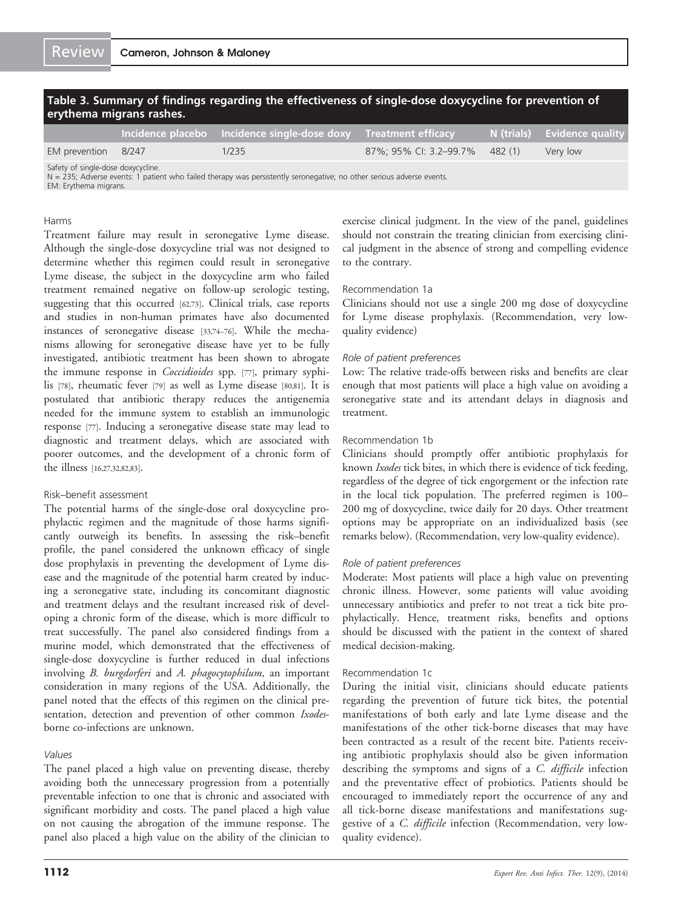**Table 3. Summary of findings regarding the effectiveness of single-dose doxycycline for prevention of erythema migrans rashes.**

| | Incidence placebo | Incidence single-dose doxy | Treatment efficacy | N (trials) | Evidence quality |
|---|---|---|---|---|---|
| EM prevention | 8/247 | 1/235 | 87%; 95% CI: 3.2–99.7% | 482 (1) | Very low |

Safety of single-dose doxycycline.
N = 235; Adverse events: 1 patient who failed therapy was persistently seronegative; no other serious adverse events.
EM: Erythema migrans.

Harms

Treatment failure may result in seronegative Lyme disease. Although the single-dose doxycycline trial was not designed to determine whether this regimen could result in seronegative Lyme disease, the subject in the doxycycline arm who failed treatment remained negative on follow-up serologic testing, suggesting that this occurred [62,73]. Clinical trials, case reports and studies in non-human primates have also documented instances of seronegative disease [33,74–76]. While the mechanisms allowing for seronegative disease have yet to be fully investigated, antibiotic treatment has been shown to abrogate the immune response in *Coccidioides* spp. [77], primary syphilis [78], rheumatic fever [79] as well as Lyme disease [80,81]. It is postulated that antibiotic therapy reduces the antigenemia needed for the immune system to establish an immunologic response [77]. Inducing a seronegative disease state may lead to diagnostic and treatment delays, which are associated with poorer outcomes, and the development of a chronic form of the illness [16,27,32,82,83].

Risk–benefit assessment

The potential harms of the single-dose oral doxycycline prophylactic regimen and the magnitude of those harms significantly outweigh its benefits. In assessing the risk–benefit profile, the panel considered the unknown efficacy of single dose prophylaxis in preventing the development of Lyme disease and the magnitude of the potential harm created by inducing a seronegative state, including its concomitant diagnostic and treatment delays and the resultant increased risk of developing a chronic form of the disease, which is more difficult to treat successfully. The panel also considered findings from a murine model, which demonstrated that the effectiveness of single-dose doxycycline is further reduced in dual infections involving *B. burgdorferi* and *A. phagocytophilum*, an important consideration in many regions of the USA. Additionally, the panel noted that the effects of this regimen on the clinical presentation, detection and prevention of other common *Ixodes*-borne co-infections are unknown.

*Values*

The panel placed a high value on preventing disease, thereby avoiding both the unnecessary progression from a potentially preventable infection to one that is chronic and associated with significant morbidity and costs. The panel placed a high value on not causing the abrogation of the immune response. The panel also placed a high value on the ability of the clinician to exercise clinical judgment. In the view of the panel, guidelines should not constrain the treating clinician from exercising clinical judgment in the absence of strong and compelling evidence to the contrary.

Recommendation 1a

Clinicians should not use a single 200 mg dose of doxycycline for Lyme disease prophylaxis. (Recommendation, very low-quality evidence)

*Role of patient preferences*

Low: The relative trade-offs between risks and benefits are clear enough that most patients will place a high value on avoiding a seronegative state and its attendant delays in diagnosis and treatment.

Recommendation 1b

Clinicians should promptly offer antibiotic prophylaxis for known *Ixodes* tick bites, in which there is evidence of tick feeding, regardless of the degree of tick engorgement or the infection rate in the local tick population. The preferred regimen is 100–200 mg of doxycycline, twice daily for 20 days. Other treatment options may be appropriate on an individualized basis (see remarks below). (Recommendation, very low-quality evidence).

*Role of patient preferences*

Moderate: Most patients will place a high value on preventing chronic illness. However, some patients will value avoiding unnecessary antibiotics and prefer to not treat a tick bite prophylactically. Hence, treatment risks, benefits and options should be discussed with the patient in the context of shared medical decision-making.

Recommendation 1c

During the initial visit, clinicians should educate patients regarding the prevention of future tick bites, the potential manifestations of both early and late Lyme disease and the manifestations of the other tick-borne diseases that may have been contracted as a result of the recent bite. Patients receiving antibiotic prophylaxis should also be given information describing the symptoms and signs of a *C. difficile* infection and the preventative effect of probiotics. Patients should be encouraged to immediately report the occurrence of any and all tick-borne disease manifestations and manifestations suggestive of a *C. difficile* infection (Recommendation, very low-quality evidence).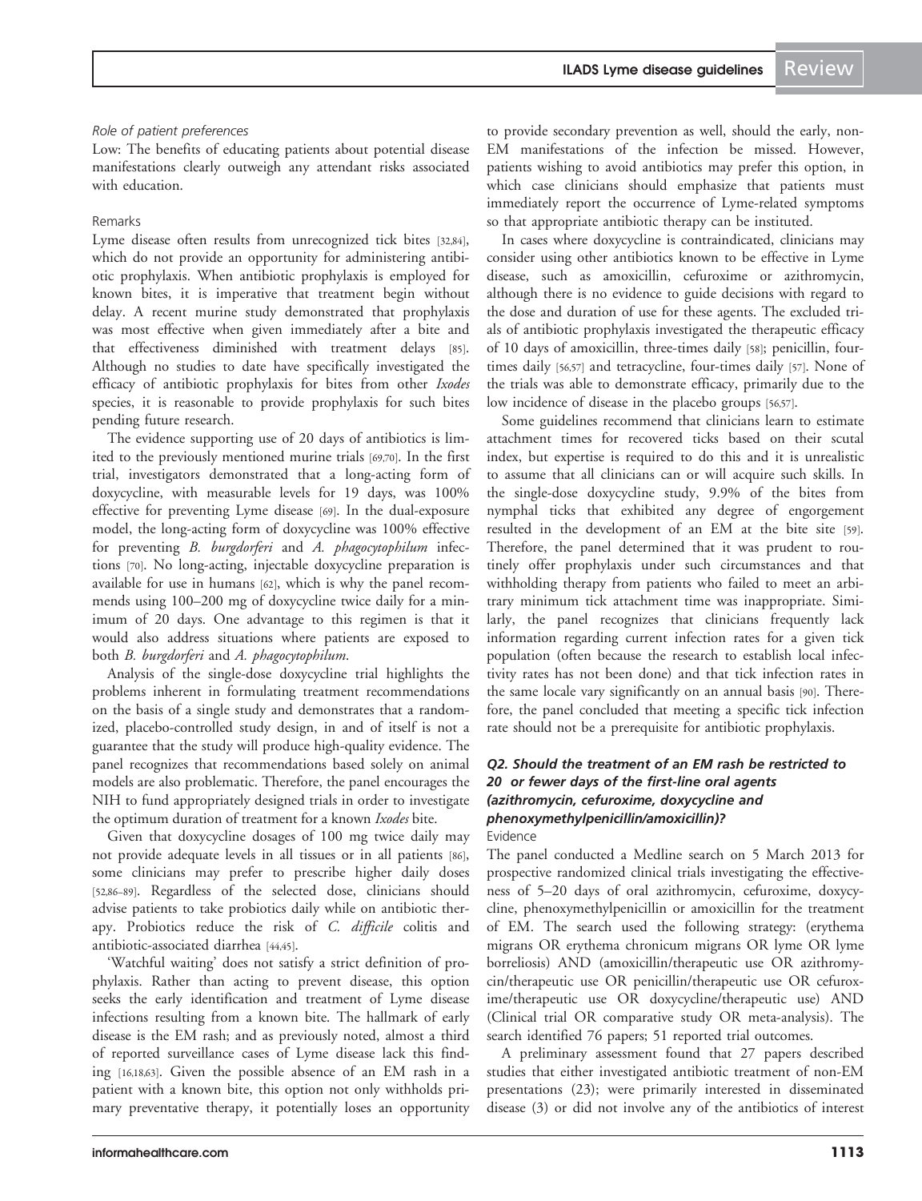*Role of patient preferences*

Low: The benefits of educating patients about potential disease manifestations clearly outweigh any attendant risks associated with education.

Remarks

Lyme disease often results from unrecognized tick bites [32,84], which do not provide an opportunity for administering antibiotic prophylaxis. When antibiotic prophylaxis is employed for known bites, it is imperative that treatment begin without delay. A recent murine study demonstrated that prophylaxis was most effective when given immediately after a bite and that effectiveness diminished with treatment delays [85]. Although no studies to date have specifically investigated the efficacy of antibiotic prophylaxis for bites from other *Ixodes* species, it is reasonable to provide prophylaxis for such bites pending future research.

The evidence supporting use of 20 days of antibiotics is limited to the previously mentioned murine trials [69,70]. In the first trial, investigators demonstrated that a long-acting form of doxycycline, with measurable levels for 19 days, was 100% effective for preventing Lyme disease [69]. In the dual-exposure model, the long-acting form of doxycycline was 100% effective for preventing *B. burgdorferi* and *A. phagocytophilum* infections [70]. No long-acting, injectable doxycycline preparation is available for use in humans [62], which is why the panel recommends using 100–200 mg of doxycycline twice daily for a minimum of 20 days. One advantage to this regimen is that it would also address situations where patients are exposed to both *B. burgdorferi* and *A. phagocytophilum*.

Analysis of the single-dose doxycycline trial highlights the problems inherent in formulating treatment recommendations on the basis of a single study and demonstrates that a randomized, placebo-controlled study design, in and of itself is not a guarantee that the study will produce high-quality evidence. The panel recognizes that recommendations based solely on animal models are also problematic. Therefore, the panel encourages the NIH to fund appropriately designed trials in order to investigate the optimum duration of treatment for a known *Ixodes* bite.

Given that doxycycline dosages of 100 mg twice daily may not provide adequate levels in all tissues or in all patients [86], some clinicians may prefer to prescribe higher daily doses [52,86–89]. Regardless of the selected dose, clinicians should advise patients to take probiotics daily while on antibiotic therapy. Probiotics reduce the risk of *C. difficile* colitis and antibiotic-associated diarrhea [44,45].

'Watchful waiting' does not satisfy a strict definition of prophylaxis. Rather than acting to prevent disease, this option seeks the early identification and treatment of Lyme disease infections resulting from a known bite. The hallmark of early disease is the EM rash; and as previously noted, almost a third of reported surveillance cases of Lyme disease lack this finding [16,18,63]. Given the possible absence of an EM rash in a patient with a known bite, this option not only withholds primary preventative therapy, it potentially loses an opportunity to provide secondary prevention as well, should the early, non-EM manifestations of the infection be missed. However, patients wishing to avoid antibiotics may prefer this option, in which case clinicians should emphasize that patients must immediately report the occurrence of Lyme-related symptoms so that appropriate antibiotic therapy can be instituted.

In cases where doxycycline is contraindicated, clinicians may consider using other antibiotics known to be effective in Lyme disease, such as amoxicillin, cefuroxime or azithromycin, although there is no evidence to guide decisions with regard to the dose and duration of use for these agents. The excluded trials of antibiotic prophylaxis investigated the therapeutic efficacy of 10 days of amoxicillin, three-times daily [58]; penicillin, four-times daily [56,57] and tetracycline, four-times daily [57]. None of the trials was able to demonstrate efficacy, primarily due to the low incidence of disease in the placebo groups [56,57].

Some guidelines recommend that clinicians learn to estimate attachment times for recovered ticks based on their scutal index, but expertise is required to do this and it is unrealistic to assume that all clinicians can or will acquire such skills. In the single-dose doxycycline study, 9.9% of the bites from nymphal ticks that exhibited any degree of engorgement resulted in the development of an EM at the bite site [59]. Therefore, the panel determined that it was prudent to routinely offer prophylaxis under such circumstances and that withholding therapy from patients who failed to meet an arbitrary minimum tick attachment time was inappropriate. Similarly, the panel recognizes that clinicians frequently lack information regarding current infection rates for a given tick population (often because the research to establish local infectivity rates has not been done) and that tick infection rates in the same locale vary significantly on an annual basis [90]. Therefore, the panel concluded that meeting a specific tick infection rate should not be a prerequisite for antibiotic prophylaxis.

### *Q2. Should the treatment of an EM rash be restricted to 20 or fewer days of the first-line oral agents (azithromycin, cefuroxime, doxycycline and phenoxymethylpenicillin/amoxicillin)?*

Evidence

The panel conducted a Medline search on 5 March 2013 for prospective randomized clinical trials investigating the effectiveness of 5–20 days of oral azithromycin, cefuroxime, doxycycline, phenoxymethylpenicillin or amoxicillin for the treatment of EM. The search used the following strategy: (erythema migrans OR erythema chronicum migrans OR lyme OR lyme borreliosis) AND (amoxicillin/therapeutic use OR azithromycin/therapeutic use OR penicillin/therapeutic use OR cefuroxime/therapeutic use OR doxycycline/therapeutic use) AND (Clinical trial OR comparative study OR meta-analysis). The search identified 76 papers; 51 reported trial outcomes.

A preliminary assessment found that 27 papers described studies that either investigated antibiotic treatment of non-EM presentations (23); were primarily interested in disseminated disease (3) or did not involve any of the antibiotics of interest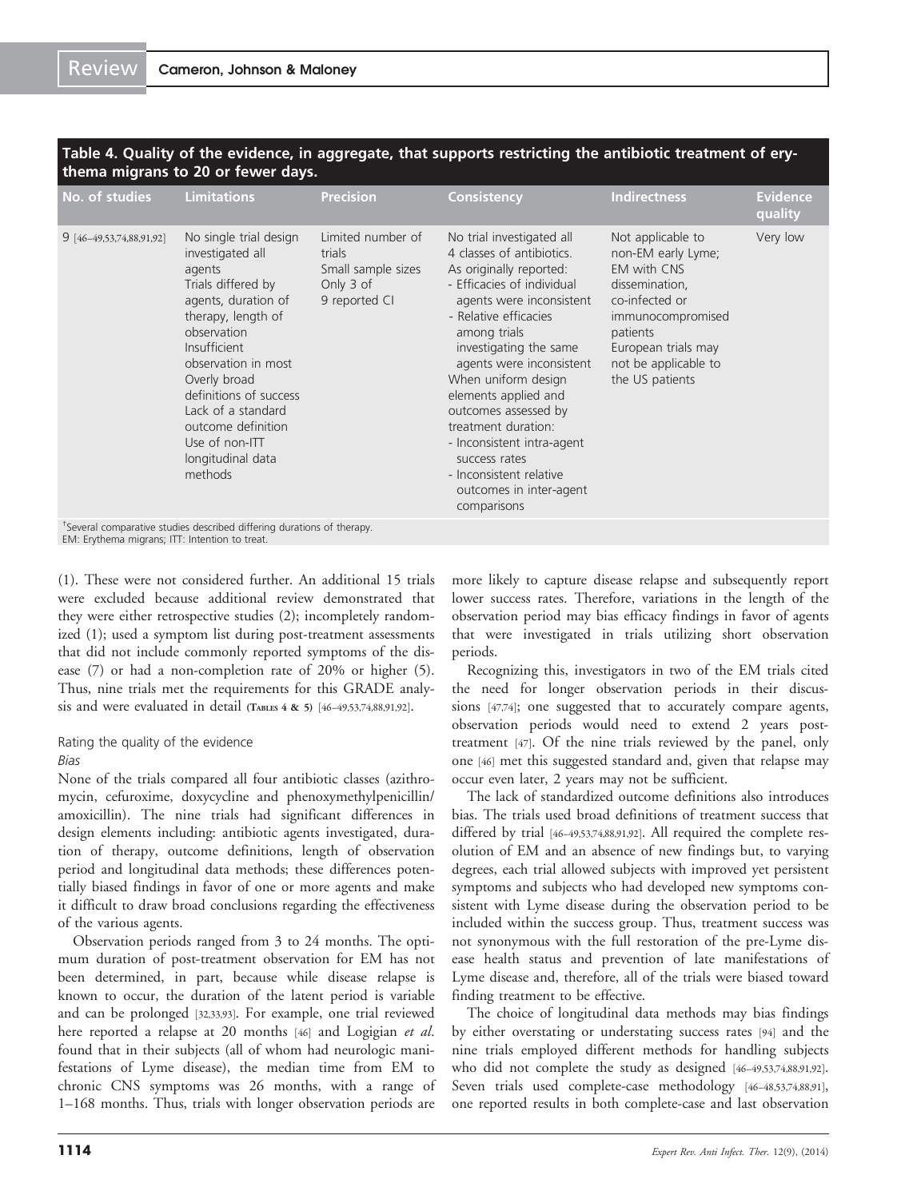**Table 4. Quality of the evidence, in aggregate, that supports restricting the antibiotic treatment of erythema migrans to 20 or fewer days.**

| No. of studies | Limitations | Precision | Consistency | Indirectness | Evidence quality |
|---|---|---|---|---|---|
| 9 [46–49,53,74,88,91,92] | No single trial design investigated all agents<br>Trials differed by agents, duration of therapy, length of observation<br>Insufficient observation in most<br>Overly broad definitions of success<br>Lack of a standard outcome definition<br>Use of non-ITT longitudinal data methods | Limited number of trials<br>Small sample sizes<br>Only 3 of 9 reported CI | No trial investigated all 4 classes of antibiotics.<br>As originally reported:<br>- Efficacies of individual agents were inconsistent<br>- Relative efficacies among trials investigating the same agents were inconsistent<br>When uniform design elements applied and outcomes assessed by treatment duration:<br>- Inconsistent intra-agent success rates<br>- Inconsistent relative outcomes in inter-agent comparisons | Not applicable to non-EM early Lyme; EM with CNS dissemination, co-infected or immunocompromised patients<br>European trials may not be applicable to the US patients | Very low |

[†]Several comparative studies described differing durations of therapy.
EM: Erythema migrans; ITT: Intention to treat.

(1). These were not considered further. An additional 15 trials were excluded because additional review demonstrated that they were either retrospective studies (2); incompletely randomized (1); used a symptom list during post-treatment assessments that did not include commonly reported symptoms of the disease (7) or had a non-completion rate of 20% or higher (5). Thus, nine trials met the requirements for this GRADE analysis and were evaluated in detail (Tables 4 & 5) [46–49,53,74,88,91,92].

### Rating the quality of the evidence

#### *Bias*

None of the trials compared all four antibiotic classes (azithromycin, cefuroxime, doxycycline and phenoxymethylpenicillin/amoxicillin). The nine trials had significant differences in design elements including: antibiotic agents investigated, duration of therapy, outcome definitions, length of observation period and longitudinal data methods; these differences potentially biased findings in favor of one or more agents and make it difficult to draw broad conclusions regarding the effectiveness of the various agents.

Observation periods ranged from 3 to 24 months. The optimum duration of post-treatment observation for EM has not been determined, in part, because while disease relapse is known to occur, the duration of the latent period is variable and can be prolonged [32,33,93]. For example, one trial reviewed here reported a relapse at 20 months [46] and Logigian *et al.* found that in their subjects (all of whom had neurologic manifestations of Lyme disease), the median time from EM to chronic CNS symptoms was 26 months, with a range of 1–168 months. Thus, trials with longer observation periods are more likely to capture disease relapse and subsequently report lower success rates. Therefore, variations in the length of the observation period may bias efficacy findings in favor of agents that were investigated in trials utilizing short observation periods.

Recognizing this, investigators in two of the EM trials cited the need for longer observation periods in their discussions [47,74]; one suggested that to accurately compare agents, observation periods would need to extend 2 years post-treatment [47]. Of the nine trials reviewed by the panel, only one [46] met this suggested standard and, given that relapse may occur even later, 2 years may not be sufficient.

The lack of standardized outcome definitions also introduces bias. The trials used broad definitions of treatment success that differed by trial [46–49,53,74,88,91,92]. All required the complete resolution of EM and an absence of new findings but, to varying degrees, each trial allowed subjects with improved yet persistent symptoms and subjects who had developed new symptoms consistent with Lyme disease during the observation period to be included within the success group. Thus, treatment success was not synonymous with the full restoration of the pre-Lyme disease health status and prevention of late manifestations of Lyme disease and, therefore, all of the trials were biased toward finding treatment to be effective.

The choice of longitudinal data methods may bias findings by either overstating or understating success rates [94] and the nine trials employed different methods for handling subjects who did not complete the study as designed [46–49,53,74,88,91,92]. Seven trials used complete-case methodology [46–48,53,74,88,91], one reported results in both complete-case and last observation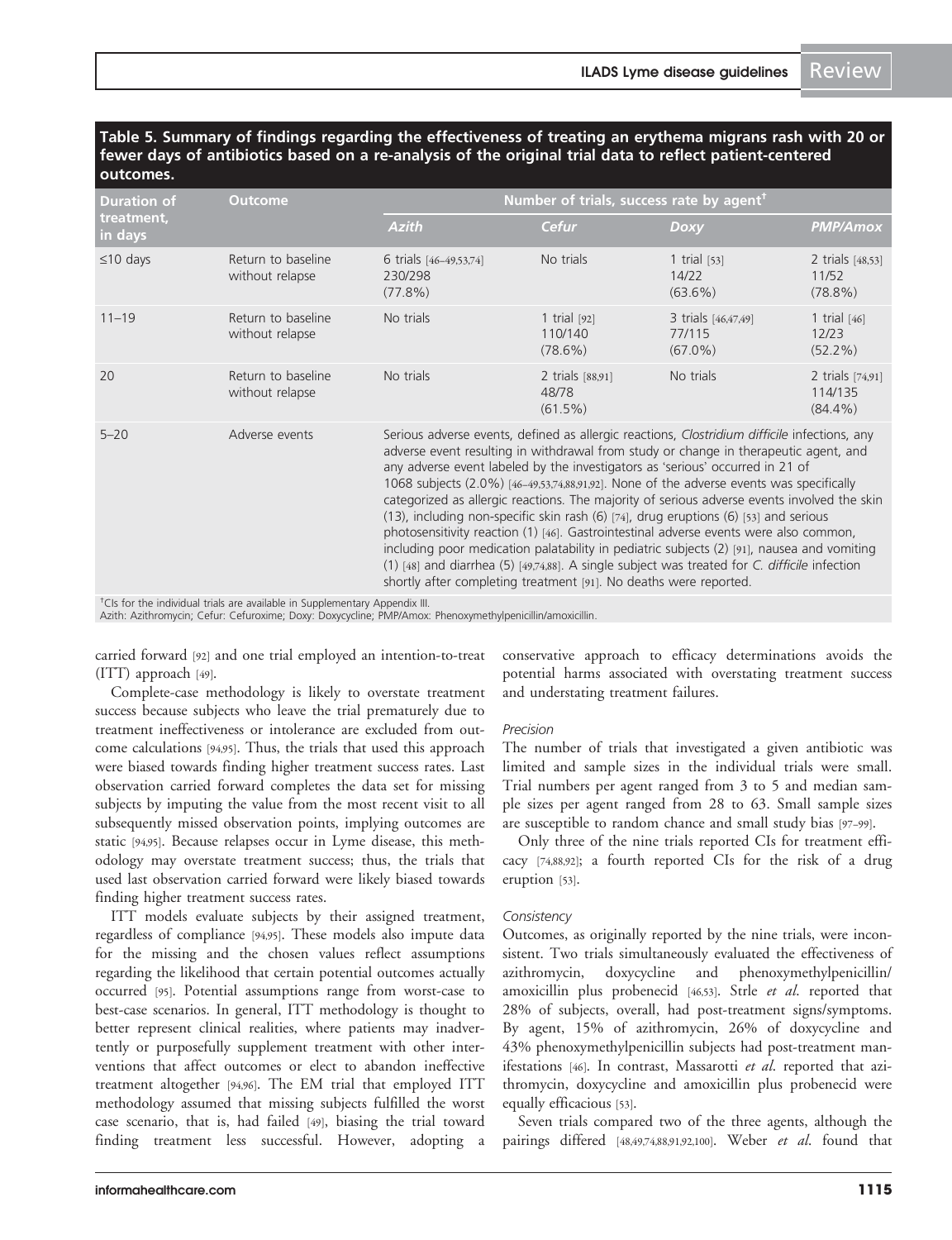**Table 5. Summary of findings regarding the effectiveness of treating an erythema migrans rash with 20 or fewer days of antibiotics based on a re-analysis of the original trial data to reflect patient-centered outcomes.**

| Duration of treatment, in days | Outcome | Number of trials, success rate by agent† | | | |
|---|---|---|---|---|---|
| | | Azith | Cefur | Doxy | PMP/Amox |
| ≤10 days | Return to baseline without relapse | 6 trials [46–49,53,74] 230/298 (77.8%) | No trials | 1 trial [53] 14/22 (63.6%) | 2 trials [48,53] 11/52 (78.8%) |
| 11–19 | Return to baseline without relapse | No trials | 1 trial [92] 110/140 (78.6%) | 3 trials [46,47,49] 77/115 (67.0%) | 1 trial [46] 12/23 (52.2%) |
| 20 | Return to baseline without relapse | No trials | 2 trials [88,91] 48/78 (61.5%) | No trials | 2 trials [74,91] 114/135 (84.4%) |
| 5–20 | Adverse events | Serious adverse events, defined as allergic reactions, *Clostridium difficile* infections, any adverse event resulting in withdrawal from study or change in therapeutic agent, and any adverse event labeled by the investigators as 'serious' occurred in 21 of 1068 subjects (2.0%) [46–49,53,74,88,91,92]. None of the adverse events was specifically categorized as allergic reactions. The majority of serious adverse events involved the skin (13), including non-specific skin rash (6) [74], drug eruptions (6) [53] and serious photosensitivity reaction (1) [46]. Gastrointestinal adverse events were also common, including poor medication palatability in pediatric subjects (2) [91], nausea and vomiting (1) [48] and diarrhea (5) [49,74,88]. A single subject was treated for *C. difficile* infection shortly after completing treatment [91]. No deaths were reported. | | | |

†CIs for the individual trials are available in Supplementary Appendix III.
Azith: Azithromycin; Cefur: Cefuroxime; Doxy: Doxycycline; PMP/Amox: Phenoxymethylpenicillin/amoxicillin.

carried forward [92] and one trial employed an intention-to-treat (ITT) approach [49].

Complete-case methodology is likely to overstate treatment success because subjects who leave the trial prematurely due to treatment ineffectiveness or intolerance are excluded from outcome calculations [94,95]. Thus, the trials that used this approach were biased towards finding higher treatment success rates. Last observation carried forward completes the data set for missing subjects by imputing the value from the most recent visit to all subsequently missed observation points, implying outcomes are static [94,95]. Because relapses occur in Lyme disease, this methodology may overstate treatment success; thus, the trials that used last observation carried forward were likely biased towards finding higher treatment success rates.

ITT models evaluate subjects by their assigned treatment, regardless of compliance [94,95]. These models also impute data for the missing and the chosen values reflect assumptions regarding the likelihood that certain potential outcomes actually occurred [95]. Potential assumptions range from worst-case to best-case scenarios. In general, ITT methodology is thought to better represent clinical realities, where patients may inadvertently or purposefully supplement treatment with other interventions that affect outcomes or elect to abandon ineffective treatment altogether [94,96]. The EM trial that employed ITT methodology assumed that missing subjects fulfilled the worst case scenario, that is, had failed [49], biasing the trial toward finding treatment less successful. However, adopting a conservative approach to efficacy determinations avoids the potential harms associated with overstating treatment success and understating treatment failures.

*Precision*

The number of trials that investigated a given antibiotic was limited and sample sizes in the individual trials were small. Trial numbers per agent ranged from 3 to 5 and median sample sizes per agent ranged from 28 to 63. Small sample sizes are susceptible to random chance and small study bias [97–99].

Only three of the nine trials reported CIs for treatment efficacy [74,88,92]; a fourth reported CIs for the risk of a drug eruption [53].

*Consistency*

Outcomes, as originally reported by the nine trials, were inconsistent. Two trials simultaneously evaluated the effectiveness of azithromycin, doxycycline and phenoxymethylpenicillin/amoxicillin plus probenecid [46,53]. Strle *et al.* reported that 28% of subjects, overall, had post-treatment signs/symptoms. By agent, 15% of azithromycin, 26% of doxycycline and 43% phenoxymethylpenicillin subjects had post-treatment manifestations [46]. In contrast, Massarotti *et al.* reported that azithromycin, doxycycline and amoxicillin plus probenecid were equally efficacious [53].

Seven trials compared two of the three agents, although the pairings differed [48,49,74,88,91,92,100]. Weber *et al.* found that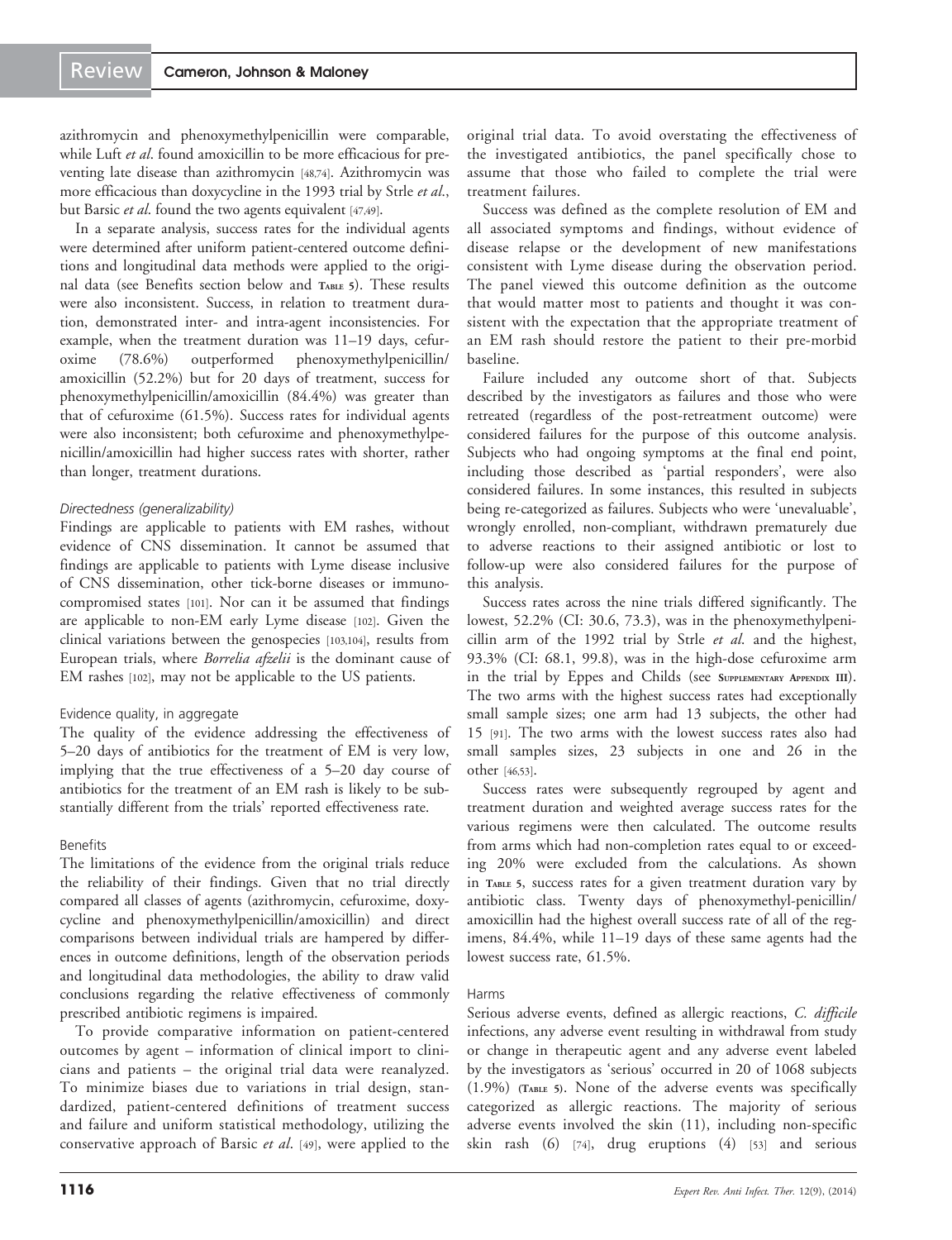azithromycin and phenoxymethylpenicillin were comparable, while Luft *et al*. found amoxicillin to be more efficacious for preventing late disease than azithromycin [48,74]. Azithromycin was more efficacious than doxycycline in the 1993 trial by Strle *et al*., but Barsic *et al*. found the two agents equivalent [47,49].

In a separate analysis, success rates for the individual agents were determined after uniform patient-centered outcome definitions and longitudinal data methods were applied to the original data (see Benefits section below and Table 5). These results were also inconsistent. Success, in relation to treatment duration, demonstrated inter- and intra-agent inconsistencies. For example, when the treatment duration was 11–19 days, cefuroxime (78.6%) outperformed phenoxymethylpenicillin/amoxicillin (52.2%) but for 20 days of treatment, success for phenoxymethylpenicillin/amoxicillin (84.4%) was greater than that of cefuroxime (61.5%). Success rates for individual agents were also inconsistent; both cefuroxime and phenoxymethylpenicillin/amoxicillin had higher success rates with shorter, rather than longer, treatment durations.

#### *Directedness (generalizability)*

Findings are applicable to patients with EM rashes, without evidence of CNS dissemination. It cannot be assumed that findings are applicable to patients with Lyme disease inclusive of CNS dissemination, other tick-borne diseases or immunocompromised states [101]. Nor can it be assumed that findings are applicable to non-EM early Lyme disease [102]. Given the clinical variations between the genospecies [103,104], results from European trials, where *Borrelia afzelii* is the dominant cause of EM rashes [102], may not be applicable to the US patients.

#### Evidence quality, in aggregate

The quality of the evidence addressing the effectiveness of 5–20 days of antibiotics for the treatment of EM is very low, implying that the true effectiveness of a 5–20 day course of antibiotics for the treatment of an EM rash is likely to be substantially different from the trials' reported effectiveness rate.

#### Benefits

The limitations of the evidence from the original trials reduce the reliability of their findings. Given that no trial directly compared all classes of agents (azithromycin, cefuroxime, doxycycline and phenoxymethylpenicillin/amoxicillin) and direct comparisons between individual trials are hampered by differences in outcome definitions, length of the observation periods and longitudinal data methodologies, the ability to draw valid conclusions regarding the relative effectiveness of commonly prescribed antibiotic regimens is impaired.

To provide comparative information on patient-centered outcomes by agent – information of clinical import to clinicians and patients – the original trial data were reanalyzed. To minimize biases due to variations in trial design, standardized, patient-centered definitions of treatment success and failure and uniform statistical methodology, utilizing the conservative approach of Barsic *et al*. [49], were applied to the original trial data. To avoid overstating the effectiveness of the investigated antibiotics, the panel specifically chose to assume that those who failed to complete the trial were treatment failures.

Success was defined as the complete resolution of EM and all associated symptoms and findings, without evidence of disease relapse or the development of new manifestations consistent with Lyme disease during the observation period. The panel viewed this outcome definition as the outcome that would matter most to patients and thought it was consistent with the expectation that the appropriate treatment of an EM rash should restore the patient to their pre-morbid baseline.

Failure included any outcome short of that. Subjects described by the investigators as failures and those who were retreated (regardless of the post-retreatment outcome) were considered failures for the purpose of this outcome analysis. Subjects who had ongoing symptoms at the final end point, including those described as 'partial responders', were also considered failures. In some instances, this resulted in subjects being re-categorized as failures. Subjects who were 'unevaluable', wrongly enrolled, non-compliant, withdrawn prematurely due to adverse reactions to their assigned antibiotic or lost to follow-up were also considered failures for the purpose of this analysis.

Success rates across the nine trials differed significantly. The lowest, 52.2% (CI: 30.6, 73.3), was in the phenoxymethylpenicillin arm of the 1992 trial by Strle *et al*. and the highest, 93.3% (CI: 68.1, 99.8), was in the high-dose cefuroxime arm in the trial by Eppes and Childs (see Supplementary Appendix III). The two arms with the highest success rates had exceptionally small sample sizes; one arm had 13 subjects, the other had 15 [91]. The two arms with the lowest success rates also had small samples sizes, 23 subjects in one and 26 in the other [46,53].

Success rates were subsequently regrouped by agent and treatment duration and weighted average success rates for the various regimens were then calculated. The outcome results from arms which had non-completion rates equal to or exceeding 20% were excluded from the calculations. As shown in Table 5, success rates for a given treatment duration vary by antibiotic class. Twenty days of phenoxymethyl-penicillin/amoxicillin had the highest overall success rate of all of the regimens, 84.4%, while 11–19 days of these same agents had the lowest success rate, 61.5%.

#### Harms

Serious adverse events, defined as allergic reactions, *C. difficile* infections, any adverse event resulting in withdrawal from study or change in therapeutic agent and any adverse event labeled by the investigators as 'serious' occurred in 20 of 1068 subjects (1.9%) (Table 5). None of the adverse events was specifically categorized as allergic reactions. The majority of serious adverse events involved the skin (11), including non-specific skin rash (6) [74], drug eruptions (4) [53] and serious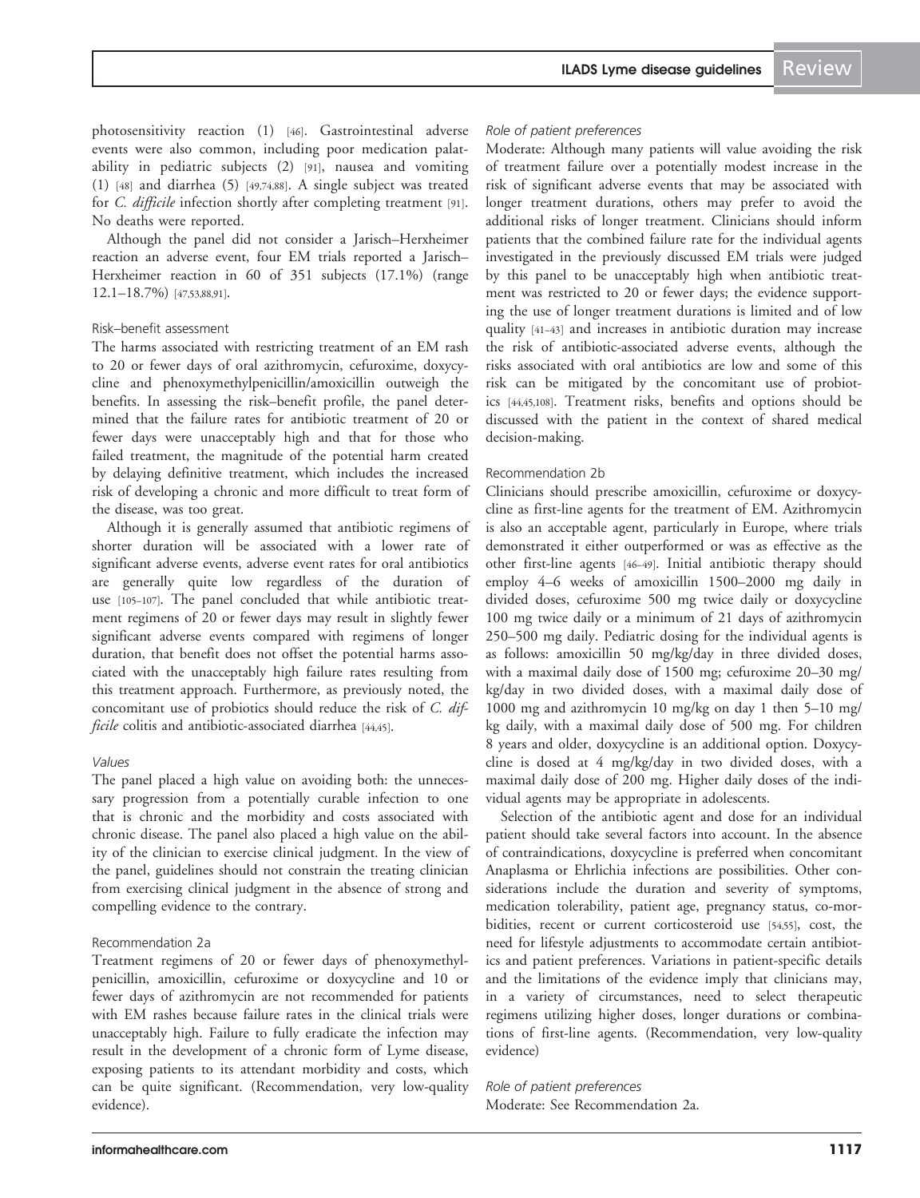photosensitivity reaction (1) [46]. Gastrointestinal adverse events were also common, including poor medication palatability in pediatric subjects (2) [91], nausea and vomiting (1) [48] and diarrhea (5) [49,74,88]. A single subject was treated for *C. difficile* infection shortly after completing treatment [91]. No deaths were reported.

Although the panel did not consider a Jarisch–Herxheimer reaction an adverse event, four EM trials reported a Jarisch–Herxheimer reaction in 60 of 351 subjects (17.1%) (range 12.1–18.7%) [47,53,88,91].

#### Risk–benefit assessment

The harms associated with restricting treatment of an EM rash to 20 or fewer days of oral azithromycin, cefuroxime, doxycycline and phenoxymethylpenicillin/amoxicillin outweigh the benefits. In assessing the risk–benefit profile, the panel determined that the failure rates for antibiotic treatment of 20 or fewer days were unacceptably high and that for those who failed treatment, the magnitude of the potential harm created by delaying definitive treatment, which includes the increased risk of developing a chronic and more difficult to treat form of the disease, was too great.

Although it is generally assumed that antibiotic regimens of shorter duration will be associated with a lower rate of significant adverse events, adverse event rates for oral antibiotics are generally quite low regardless of the duration of use [105–107]. The panel concluded that while antibiotic treatment regimens of 20 or fewer days may result in slightly fewer significant adverse events compared with regimens of longer duration, that benefit does not offset the potential harms associated with the unacceptably high failure rates resulting from this treatment approach. Furthermore, as previously noted, the concomitant use of probiotics should reduce the risk of *C. difficile* colitis and antibiotic-associated diarrhea [44,45].

#### *Values*

The panel placed a high value on avoiding both: the unnecessary progression from a potentially curable infection to one that is chronic and the morbidity and costs associated with chronic disease. The panel also placed a high value on the ability of the clinician to exercise clinical judgment. In the view of the panel, guidelines should not constrain the treating clinician from exercising clinical judgment in the absence of strong and compelling evidence to the contrary.

#### Recommendation 2a

Treatment regimens of 20 or fewer days of phenoxymethylpenicillin, amoxicillin, cefuroxime or doxycycline and 10 or fewer days of azithromycin are not recommended for patients with EM rashes because failure rates in the clinical trials were unacceptably high. Failure to fully eradicate the infection may result in the development of a chronic form of Lyme disease, exposing patients to its attendant morbidity and costs, which can be quite significant. (Recommendation, very low-quality evidence).

#### *Role of patient preferences*

Moderate: Although many patients will value avoiding the risk of treatment failure over a potentially modest increase in the risk of significant adverse events that may be associated with longer treatment durations, others may prefer to avoid the additional risks of longer treatment. Clinicians should inform patients that the combined failure rate for the individual agents investigated in the previously discussed EM trials were judged by this panel to be unacceptably high when antibiotic treatment was restricted to 20 or fewer days; the evidence supporting the use of longer treatment durations is limited and of low quality [41–43] and increases in antibiotic duration may increase the risk of antibiotic-associated adverse events, although the risks associated with oral antibiotics are low and some of this risk can be mitigated by the concomitant use of probiotics [44,45,108]. Treatment risks, benefits and options should be discussed with the patient in the context of shared medical decision-making.

#### Recommendation 2b

Clinicians should prescribe amoxicillin, cefuroxime or doxycycline as first-line agents for the treatment of EM. Azithromycin is also an acceptable agent, particularly in Europe, where trials demonstrated it either outperformed or was as effective as the other first-line agents [46–49]. Initial antibiotic therapy should employ 4–6 weeks of amoxicillin 1500–2000 mg daily in divided doses, cefuroxime 500 mg twice daily or doxycycline 100 mg twice daily or a minimum of 21 days of azithromycin 250–500 mg daily. Pediatric dosing for the individual agents is as follows: amoxicillin 50 mg/kg/day in three divided doses, with a maximal daily dose of 1500 mg; cefuroxime 20–30 mg/kg/day in two divided doses, with a maximal daily dose of 1000 mg and azithromycin 10 mg/kg on day 1 then 5–10 mg/kg daily, with a maximal daily dose of 500 mg. For children 8 years and older, doxycycline is an additional option. Doxycycline is dosed at 4 mg/kg/day in two divided doses, with a maximal daily dose of 200 mg. Higher daily doses of the individual agents may be appropriate in adolescents.

Selection of the antibiotic agent and dose for an individual patient should take several factors into account. In the absence of contraindications, doxycycline is preferred when concomitant Anaplasma or Ehrlichia infections are possibilities. Other considerations include the duration and severity of symptoms, medication tolerability, patient age, pregnancy status, co-morbidities, recent or current corticosteroid use [54,55], cost, the need for lifestyle adjustments to accommodate certain antibiotics and patient preferences. Variations in patient-specific details and the limitations of the evidence imply that clinicians may, in a variety of circumstances, need to select therapeutic regimens utilizing higher doses, longer durations or combinations of first-line agents. (Recommendation, very low-quality evidence)

#### *Role of patient preferences*

Moderate: See Recommendation 2a.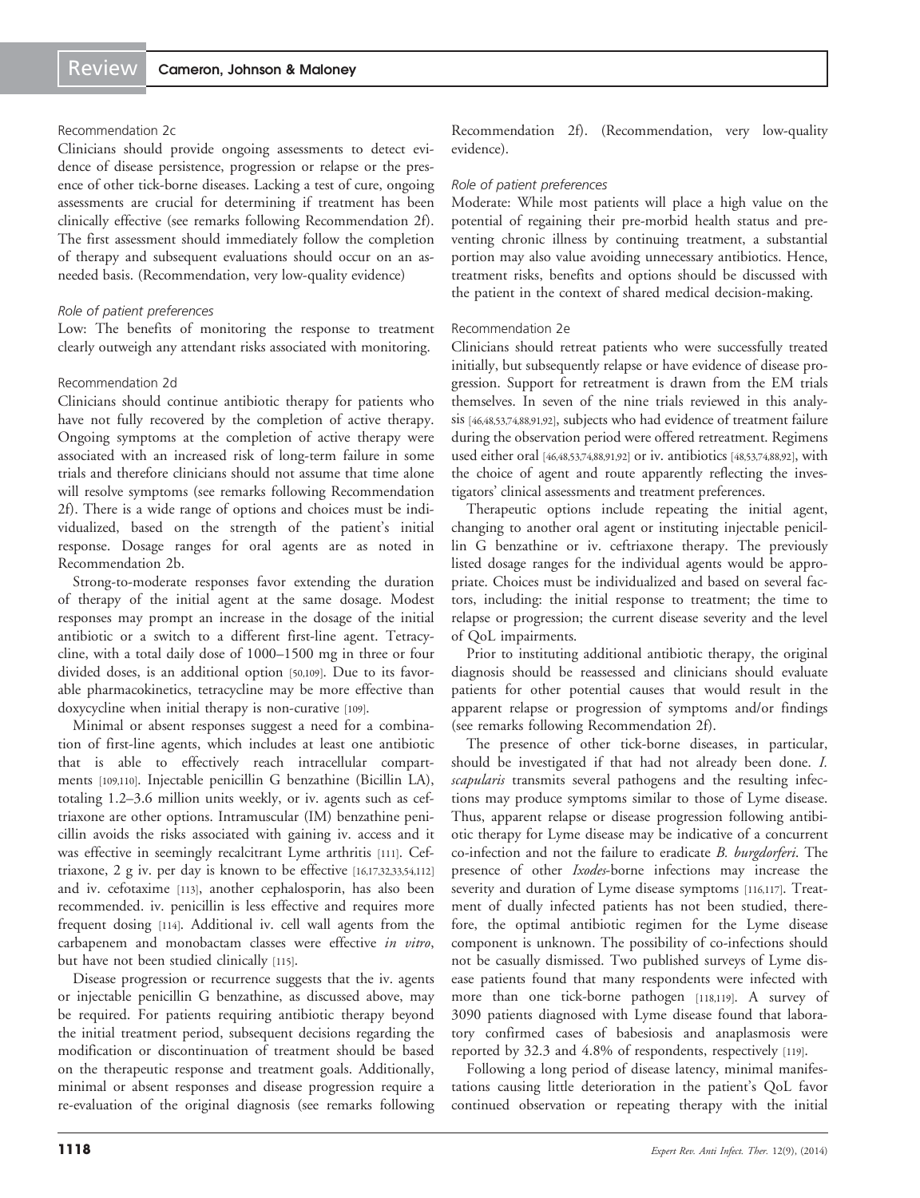#### Recommendation 2c

Clinicians should provide ongoing assessments to detect evidence of disease persistence, progression or relapse or the presence of other tick-borne diseases. Lacking a test of cure, ongoing assessments are crucial for determining if treatment has been clinically effective (see remarks following Recommendation 2f). The first assessment should immediately follow the completion of therapy and subsequent evaluations should occur on an as-needed basis. (Recommendation, very low-quality evidence)

##### *Role of patient preferences*

Low: The benefits of monitoring the response to treatment clearly outweigh any attendant risks associated with monitoring.

#### Recommendation 2d

Clinicians should continue antibiotic therapy for patients who have not fully recovered by the completion of active therapy. Ongoing symptoms at the completion of active therapy were associated with an increased risk of long-term failure in some trials and therefore clinicians should not assume that time alone will resolve symptoms (see remarks following Recommendation 2f). There is a wide range of options and choices must be individualized, based on the strength of the patient's initial response. Dosage ranges for oral agents are as noted in Recommendation 2b.

Strong-to-moderate responses favor extending the duration of therapy of the initial agent at the same dosage. Modest responses may prompt an increase in the dosage of the initial antibiotic or a switch to a different first-line agent. Tetracycline, with a total daily dose of 1000–1500 mg in three or four divided doses, is an additional option [50,109]. Due to its favorable pharmacokinetics, tetracycline may be more effective than doxycycline when initial therapy is non-curative [109].

Minimal or absent responses suggest a need for a combination of first-line agents, which includes at least one antibiotic that is able to effectively reach intracellular compartments [109,110]. Injectable penicillin G benzathine (Bicillin LA), totaling 1.2–3.6 million units weekly, or iv. agents such as ceftriaxone are other options. Intramuscular (IM) benzathine penicillin avoids the risks associated with gaining iv. access and it was effective in seemingly recalcitrant Lyme arthritis [111]. Ceftriaxone, 2 g iv. per day is known to be effective [16,17,32,33,54,112] and iv. cefotaxime [113], another cephalosporin, has also been recommended. iv. penicillin is less effective and requires more frequent dosing [114]. Additional iv. cell wall agents from the carbapenem and monobactam classes were effective *in vitro*, but have not been studied clinically [115].

Disease progression or recurrence suggests that the iv. agents or injectable penicillin G benzathine, as discussed above, may be required. For patients requiring antibiotic therapy beyond the initial treatment period, subsequent decisions regarding the modification or discontinuation of treatment should be based on the therapeutic response and treatment goals. Additionally, minimal or absent responses and disease progression require a re-evaluation of the original diagnosis (see remarks following Recommendation 2f). (Recommendation, very low-quality evidence).

##### *Role of patient preferences*

Moderate: While most patients will place a high value on the potential of regaining their pre-morbid health status and preventing chronic illness by continuing treatment, a substantial portion may also value avoiding unnecessary antibiotics. Hence, treatment risks, benefits and options should be discussed with the patient in the context of shared medical decision-making.

#### Recommendation 2e

Clinicians should retreat patients who were successfully treated initially, but subsequently relapse or have evidence of disease progression. Support for retreatment is drawn from the EM trials themselves. In seven of the nine trials reviewed in this analysis [46,48,53,74,88,91,92], subjects who had evidence of treatment failure during the observation period were offered retreatment. Regimens used either oral [46,48,53,74,88,91,92] or iv. antibiotics [48,53,74,88,92], with the choice of agent and route apparently reflecting the investigators' clinical assessments and treatment preferences.

Therapeutic options include repeating the initial agent, changing to another oral agent or instituting injectable penicillin G benzathine or iv. ceftriaxone therapy. The previously listed dosage ranges for the individual agents would be appropriate. Choices must be individualized and based on several factors, including: the initial response to treatment; the time to relapse or progression; the current disease severity and the level of QoL impairments.

Prior to instituting additional antibiotic therapy, the original diagnosis should be reassessed and clinicians should evaluate patients for other potential causes that would result in the apparent relapse or progression of symptoms and/or findings (see remarks following Recommendation 2f).

The presence of other tick-borne diseases, in particular, should be investigated if that had not already been done. *I. scapularis* transmits several pathogens and the resulting infections may produce symptoms similar to those of Lyme disease. Thus, apparent relapse or disease progression following antibiotic therapy for Lyme disease may be indicative of a concurrent co-infection and not the failure to eradicate *B. burgdorferi*. The presence of other *Ixodes*-borne infections may increase the severity and duration of Lyme disease symptoms [116,117]. Treatment of dually infected patients has not been studied, therefore, the optimal antibiotic regimen for the Lyme disease component is unknown. The possibility of co-infections should not be casually dismissed. Two published surveys of Lyme disease patients found that many respondents were infected with more than one tick-borne pathogen [118,119]. A survey of 3090 patients diagnosed with Lyme disease found that laboratory confirmed cases of babesiosis and anaplasmosis were reported by 32.3 and 4.8% of respondents, respectively [119].

Following a long period of disease latency, minimal manifestations causing little deterioration in the patient's QoL favor continued observation or repeating therapy with the initial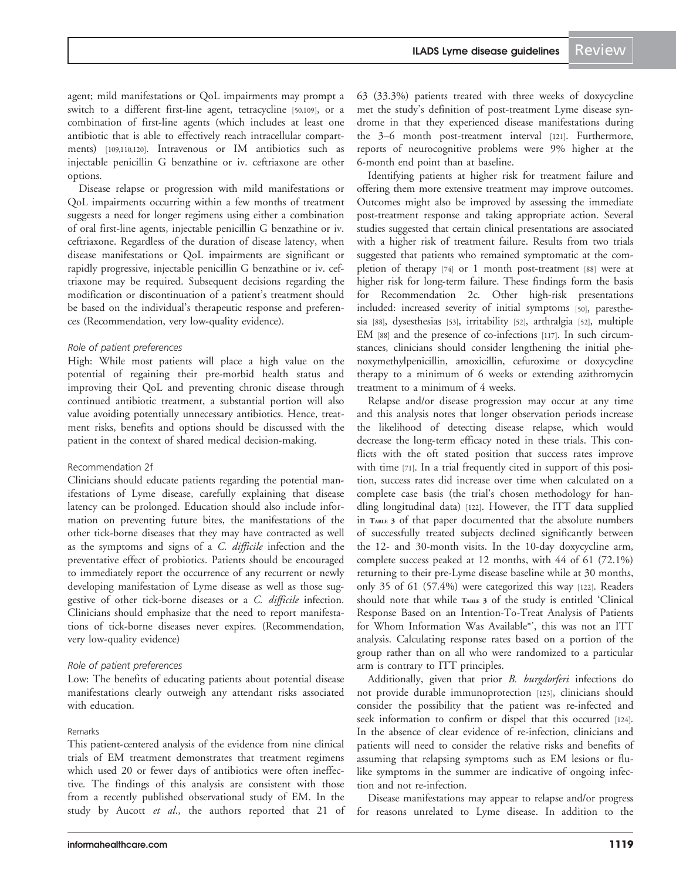agent; mild manifestations or QoL impairments may prompt a switch to a different first-line agent, tetracycline [50,109], or a combination of first-line agents (which includes at least one antibiotic that is able to effectively reach intracellular compartments) [109,110,120]. Intravenous or IM antibiotics such as injectable penicillin G benzathine or iv. ceftriaxone are other options.

Disease relapse or progression with mild manifestations or QoL impairments occurring within a few months of treatment suggests a need for longer regimens using either a combination of oral first-line agents, injectable penicillin G benzathine or iv. ceftriaxone. Regardless of the duration of disease latency, when disease manifestations or QoL impairments are significant or rapidly progressive, injectable penicillin G benzathine or iv. ceftriaxone may be required. Subsequent decisions regarding the modification or discontinuation of a patient's treatment should be based on the individual's therapeutic response and preferences (Recommendation, very low-quality evidence).

#### *Role of patient preferences*

High: While most patients will place a high value on the potential of regaining their pre-morbid health status and improving their QoL and preventing chronic disease through continued antibiotic treatment, a substantial portion will also value avoiding potentially unnecessary antibiotics. Hence, treatment risks, benefits and options should be discussed with the patient in the context of shared medical decision-making.

#### Recommendation 2f

Clinicians should educate patients regarding the potential manifestations of Lyme disease, carefully explaining that disease latency can be prolonged. Education should also include information on preventing future bites, the manifestations of the other tick-borne diseases that they may have contracted as well as the symptoms and signs of a *C. difficile* infection and the preventative effect of probiotics. Patients should be encouraged to immediately report the occurrence of any recurrent or newly developing manifestation of Lyme disease as well as those suggestive of other tick-borne diseases or a *C. difficile* infection. Clinicians should emphasize that the need to report manifestations of tick-borne diseases never expires. (Recommendation, very low-quality evidence)

#### *Role of patient preferences*

Low: The benefits of educating patients about potential disease manifestations clearly outweigh any attendant risks associated with education.

#### Remarks

This patient-centered analysis of the evidence from nine clinical trials of EM treatment demonstrates that treatment regimens which used 20 or fewer days of antibiotics were often ineffective. The findings of this analysis are consistent with those from a recently published observational study of EM. In the study by Aucott *et al.*, the authors reported that 21 of 63 (33.3%) patients treated with three weeks of doxycycline met the study's definition of post-treatment Lyme disease syndrome in that they experienced disease manifestations during the 3–6 month post-treatment interval [121]. Furthermore, reports of neurocognitive problems were 9% higher at the 6-month end point than at baseline.

Identifying patients at higher risk for treatment failure and offering them more extensive treatment may improve outcomes. Outcomes might also be improved by assessing the immediate post-treatment response and taking appropriate action. Several studies suggested that certain clinical presentations are associated with a higher risk of treatment failure. Results from two trials suggested that patients who remained symptomatic at the completion of therapy [74] or 1 month post-treatment [88] were at higher risk for long-term failure. These findings form the basis for Recommendation 2c. Other high-risk presentations included: increased severity of initial symptoms [50], paresthesia [88], dysesthesias [53], irritability [52], arthralgia [52], multiple EM [88] and the presence of co-infections [117]. In such circumstances, clinicians should consider lengthening the initial phenoxymethylpenicillin, amoxicillin, cefuroxime or doxycycline therapy to a minimum of 6 weeks or extending azithromycin treatment to a minimum of 4 weeks.

Relapse and/or disease progression may occur at any time and this analysis notes that longer observation periods increase the likelihood of detecting disease relapse, which would decrease the long-term efficacy noted in these trials. This conflicts with the oft stated position that success rates improve with time [71]. In a trial frequently cited in support of this position, success rates did increase over time when calculated on a complete case basis (the trial's chosen methodology for handling longitudinal data) [122]. However, the ITT data supplied in Table 3 of that paper documented that the absolute numbers of successfully treated subjects declined significantly between the 12- and 30-month visits. In the 10-day doxycycline arm, complete success peaked at 12 months, with 44 of 61 (72.1%) returning to their pre-Lyme disease baseline while at 30 months, only 35 of 61 (57.4%) were categorized this way [122]. Readers should note that while Table 3 of the study is entitled 'Clinical Response Based on an Intention-To-Treat Analysis of Patients for Whom Information Was Available*', this was not an ITT analysis. Calculating response rates based on a portion of the group rather than on all who were randomized to a particular arm is contrary to ITT principles.

Additionally, given that prior *B. burgdorferi* infections do not provide durable immunoprotection [123], clinicians should consider the possibility that the patient was re-infected and seek information to confirm or dispel that this occurred [124]. In the absence of clear evidence of re-infection, clinicians and patients will need to consider the relative risks and benefits of assuming that relapsing symptoms such as EM lesions or flu-like symptoms in the summer are indicative of ongoing infection and not re-infection.

Disease manifestations may appear to relapse and/or progress for reasons unrelated to Lyme disease. In addition to the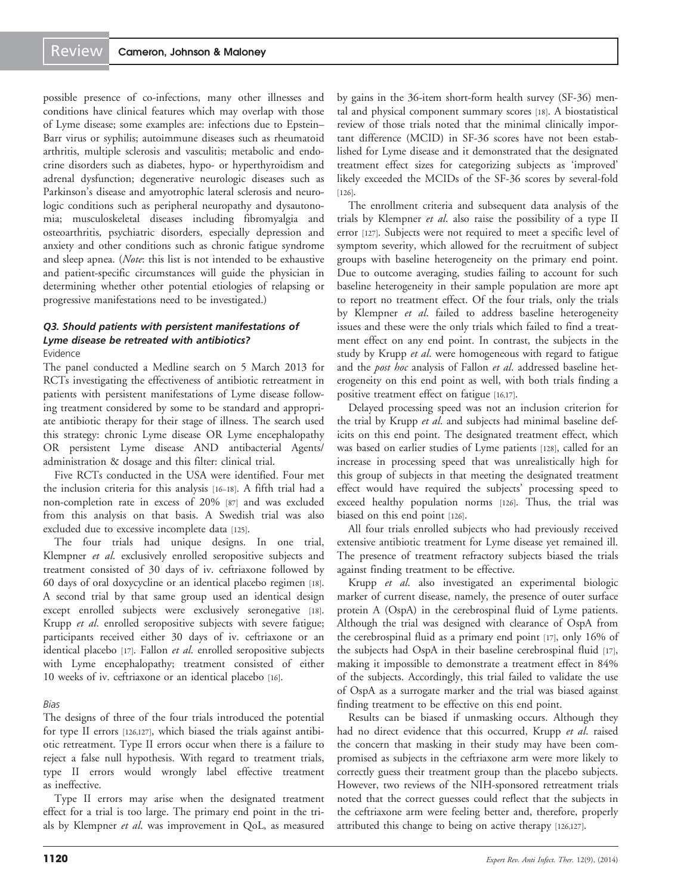possible presence of co-infections, many other illnesses and conditions have clinical features which may overlap with those of Lyme disease; some examples are: infections due to Epstein–Barr virus or syphilis; autoimmune diseases such as rheumatoid arthritis, multiple sclerosis and vasculitis; metabolic and endocrine disorders such as diabetes, hypo- or hyperthyroidism and adrenal dysfunction; degenerative neurologic diseases such as Parkinson's disease and amyotrophic lateral sclerosis and neurologic conditions such as peripheral neuropathy and dysautonomia; musculoskeletal diseases including fibromyalgia and osteoarthritis, psychiatric disorders, especially depression and anxiety and other conditions such as chronic fatigue syndrome and sleep apnea. (*Note*: this list is not intended to be exhaustive and patient-specific circumstances will guide the physician in determining whether other potential etiologies of relapsing or progressive manifestations need to be investigated.)

### *Q3. Should patients with persistent manifestations of Lyme disease be retreated with antibiotics?*

Evidence

The panel conducted a Medline search on 5 March 2013 for RCTs investigating the effectiveness of antibiotic retreatment in patients with persistent manifestations of Lyme disease following treatment considered by some to be standard and appropriate antibiotic therapy for their stage of illness. The search used this strategy: chronic Lyme disease OR Lyme encephalopathy OR persistent Lyme disease AND antibacterial Agents/administration & dosage and this filter: clinical trial.

Five RCTs conducted in the USA were identified. Four met the inclusion criteria for this analysis [16–18]. A fifth trial had a non-completion rate in excess of 20% [87] and was excluded from this analysis on that basis. A Swedish trial was also excluded due to excessive incomplete data [125].

The four trials had unique designs. In one trial, Klempner *et al.* exclusively enrolled seropositive subjects and treatment consisted of 30 days of iv. ceftriaxone followed by 60 days of oral doxycycline or an identical placebo regimen [18]. A second trial by that same group used an identical design except enrolled subjects were exclusively seronegative [18]. Krupp *et al.* enrolled seropositive subjects with severe fatigue; participants received either 30 days of iv. ceftriaxone or an identical placebo [17]. Fallon *et al.* enrolled seropositive subjects with Lyme encephalopathy; treatment consisted of either 10 weeks of iv. ceftriaxone or an identical placebo [16].

*Bias*

The designs of three of the four trials introduced the potential for type II errors [126,127], which biased the trials against antibiotic retreatment. Type II errors occur when there is a failure to reject a false null hypothesis. With regard to treatment trials, type II errors would wrongly label effective treatment as ineffective.

Type II errors may arise when the designated treatment effect for a trial is too large. The primary end point in the trials by Klempner *et al.* was improvement in QoL, as measured by gains in the 36-item short-form health survey (SF-36) mental and physical component summary scores [18]. A biostatistical review of those trials noted that the minimal clinically important difference (MCID) in SF-36 scores have not been established for Lyme disease and it demonstrated that the designated treatment effect sizes for categorizing subjects as 'improved' likely exceeded the MCIDs of the SF-36 scores by several-fold [126].

The enrollment criteria and subsequent data analysis of the trials by Klempner *et al.* also raise the possibility of a type II error [127]. Subjects were not required to meet a specific level of symptom severity, which allowed for the recruitment of subject groups with baseline heterogeneity on the primary end point. Due to outcome averaging, studies failing to account for such baseline heterogeneity in their sample population are more apt to report no treatment effect. Of the four trials, only the trials by Klempner *et al.* failed to address baseline heterogeneity issues and these were the only trials which failed to find a treatment effect on any end point. In contrast, the subjects in the study by Krupp *et al.* were homogeneous with regard to fatigue and the *post hoc* analysis of Fallon *et al.* addressed baseline heterogeneity on this end point as well, with both trials finding a positive treatment effect on fatigue [16,17].

Delayed processing speed was not an inclusion criterion for the trial by Krupp *et al.* and subjects had minimal baseline deficits on this end point. The designated treatment effect, which was based on earlier studies of Lyme patients [128], called for an increase in processing speed that was unrealistically high for this group of subjects in that meeting the designated treatment effect would have required the subjects' processing speed to exceed healthy population norms [126]. Thus, the trial was biased on this end point [126].

All four trials enrolled subjects who had previously received extensive antibiotic treatment for Lyme disease yet remained ill. The presence of treatment refractory subjects biased the trials against finding treatment to be effective.

Krupp *et al.* also investigated an experimental biologic marker of current disease, namely, the presence of outer surface protein A (OspA) in the cerebrospinal fluid of Lyme patients. Although the trial was designed with clearance of OspA from the cerebrospinal fluid as a primary end point [17], only 16% of the subjects had OspA in their baseline cerebrospinal fluid [17], making it impossible to demonstrate a treatment effect in 84% of the subjects. Accordingly, this trial failed to validate the use of OspA as a surrogate marker and the trial was biased against finding treatment to be effective on this end point.

Results can be biased if unmasking occurs. Although they had no direct evidence that this occurred, Krupp *et al.* raised the concern that masking in their study may have been compromised as subjects in the ceftriaxone arm were more likely to correctly guess their treatment group than the placebo subjects. However, two reviews of the NIH-sponsored retreatment trials noted that the correct guesses could reflect that the subjects in the ceftriaxone arm were feeling better and, therefore, properly attributed this change to being on active therapy [126,127].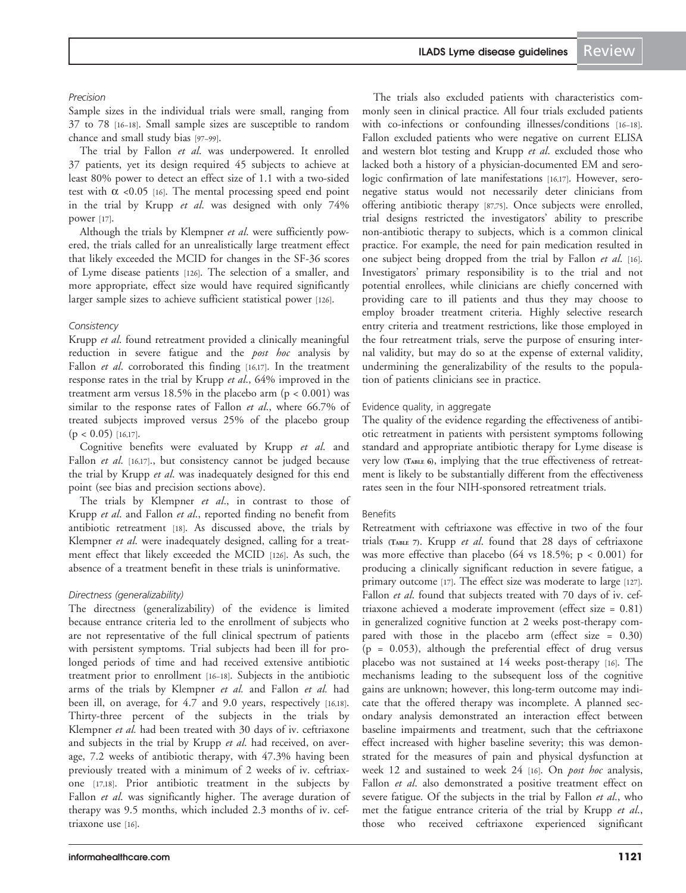### Precision

Sample sizes in the individual trials were small, ranging from 37 to 78 [16–18]. Small sample sizes are susceptible to random chance and small study bias [97–99].

The trial by Fallon *et al.* was underpowered. It enrolled 37 patients, yet its design required 45 subjects to achieve at least 80% power to detect an effect size of 1.1 with a two-sided test with $\alpha < 0.05$ [16]. The mental processing speed end point in the trial by Krupp *et al.* was designed with only 74% power [17].

Although the trials by Klempner *et al.* were sufficiently powered, the trials called for an unrealistically large treatment effect that likely exceeded the MCID for changes in the SF-36 scores of Lyme disease patients [126]. The selection of a smaller, and more appropriate, effect size would have required significantly larger sample sizes to achieve sufficient statistical power [126].

### Consistency

Krupp *et al.* found retreatment provided a clinically meaningful reduction in severe fatigue and the *post hoc* analysis by Fallon *et al.* corroborated this finding [16,17]. In the treatment response rates in the trial by Krupp *et al.*, 64% improved in the treatment arm versus 18.5% in the placebo arm ($p < 0.001$) was similar to the response rates of Fallon *et al.*, where 66.7% of treated subjects improved versus 25% of the placebo group ($p < 0.05$) [16,17].

Cognitive benefits were evaluated by Krupp *et al.* and Fallon *et al.* [16,17]., but consistency cannot be judged because the trial by Krupp *et al.* was inadequately designed for this end point (see bias and precision sections above).

The trials by Klempner *et al.*, in contrast to those of Krupp *et al.* and Fallon *et al.*, reported finding no benefit from antibiotic retreatment [18]. As discussed above, the trials by Klempner *et al.* were inadequately designed, calling for a treatment effect that likely exceeded the MCID [126]. As such, the absence of a treatment benefit in these trials is uninformative.

### Directness (generalizability)

The directness (generalizability) of the evidence is limited because entrance criteria led to the enrollment of subjects who are not representative of the full clinical spectrum of patients with persistent symptoms. Trial subjects had been ill for prolonged periods of time and had received extensive antibiotic treatment prior to enrollment [16–18]. Subjects in the antibiotic arms of the trials by Klempner *et al.* and Fallon *et al.* had been ill, on average, for 4.7 and 9.0 years, respectively [16,18]. Thirty-three percent of the subjects in the trials by Klempner *et al.* had been treated with 30 days of iv. ceftriaxone and subjects in the trial by Krupp *et al.* had received, on average, 7.2 weeks of antibiotic therapy, with 47.3% having been previously treated with a minimum of 2 weeks of iv. ceftriaxone [17,18]. Prior antibiotic treatment in the subjects by Fallon *et al.* was significantly higher. The average duration of therapy was 9.5 months, which included 2.3 months of iv. ceftriaxone use [16].

The trials also excluded patients with characteristics commonly seen in clinical practice. All four trials excluded patients with co-infections or confounding illnesses/conditions [16–18]. Fallon excluded patients who were negative on current ELISA and western blot testing and Krupp *et al.* excluded those who lacked both a history of a physician-documented EM and serologic confirmation of late manifestations [16,17]. However, seronegative status would not necessarily deter clinicians from offering antibiotic therapy [87,75]. Once subjects were enrolled, trial designs restricted the investigators' ability to prescribe non-antibiotic therapy to subjects, which is a common clinical practice. For example, the need for pain medication resulted in one subject being dropped from the trial by Fallon *et al.* [16]. Investigators' primary responsibility is to the trial and not potential enrollees, while clinicians are chiefly concerned with providing care to ill patients and thus they may choose to employ broader treatment criteria. Highly selective research entry criteria and treatment restrictions, like those employed in the four retreatment trials, serve the purpose of ensuring internal validity, but may do so at the expense of external validity, undermining the generalizability of the results to the population of patients clinicians see in practice.

### Evidence quality, in aggregate

The quality of the evidence regarding the effectiveness of antibiotic retreatment in patients with persistent symptoms following standard and appropriate antibiotic therapy for Lyme disease is very low (Table 6), implying that the true effectiveness of retreatment is likely to be substantially different from the effectiveness rates seen in the four NIH-sponsored retreatment trials.

### Benefits

Retreatment with ceftriaxone was effective in two of the four trials (Table 7). Krupp *et al.* found that 28 days of ceftriaxone was more effective than placebo (64 vs 18.5%; $p < 0.001$) for producing a clinically significant reduction in severe fatigue, a primary outcome [17]. The effect size was moderate to large [127]. Fallon *et al.* found that subjects treated with 70 days of iv. ceftriaxone achieved a moderate improvement (effect size = 0.81) in generalized cognitive function at 2 weeks post-therapy compared with those in the placebo arm (effect size = 0.30) ($p = 0.053$), although the preferential effect of drug versus placebo was not sustained at 14 weeks post-therapy [16]. The mechanisms leading to the subsequent loss of the cognitive gains are unknown; however, this long-term outcome may indicate that the offered therapy was incomplete. A planned secondary analysis demonstrated an interaction effect between baseline impairments and treatment, such that the ceftriaxone effect increased with higher baseline severity; this was demonstrated for the measures of pain and physical dysfunction at week 12 and sustained to week 24 [16]. On *post hoc* analysis, Fallon *et al.* also demonstrated a positive treatment effect on severe fatigue. Of the subjects in the trial by Fallon *et al.*, who met the fatigue entrance criteria of the trial by Krupp *et al.*, those who received ceftriaxone experienced significant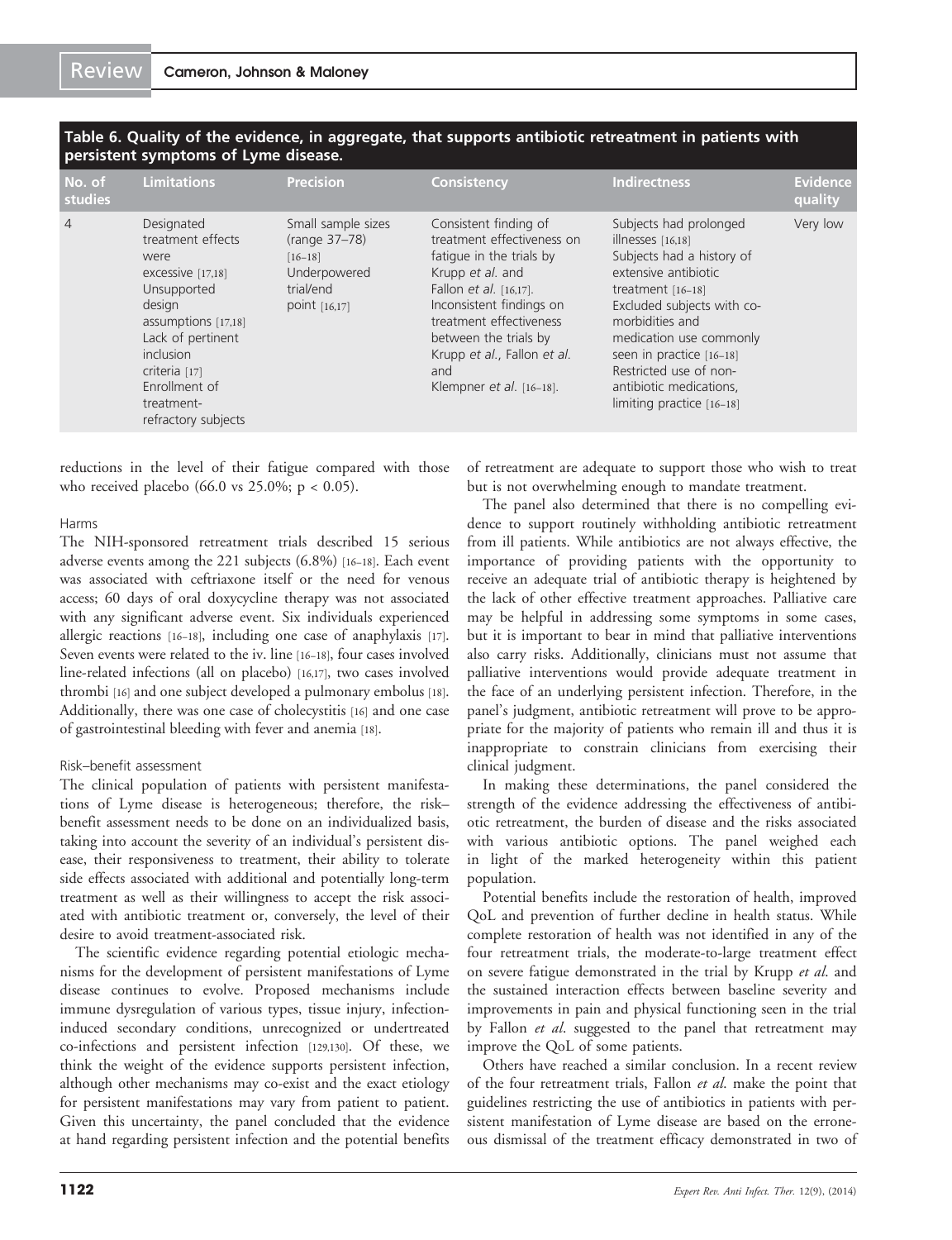**Table 6. Quality of the evidence, in aggregate, that supports antibiotic retreatment in patients with persistent symptoms of Lyme disease.**

| No. of studies | Limitations | Precision | Consistency | Indirectness | Evidence quality |
|---|---|---|---|---|---|
| 4 | Designated treatment effects were excessive [17,18] Unsupported design assumptions [17,18] Lack of pertinent inclusion criteria [17] Enrollment of treatment-refractory subjects | Small sample sizes (range 37–78) [16–18] Underpowered trial/end point [16,17] | Consistent finding of treatment effectiveness on fatigue in the trials by Krupp *et al.* and Fallon *et al.* [16,17]. Inconsistent findings on treatment effectiveness between the trials by Krupp *et al.*, Fallon *et al.* and Klempner *et al.* [16–18]. | Subjects had prolonged illnesses [16,18] Subjects had a history of extensive antibiotic treatment [16–18] Excluded subjects with co-morbidities and medication use commonly seen in practice [16–18] Restricted use of non-antibiotic medications, limiting practice [16–18] | Very low |

reductions in the level of their fatigue compared with those who received placebo (66.0 vs 25.0%; $p < 0.05$).

#### Harms

The NIH-sponsored retreatment trials described 15 serious adverse events among the 221 subjects (6.8%) [16–18]. Each event was associated with ceftriaxone itself or the need for venous access; 60 days of oral doxycycline therapy was not associated with any significant adverse event. Six individuals experienced allergic reactions [16–18], including one case of anaphylaxis [17]. Seven events were related to the iv. line [16–18], four cases involved line-related infections (all on placebo) [16,17], two cases involved thrombi [16] and one subject developed a pulmonary embolus [18]. Additionally, there was one case of cholecystitis [16] and one case of gastrointestinal bleeding with fever and anemia [18].

#### Risk–benefit assessment

The clinical population of patients with persistent manifestations of Lyme disease is heterogeneous; therefore, the risk–benefit assessment needs to be done on an individualized basis, taking into account the severity of an individual's persistent disease, their responsiveness to treatment, their ability to tolerate side effects associated with additional and potentially long-term treatment as well as their willingness to accept the risk associated with antibiotic treatment or, conversely, the level of their desire to avoid treatment-associated risk.

The scientific evidence regarding potential etiologic mechanisms for the development of persistent manifestations of Lyme disease continues to evolve. Proposed mechanisms include immune dysregulation of various types, tissue injury, infection-induced secondary conditions, unrecognized or undertreated co-infections and persistent infection [129,130]. Of these, we think the weight of the evidence supports persistent infection, although other mechanisms may co-exist and the exact etiology for persistent manifestations may vary from patient to patient. Given this uncertainty, the panel concluded that the evidence at hand regarding persistent infection and the potential benefits of retreatment are adequate to support those who wish to treat but is not overwhelming enough to mandate treatment.

The panel also determined that there is no compelling evidence to support routinely withholding antibiotic retreatment from ill patients. While antibiotics are not always effective, the importance of providing patients with the opportunity to receive an adequate trial of antibiotic therapy is heightened by the lack of other effective treatment approaches. Palliative care may be helpful in addressing some symptoms in some cases, but it is important to bear in mind that palliative interventions also carry risks. Additionally, clinicians must not assume that palliative interventions would provide adequate treatment in the face of an underlying persistent infection. Therefore, in the panel's judgment, antibiotic retreatment will prove to be appropriate for the majority of patients who remain ill and thus it is inappropriate to constrain clinicians from exercising their clinical judgment.

In making these determinations, the panel considered the strength of the evidence addressing the effectiveness of antibiotic retreatment, the burden of disease and the risks associated with various antibiotic options. The panel weighed each in light of the marked heterogeneity within this patient population.

Potential benefits include the restoration of health, improved QoL and prevention of further decline in health status. While complete restoration of health was not identified in any of the four retreatment trials, the moderate-to-large treatment effect on severe fatigue demonstrated in the trial by Krupp *et al.* and the sustained interaction effects between baseline severity and improvements in pain and physical functioning seen in the trial by Fallon *et al.* suggested to the panel that retreatment may improve the QoL of some patients.

Others have reached a similar conclusion. In a recent review of the four retreatment trials, Fallon *et al.* make the point that guidelines restricting the use of antibiotics in patients with persistent manifestation of Lyme disease are based on the erroneous dismissal of the treatment efficacy demonstrated in two of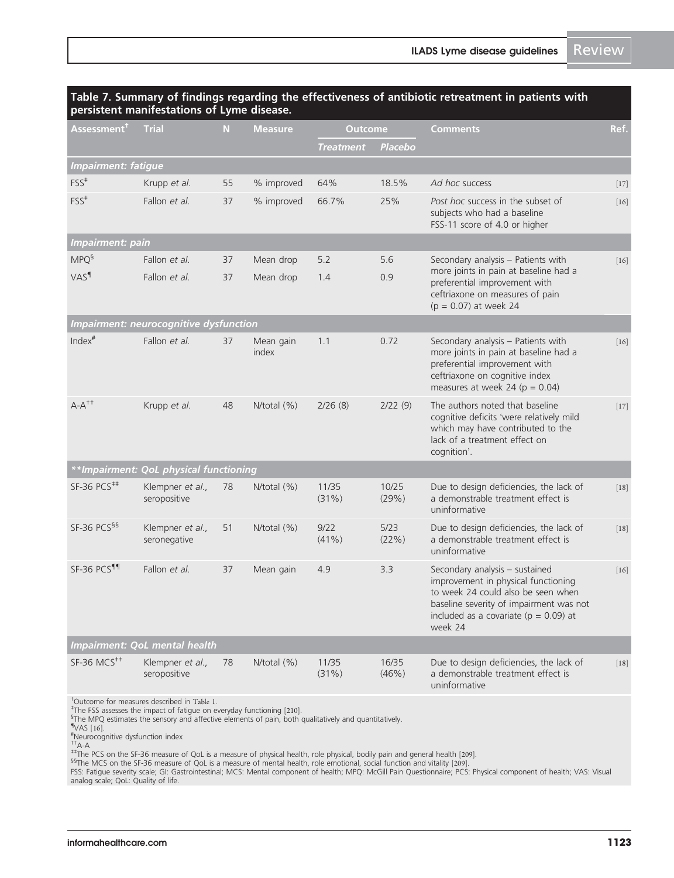**Table 7. Summary of findings regarding the effectiveness of antibiotic retreatment in patients with persistent manifestations of Lyme disease.**

| Assessment[†] | Trial | N | Measure | Outcome | | Comments | Ref. |
|---|---|---|---|---|---|---|---|
| | | | | *Treatment* | *Placebo* | | |
| ***Impairment: fatigue*** | | | | | | | |
| FSS[‡] | Krupp *et al.* | 55 | % improved | 64% | 18.5% | *Ad hoc* success | [17] |
| FSS[‡] | Fallon *et al.* | 37 | % improved | 66.7% | 25% | *Post hoc* success in the subset of subjects who had a baseline FSS-11 score of 4.0 or higher | [16] |
| ***Impairment: pain*** | | | | | | | |
| MPQ[§] | Fallon *et al.* | 37 | Mean drop | 5.2 | 5.6 | Secondary analysis – Patients with more joints in pain at baseline had a preferential improvement with ceftriaxone on measures of pain (p = 0.07) at week 24 | [16] |
| VAS[¶] | Fallon *et al.* | 37 | Mean drop | 1.4 | 0.9 | | |
| ***Impairment: neurocognitive dysfunction*** | | | | | | | |
| Index[#] | Fallon *et al.* | 37 | Mean gain index | 1.1 | 0.72 | Secondary analysis – Patients with more joints in pain at baseline had a preferential improvement with ceftriaxone on cognitive index measures at week 24 (p = 0.04) | [16] |
| A-A[††] | Krupp *et al.* | 48 | N/total (%) | 2/26 (8) | 2/22 (9) | The authors noted that baseline cognitive deficits 'were relatively mild which may have contributed to the lack of a treatment effect on cognition'. | [17] |
| ***\*\*Impairment: QoL physical functioning*** | | | | | | | |
| SF-36 PCS[‡‡] | Klempner *et al.*, seropositive | 78 | N/total (%) | 11/35 (31%) | 10/25 (29%) | Due to design deficiencies, the lack of a demonstrable treatment effect is uninformative | [18] |
| SF-36 PCS[§§] | Klempner *et al.*, seronegative | 51 | N/total (%) | 9/22 (41%) | 5/23 (22%) | Due to design deficiencies, the lack of a demonstrable treatment effect is uninformative | [18] |
| SF-36 PCS[¶¶] | Fallon *et al.* | 37 | Mean gain | 4.9 | 3.3 | Secondary analysis – sustained improvement in physical functioning to week 24 could also be seen when baseline severity of impairment was not included as a covariate (p = 0.09) at week 24 | [16] |
| ***Impairment: QoL mental health*** | | | | | | | |
| SF-36 MCS[‡‡] | Klempner *et al.*, seropositive | 78 | N/total (%) | 11/35 (31%) | 16/35 (46%) | Due to design deficiencies, the lack of a demonstrable treatment effect is uninformative | [18] |

[†]Outcome for measures described in Table 1.
[‡]The FSS assesses the impact of fatigue on everyday functioning [210].
[§]The MPQ estimates the sensory and affective elements of pain, both qualitatively and quantitatively.
[¶]VAS [16].
[#]Neurocognitive dysfunction index
[††]A-A
[‡‡]The PCS on the SF-36 measure of QoL is a measure of physical health, role physical, bodily pain and general health [209].
[§§]The MCS on the SF-36 measure of QoL is a measure of mental health, role emotional, social function and vitality [209].
FSS: Fatigue severity scale; GI: Gastrointestinal; MCS: Mental component of health; MPQ: McGill Pain Questionnaire; PCS: Physical component of health; VAS: Visual analog scale; QoL: Quality of life.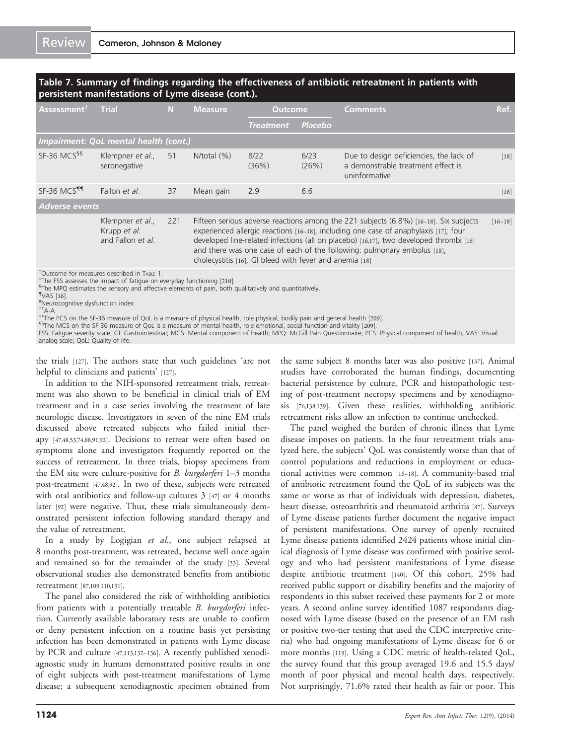**Table 7. Summary of findings regarding the effectiveness of antibiotic retreatment in patients with persistent manifestations of Lyme disease (cont.).**

| Assessment[†] | Trial | N | Measure | Outcome | | Comments | Ref. |
|---|---|---|---|---|---|---|---|
| | | | | Treatment | Placebo | | |
| *Impairment: QoL mental health (cont.)* | | | | | | | |
| SF-36 MCS[§§] | Klempner *et al.*, seronegative | 51 | N/total (%) | 8/22 (36%) | 6/23 (26%) | Due to design deficiencies, the lack of a demonstrable treatment effect is uninformative | [18] |
| SF-36 MCS[¶¶] | Fallon *et al.* | 37 | Mean gain | 2.9 | 6.6 | | [16] |
| *Adverse events* | | | | | | | |
| | Klempner *et al.*, Krupp *et al.* and Fallon *et al.* | 221 | Fifteen serious adverse reactions among the 221 subjects (6.8%) [16–18]. Six subjects experienced allergic reactions [16–18], including one case of anaphylaxis [17]; four developed line-related infections (all on placebo) [16,17], two developed thrombi [16] and there was one case of each of the following: pulmonary embolus [18], cholecystitis [16], GI bleed with fever and anemia [18] | | | | [16–18] |

[†]Outcome for measures described in Table 1.
[‡]The FSS assesses the impact of fatigue on everyday functioning [210].
[§]The MPQ estimates the sensory and affective elements of pain, both qualitatively and quantitatively.
[¶]VAS [16].
[#]Neurocognitive dysfunction index
[††]A-A
[‡‡]The PCS on the SF-36 measure of QoL is a measure of physical health, role physical, bodily pain and general health [209].
[§§]The MCS on the SF-36 measure of QoL is a measure of mental health, role emotional, social function and vitality [209].
FSS: Fatigue severity scale; GI: Gastrointestinal; MCS: Mental component of health; MPQ: McGill Pain Questionnaire; PCS: Physical component of health; VAS: Visual analog scale; QoL: Quality of life.

the trials [127]. The authors state that such guidelines 'are not helpful to clinicians and patients' [127].

In addition to the NIH-sponsored retreatment trials, retreatment was also shown to be beneficial in clinical trials of EM treatment and in a case series involving the treatment of late neurologic disease. Investigators in seven of the nine EM trials discussed above retreated subjects who failed initial therapy [47,48,53,74,88,91,92]. Decisions to retreat were often based on symptoms alone and investigators frequently reported on the success of retreatment. In three trials, biopsy specimens from the EM site were culture-positive for *B. burgdorferi* 1–3 months post-treatment [47,48,92]. In two of these, subjects were retreated with oral antibiotics and follow-up cultures 3 [47] or 4 months later [92] were negative. Thus, these trials simultaneously demonstrated persistent infection following standard therapy and the value of retreatment.

In a study by Logigian *et al.*, one subject relapsed at 8 months post-treatment, was retreated, became well once again and remained so for the remainder of the study [33]. Several observational studies also demonstrated benefits from antibiotic retreatment [87,109,110,131].

The panel also considered the risk of withholding antibiotics from patients with a potentially treatable *B. burgdorferi* infection. Currently available laboratory tests are unable to confirm or deny persistent infection on a routine basis yet persisting infection has been demonstrated in patients with Lyme disease by PCR and culture [47,113,132–136]. A recently published xenodiagnostic study in humans demonstrated positive results in one of eight subjects with post-treatment manifestations of Lyme disease; a subsequent xenodiagnostic specimen obtained from the same subject 8 months later was also positive [137]. Animal studies have corroborated the human findings, documenting bacterial persistence by culture, PCR and histopathologic testing of post-treatment necropsy specimens and by xenodiagnosis [76,138,139]. Given these realities, withholding antibiotic retreatment risks allow an infection to continue unchecked.

The panel weighed the burden of chronic illness that Lyme disease imposes on patients. In the four retreatment trials analyzed here, the subjects' QoL was consistently worse than that of control populations and reductions in employment or educational activities were common [16–18]. A community-based trial of antibiotic retreatment found the QoL of its subjects was the same or worse as that of individuals with depression, diabetes, heart disease, osteoarthritis and rheumatoid arthritis [87]. Surveys of Lyme disease patients further document the negative impact of persistent manifestations. One survey of openly recruited Lyme disease patients identified 2424 patients whose initial clinical diagnosis of Lyme disease was confirmed with positive serology and who had persistent manifestations of Lyme disease despite antibiotic treatment [140]. Of this cohort, 25% had received public support or disability benefits and the majority of respondents in this subset received these payments for 2 or more years. A second online survey identified 1087 respondants diagnosed with Lyme disease (based on the presence of an EM rash or positive two-tier testing that used the CDC interpretive criteria) who had ongoing manifestations of Lyme disease for 6 or more months [119]. Using a CDC metric of health-related QoL, the survey found that this group averaged 19.6 and 15.5 days/month of poor physical and mental health days, respectively. Not surprisingly, 71.6% rated their health as fair or poor. This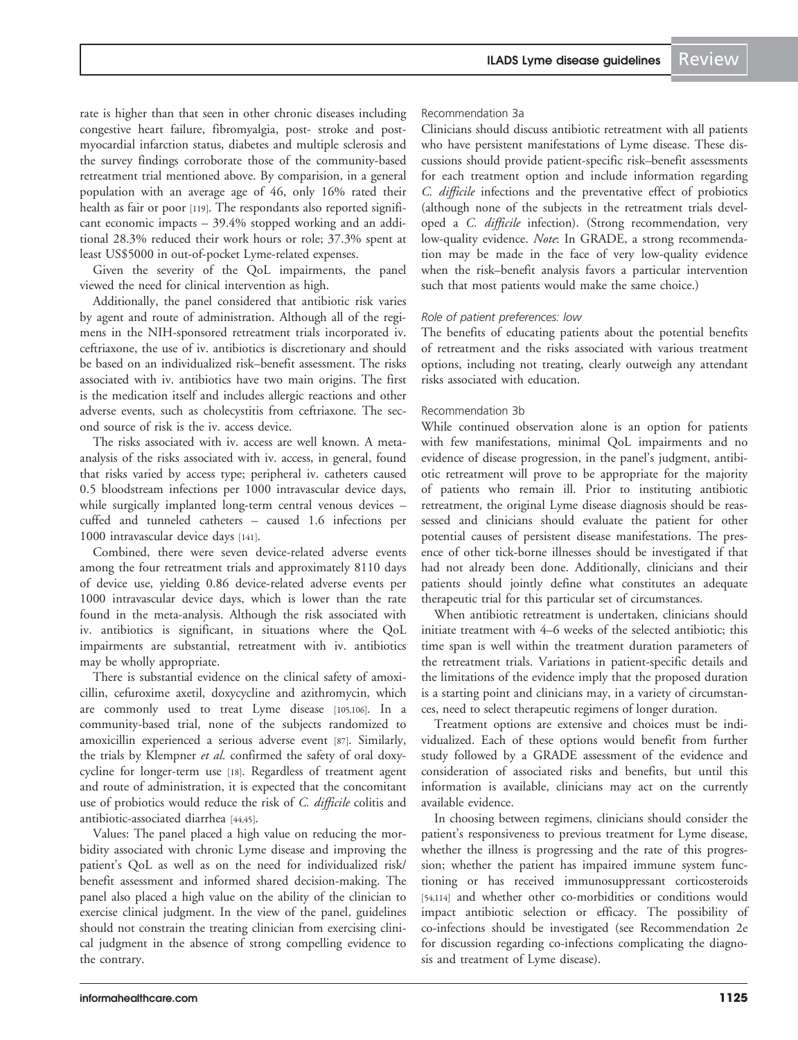rate is higher than that seen in other chronic diseases including congestive heart failure, fibromyalgia, post- stroke and post-myocardial infarction status, diabetes and multiple sclerosis and the survey findings corroborate those of the community-based retreatment trial mentioned above. By comparision, in a general population with an average age of 46, only 16% rated their health as fair or poor [119]. The respondants also reported significant economic impacts – 39.4% stopped working and an additional 28.3% reduced their work hours or role; 37.3% spent at least US$5000 in out-of-pocket Lyme-related expenses.

Given the severity of the QoL impairments, the panel viewed the need for clinical intervention as high.

Additionally, the panel considered that antibiotic risk varies by agent and route of administration. Although all of the regimens in the NIH-sponsored retreatment trials incorporated iv. ceftriaxone, the use of iv. antibiotics is discretionary and should be based on an individualized risk–benefit assessment. The risks associated with iv. antibiotics have two main origins. The first is the medication itself and includes allergic reactions and other adverse events, such as cholecystitis from ceftriaxone. The second source of risk is the iv. access device.

The risks associated with iv. access are well known. A meta-analysis of the risks associated with iv. access, in general, found that risks varied by access type; peripheral iv. catheters caused 0.5 bloodstream infections per 1000 intravascular device days, while surgically implanted long-term central venous devices – cuffed and tunneled catheters – caused 1.6 infections per 1000 intravascular device days [141].

Combined, there were seven device-related adverse events among the four retreatment trials and approximately 8110 days of device use, yielding 0.86 device-related adverse events per 1000 intravascular device days, which is lower than the rate found in the meta-analysis. Although the risk associated with iv. antibiotics is significant, in situations where the QoL impairments are substantial, retreatment with iv. antibiotics may be wholly appropriate.

There is substantial evidence on the clinical safety of amoxicillin, cefuroxime axetil, doxycycline and azithromycin, which are commonly used to treat Lyme disease [105,106]. In a community-based trial, none of the subjects randomized to amoxicillin experienced a serious adverse event [87]. Similarly, the trials by Klempner *et al.* confirmed the safety of oral doxycycline for longer-term use [18]. Regardless of treatment agent and route of administration, it is expected that the concomitant use of probiotics would reduce the risk of *C. difficile* colitis and antibiotic-associated diarrhea [44,45].

Values: The panel placed a high value on reducing the morbidity associated with chronic Lyme disease and improving the patient's QoL as well as on the need for individualized risk/benefit assessment and informed shared decision-making. The panel also placed a high value on the ability of the clinician to exercise clinical judgment. In the view of the panel, guidelines should not constrain the treating clinician from exercising clinical judgment in the absence of strong compelling evidence to the contrary.

#### Recommendation 3a

Clinicians should discuss antibiotic retreatment with all patients who have persistent manifestations of Lyme disease. These discussions should provide patient-specific risk–benefit assessments for each treatment option and include information regarding *C. difficile* infections and the preventative effect of probiotics (although none of the subjects in the retreatment trials developed a *C. difficile* infection). (Strong recommendation, very low-quality evidence. *Note*: In GRADE, a strong recommendation may be made in the face of very low-quality evidence when the risk–benefit analysis favors a particular intervention such that most patients would make the same choice.)

##### *Role of patient preferences: low*

The benefits of educating patients about the potential benefits of retreatment and the risks associated with various treatment options, including not treating, clearly outweigh any attendant risks associated with education.

#### Recommendation 3b

While continued observation alone is an option for patients with few manifestations, minimal QoL impairments and no evidence of disease progression, in the panel's judgment, antibiotic retreatment will prove to be appropriate for the majority of patients who remain ill. Prior to instituting antibiotic retreatment, the original Lyme disease diagnosis should be reassessed and clinicians should evaluate the patient for other potential causes of persistent disease manifestations. The presence of other tick-borne illnesses should be investigated if that had not already been done. Additionally, clinicians and their patients should jointly define what constitutes an adequate therapeutic trial for this particular set of circumstances.

When antibiotic retreatment is undertaken, clinicians should initiate treatment with 4–6 weeks of the selected antibiotic; this time span is well within the treatment duration parameters of the retreatment trials. Variations in patient-specific details and the limitations of the evidence imply that the proposed duration is a starting point and clinicians may, in a variety of circumstances, need to select therapeutic regimens of longer duration.

Treatment options are extensive and choices must be individualized. Each of these options would benefit from further study followed by a GRADE assessment of the evidence and consideration of associated risks and benefits, but until this information is available, clinicians may act on the currently available evidence.

In choosing between regimens, clinicians should consider the patient's responsiveness to previous treatment for Lyme disease, whether the illness is progressing and the rate of this progression; whether the patient has impaired immune system functioning or has received immunosuppressant corticosteroids [54,114] and whether other co-morbidities or conditions would impact antibiotic selection or efficacy. The possibility of co-infections should be investigated (see Recommendation 2e for discussion regarding co-infections complicating the diagnosis and treatment of Lyme disease).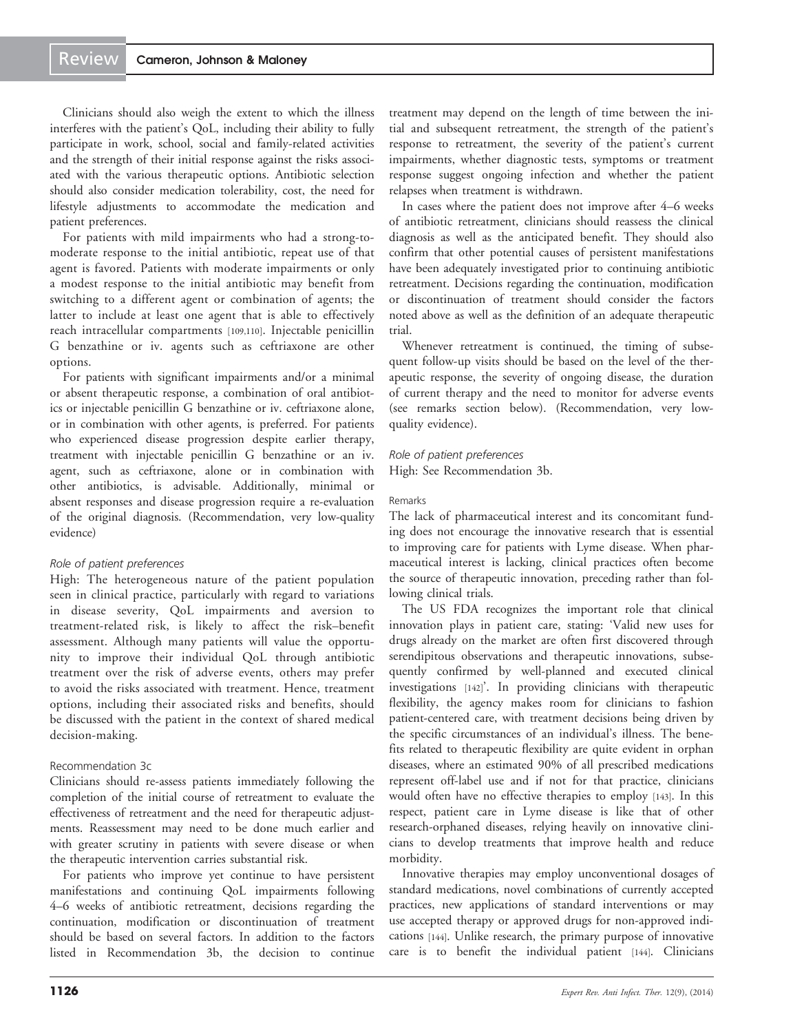Clinicians should also weigh the extent to which the illness interferes with the patient's QoL, including their ability to fully participate in work, school, social and family-related activities and the strength of their initial response against the risks associated with the various therapeutic options. Antibiotic selection should also consider medication tolerability, cost, the need for lifestyle adjustments to accommodate the medication and patient preferences.

For patients with mild impairments who had a strong-to-moderate response to the initial antibiotic, repeat use of that agent is favored. Patients with moderate impairments or only a modest response to the initial antibiotic may benefit from switching to a different agent or combination of agents; the latter to include at least one agent that is able to effectively reach intracellular compartments [109,110]. Injectable penicillin G benzathine or iv. agents such as ceftriaxone are other options.

For patients with significant impairments and/or a minimal or absent therapeutic response, a combination of oral antibiotics or injectable penicillin G benzathine or iv. ceftriaxone alone, or in combination with other agents, is preferred. For patients who experienced disease progression despite earlier therapy, treatment with injectable penicillin G benzathine or an iv. agent, such as ceftriaxone, alone or in combination with other antibiotics, is advisable. Additionally, minimal or absent responses and disease progression require a re-evaluation of the original diagnosis. (Recommendation, very low-quality evidence)

*Role of patient preferences*

High: The heterogeneous nature of the patient population seen in clinical practice, particularly with regard to variations in disease severity, QoL impairments and aversion to treatment-related risk, is likely to affect the risk–benefit assessment. Although many patients will value the opportunity to improve their individual QoL through antibiotic treatment over the risk of adverse events, others may prefer to avoid the risks associated with treatment. Hence, treatment options, including their associated risks and benefits, should be discussed with the patient in the context of shared medical decision-making.

Recommendation 3c

Clinicians should re-assess patients immediately following the completion of the initial course of retreatment to evaluate the effectiveness of retreatment and the need for therapeutic adjustments. Reassessment may need to be done much earlier and with greater scrutiny in patients with severe disease or when the therapeutic intervention carries substantial risk.

For patients who improve yet continue to have persistent manifestations and continuing QoL impairments following 4–6 weeks of antibiotic retreatment, decisions regarding the continuation, modification or discontinuation of treatment should be based on several factors. In addition to the factors listed in Recommendation 3b, the decision to continue treatment may depend on the length of time between the initial and subsequent retreatment, the strength of the patient's response to retreatment, the severity of the patient's current impairments, whether diagnostic tests, symptoms or treatment response suggest ongoing infection and whether the patient relapses when treatment is withdrawn.

In cases where the patient does not improve after 4–6 weeks of antibiotic retreatment, clinicians should reassess the clinical diagnosis as well as the anticipated benefit. They should also confirm that other potential causes of persistent manifestations have been adequately investigated prior to continuing antibiotic retreatment. Decisions regarding the continuation, modification or discontinuation of treatment should consider the factors noted above as well as the definition of an adequate therapeutic trial.

Whenever retreatment is continued, the timing of subsequent follow-up visits should be based on the level of the therapeutic response, the severity of ongoing disease, the duration of current therapy and the need to monitor for adverse events (see remarks section below). (Recommendation, very low-quality evidence).

*Role of patient preferences*

High: See Recommendation 3b.

Remarks

The lack of pharmaceutical interest and its concomitant funding does not encourage the innovative research that is essential to improving care for patients with Lyme disease. When pharmaceutical interest is lacking, clinical practices often become the source of therapeutic innovation, preceding rather than following clinical trials.

The US FDA recognizes the important role that clinical innovation plays in patient care, stating: 'Valid new uses for drugs already on the market are often first discovered through serendipitous observations and therapeutic innovations, subsequently confirmed by well-planned and executed clinical investigations [142]'. In providing clinicians with therapeutic flexibility, the agency makes room for clinicians to fashion patient-centered care, with treatment decisions being driven by the specific circumstances of an individual's illness. The benefits related to therapeutic flexibility are quite evident in orphan diseases, where an estimated 90% of all prescribed medications represent off-label use and if not for that practice, clinicians would often have no effective therapies to employ [143]. In this respect, patient care in Lyme disease is like that of other research-orphaned diseases, relying heavily on innovative clinicians to develop treatments that improve health and reduce morbidity.

Innovative therapies may employ unconventional dosages of standard medications, novel combinations of currently accepted practices, new applications of standard interventions or may use accepted therapy or approved drugs for non-approved indications [144]. Unlike research, the primary purpose of innovative care is to benefit the individual patient [144]. Clinicians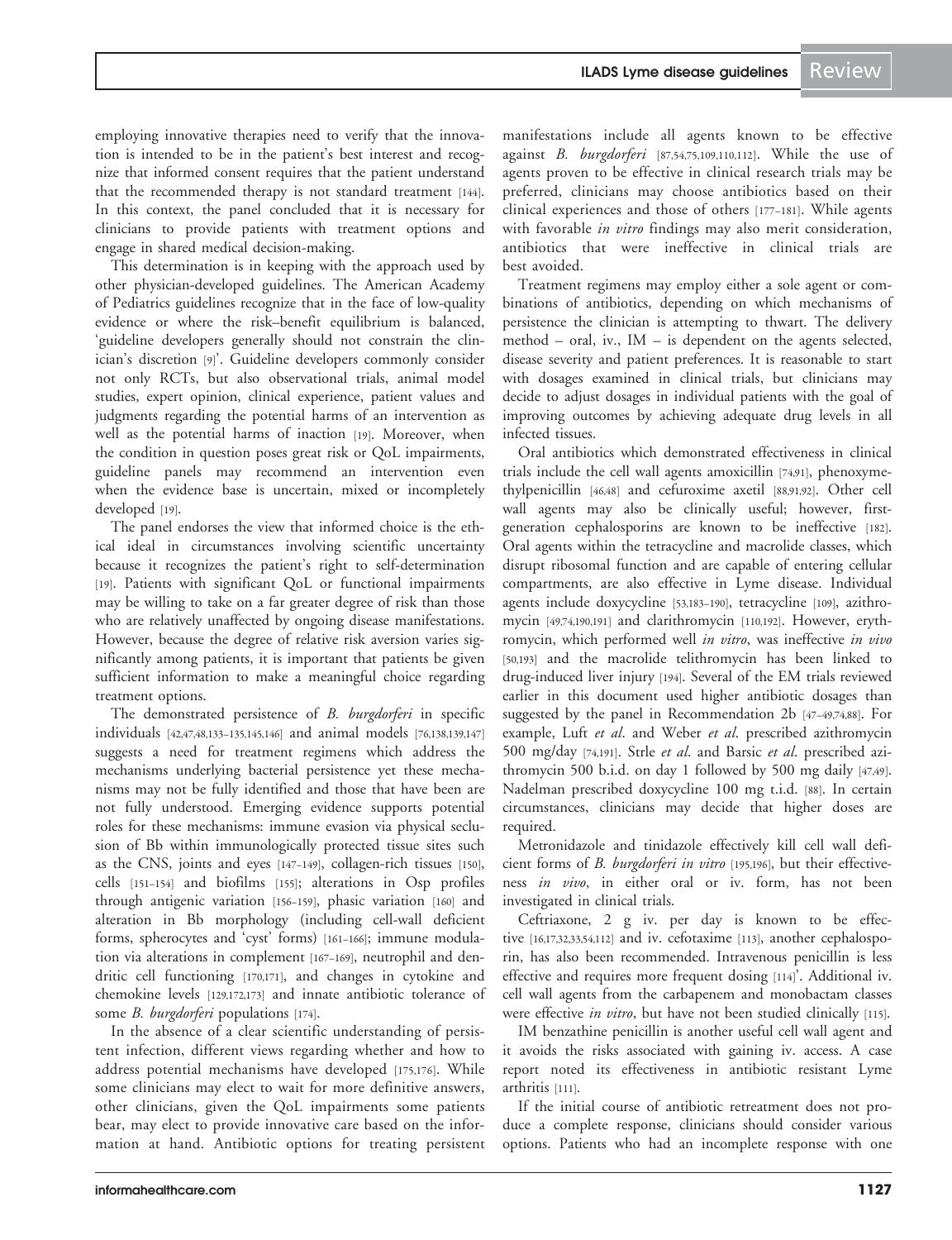employing innovative therapies need to verify that the innovation is intended to be in the patient's best interest and recognize that informed consent requires that the patient understand that the recommended therapy is not standard treatment [144]. In this context, the panel concluded that it is necessary for clinicians to provide patients with treatment options and engage in shared medical decision-making.

This determination is in keeping with the approach used by other physician-developed guidelines. The American Academy of Pediatrics guidelines recognize that in the face of low-quality evidence or where the risk–benefit equilibrium is balanced, 'guideline developers generally should not constrain the clinician's discretion [9]'. Guideline developers commonly consider not only RCTs, but also observational trials, animal model studies, expert opinion, clinical experience, patient values and judgments regarding the potential harms of an intervention as well as the potential harms of inaction [19]. Moreover, when the condition in question poses great risk or QoL impairments, guideline panels may recommend an intervention even when the evidence base is uncertain, mixed or incompletely developed [19].

The panel endorses the view that informed choice is the ethical ideal in circumstances involving scientific uncertainty because it recognizes the patient's right to self-determination [19]. Patients with significant QoL or functional impairments may be willing to take on a far greater degree of risk than those who are relatively unaffected by ongoing disease manifestations. However, because the degree of relative risk aversion varies significantly among patients, it is important that patients be given sufficient information to make a meaningful choice regarding treatment options.

The demonstrated persistence of *B. burgdorferi* in specific individuals [42,47,48,133–135,145,146] and animal models [76,138,139,147] suggests a need for treatment regimens which address the mechanisms underlying bacterial persistence yet these mechanisms may not be fully identified and those that have been are not fully understood. Emerging evidence supports potential roles for these mechanisms: immune evasion via physical seclusion of Bb within immunologically protected tissue sites such as the CNS, joints and eyes [147–149], collagen-rich tissues [150], cells [151–154] and biofilms [155]; alterations in Osp profiles through antigenic variation [156–159], phasic variation [160] and alteration in Bb morphology (including cell-wall deficient forms, spherocytes and 'cyst' forms) [161–166]; immune modulation via alterations in complement [167–169], neutrophil and dendritic cell functioning [170,171], and changes in cytokine and chemokine levels [129,172,173] and innate antibiotic tolerance of some *B. burgdorferi* populations [174].

In the absence of a clear scientific understanding of persistent infection, different views regarding whether and how to address potential mechanisms have developed [175,176]. While some clinicians may elect to wait for more definitive answers, other clinicians, given the QoL impairments some patients bear, may elect to provide innovative care based on the information at hand. Antibiotic options for treating persistent manifestations include all agents known to be effective against *B. burgdorferi* [87,54,75,109,110,112]. While the use of agents proven to be effective in clinical research trials may be preferred, clinicians may choose antibiotics based on their clinical experiences and those of others [177–181]. While agents with favorable *in vitro* findings may also merit consideration, antibiotics that were ineffective in clinical trials are best avoided.

Treatment regimens may employ either a sole agent or combinations of antibiotics, depending on which mechanisms of persistence the clinician is attempting to thwart. The delivery method – oral, iv., IM – is dependent on the agents selected, disease severity and patient preferences. It is reasonable to start with dosages examined in clinical trials, but clinicians may decide to adjust dosages in individual patients with the goal of improving outcomes by achieving adequate drug levels in all infected tissues.

Oral antibiotics which demonstrated effectiveness in clinical trials include the cell wall agents amoxicillin [74,91], phenoxymethylpenicillin [46,48] and cefuroxime axetil [88,91,92]. Other cell wall agents may also be clinically useful; however, first-generation cephalosporins are known to be ineffective [182]. Oral agents within the tetracycline and macrolide classes, which disrupt ribosomal function and are capable of entering cellular compartments, are also effective in Lyme disease. Individual agents include doxycycline [53,183–190], tetracycline [109], azithromycin [49,74,190,191] and clarithromycin [110,192]. However, erythromycin, which performed well *in vitro*, was ineffective *in vivo* [50,193] and the macrolide telithromycin has been linked to drug-induced liver injury [194]. Several of the EM trials reviewed earlier in this document used higher antibiotic dosages than suggested by the panel in Recommendation 2b [47–49,74,88]. For example, Luft *et al*. and Weber *et al*. prescribed azithromycin 500 mg/day [74,191]. Strle *et al*. and Barsic *et al*. prescribed azithromycin 500 b.i.d. on day 1 followed by 500 mg daily [47,49]. Nadelman prescribed doxycycline 100 mg t.i.d. [88]. In certain circumstances, clinicians may decide that higher doses are required.

Metronidazole and tinidazole effectively kill cell wall deficient forms of *B. burgdorferi in vitro* [195,196], but their effectiveness *in vivo*, in either oral or iv. form, has not been investigated in clinical trials.

Ceftriaxone, 2 g iv. per day is known to be effective [16,17,32,33,54,112] and iv. cefotaxime [113], another cephalosporin, has also been recommended. Intravenous penicillin is less effective and requires more frequent dosing [114]'. Additional iv. cell wall agents from the carbapenem and monobactam classes were effective *in vitro*, but have not been studied clinically [115].

IM benzathine penicillin is another useful cell wall agent and it avoids the risks associated with gaining iv. access. A case report noted its effectiveness in antibiotic resistant Lyme arthritis [111].

If the initial course of antibiotic retreatment does not produce a complete response, clinicians should consider various options. Patients who had an incomplete response with one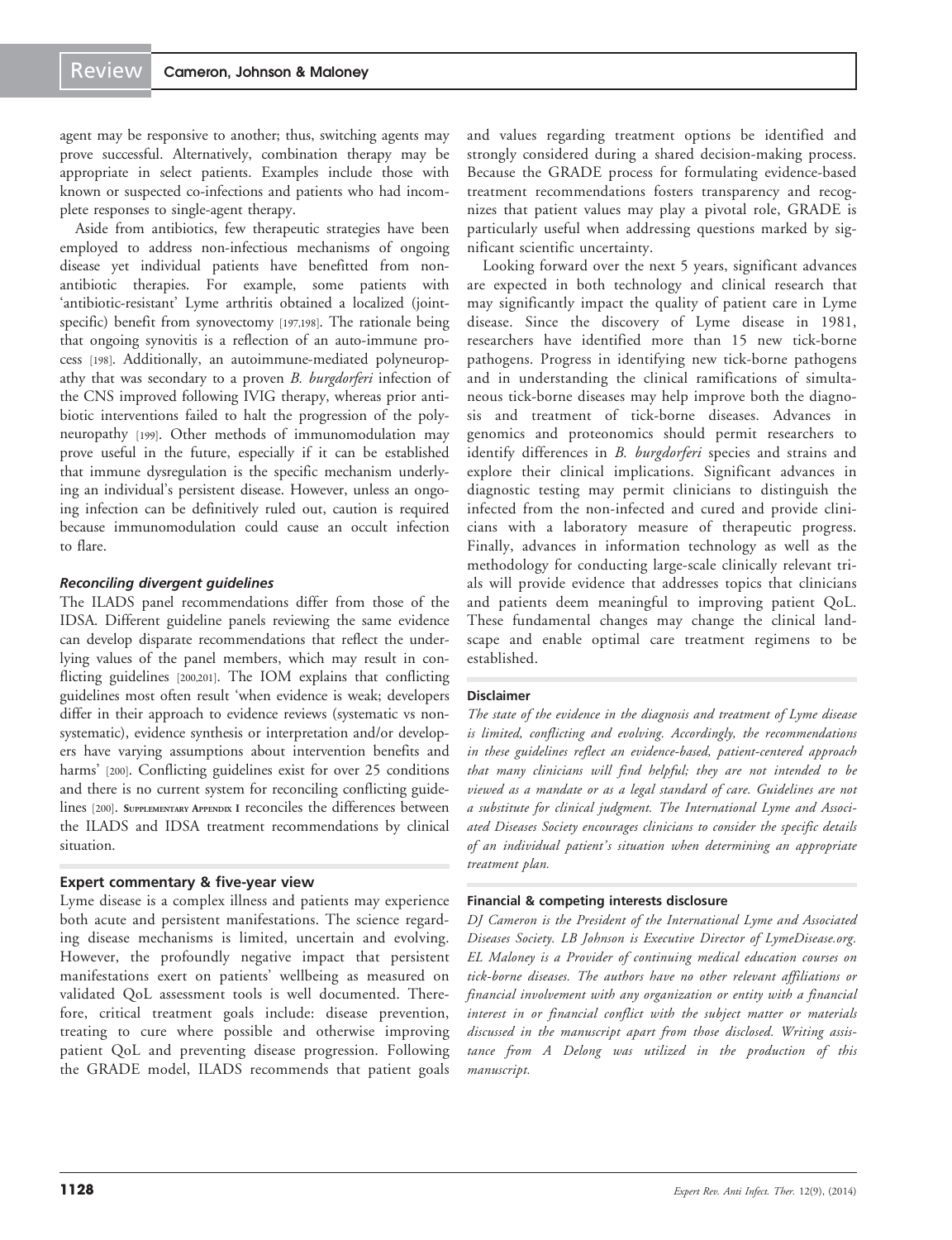agent may be responsive to another; thus, switching agents may prove successful. Alternatively, combination therapy may be appropriate in select patients. Examples include those with known or suspected co-infections and patients who had incomplete responses to single-agent therapy.

Aside from antibiotics, few therapeutic strategies have been employed to address non-infectious mechanisms of ongoing disease yet individual patients have benefitted from non-antibiotic therapies. For example, some patients with 'antibiotic-resistant' Lyme arthritis obtained a localized (joint-specific) benefit from synovectomy [197,198]. The rationale being that ongoing synovitis is a reflection of an auto-immune process [198]. Additionally, an autoimmune-mediated polyneuropathy that was secondary to a proven *B. burgdorferi* infection of the CNS improved following IVIG therapy, whereas prior antibiotic interventions failed to halt the progression of the polyneuropathy [199]. Other methods of immunomodulation may prove useful in the future, especially if it can be established that immune dysregulation is the specific mechanism underlying an individual's persistent disease. However, unless an ongoing infection can be definitively ruled out, caution is required because immunomodulation could cause an occult infection to flare.

#### *Reconciling divergent guidelines*

The ILADS panel recommendations differ from those of the IDSA. Different guideline panels reviewing the same evidence can develop disparate recommendations that reflect the underlying values of the panel members, which may result in conflicting guidelines [200,201]. The IOM explains that conflicting guidelines most often result 'when evidence is weak; developers differ in their approach to evidence reviews (systematic vs non-systematic), evidence synthesis or interpretation and/or developers have varying assumptions about intervention benefits and harms' [200]. Conflicting guidelines exist for over 25 conditions and there is no current system for reconciling conflicting guidelines [200]. Supplementary Appendix I reconciles the differences between the ILADS and IDSA treatment recommendations by clinical situation.

### Expert commentary & five-year view

Lyme disease is a complex illness and patients may experience both acute and persistent manifestations. The science regarding disease mechanisms is limited, uncertain and evolving. However, the profoundly negative impact that persistent manifestations exert on patients' wellbeing as measured on validated QoL assessment tools is well documented. Therefore, critical treatment goals include: disease prevention, treating to cure where possible and otherwise improving patient QoL and preventing disease progression. Following the GRADE model, ILADS recommends that patient goals and values regarding treatment options be identified and strongly considered during a shared decision-making process. Because the GRADE process for formulating evidence-based treatment recommendations fosters transparency and recognizes that patient values may play a pivotal role, GRADE is particularly useful when addressing questions marked by significant scientific uncertainty.

Looking forward over the next 5 years, significant advances are expected in both technology and clinical research that may significantly impact the quality of patient care in Lyme disease. Since the discovery of Lyme disease in 1981, researchers have identified more than 15 new tick-borne pathogens. Progress in identifying new tick-borne pathogens and in understanding the clinical ramifications of simultaneous tick-borne diseases may help improve both the diagnosis and treatment of tick-borne diseases. Advances in genomics and proteonomics should permit researchers to identify differences in *B. burgdorferi* species and strains and explore their clinical implications. Significant advances in diagnostic testing may permit clinicians to distinguish the infected from the non-infected and cured and provide clinicians with a laboratory measure of therapeutic progress. Finally, advances in information technology as well as the methodology for conducting large-scale clinically relevant trials will provide evidence that addresses topics that clinicians and patients deem meaningful to improving patient QoL. These fundamental changes may change the clinical landscape and enable optimal care treatment regimens to be established.

### Disclaimer

*The state of the evidence in the diagnosis and treatment of Lyme disease is limited, conflicting and evolving. Accordingly, the recommendations in these guidelines reflect an evidence-based, patient-centered approach that many clinicians will find helpful; they are not intended to be viewed as a mandate or as a legal standard of care. Guidelines are not a substitute for clinical judgment. The International Lyme and Associated Diseases Society encourages clinicians to consider the specific details of an individual patient's situation when determining an appropriate treatment plan.*

### Financial & competing interests disclosure

*DJ Cameron is the President of the International Lyme and Associated Diseases Society. LB Johnson is Executive Director of LymeDisease.org. EL Maloney is a Provider of continuing medical education courses on tick-borne diseases. The authors have no other relevant affiliations or financial involvement with any organization or entity with a financial interest in or financial conflict with the subject matter or materials discussed in the manuscript apart from those disclosed. Writing assistance from A Delong was utilized in the production of this manuscript.*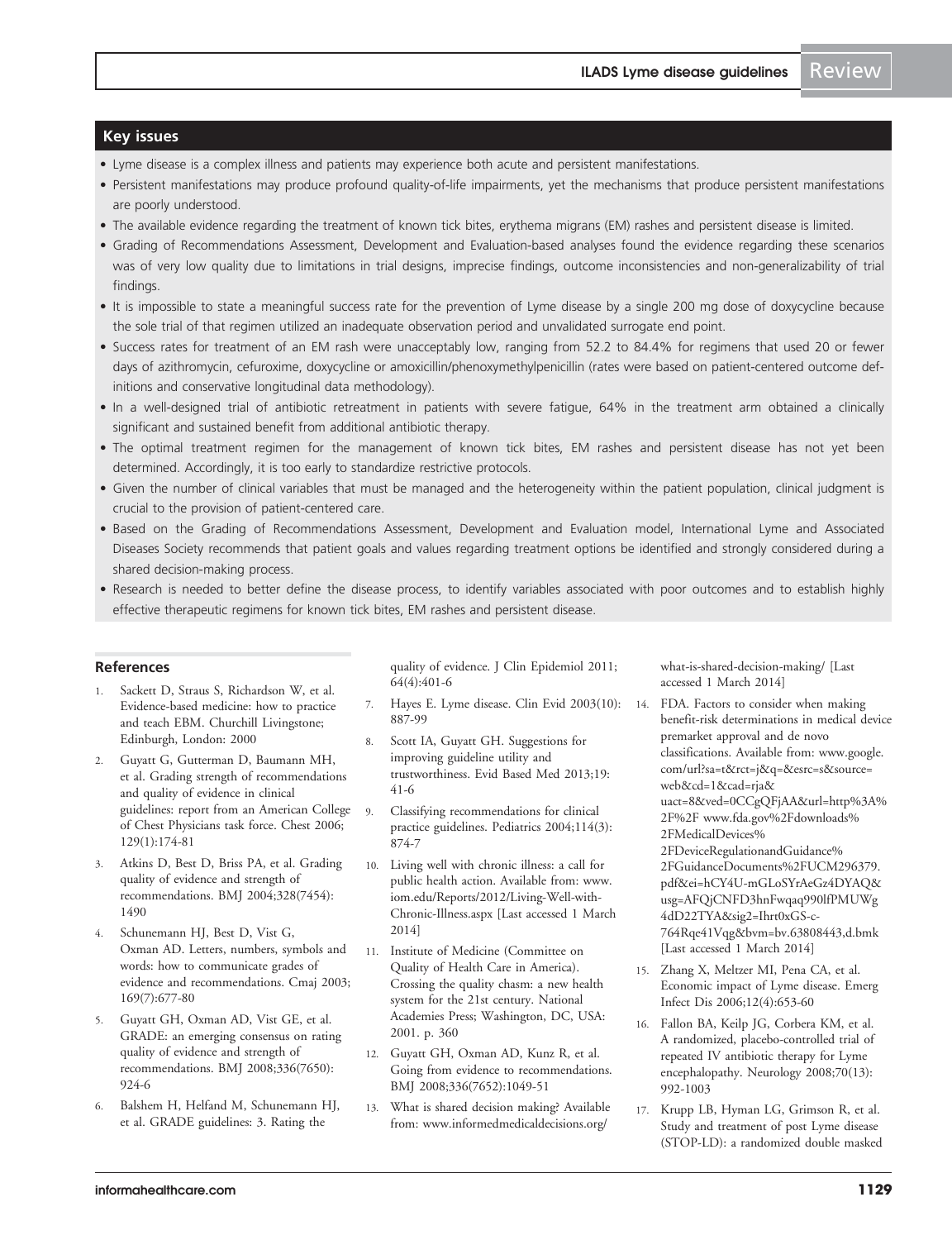## Key issues

- Lyme disease is a complex illness and patients may experience both acute and persistent manifestations.
- Persistent manifestations may produce profound quality-of-life impairments, yet the mechanisms that produce persistent manifestations are poorly understood.
- The available evidence regarding the treatment of known tick bites, erythema migrans (EM) rashes and persistent disease is limited.
- Grading of Recommendations Assessment, Development and Evaluation-based analyses found the evidence regarding these scenarios was of very low quality due to limitations in trial designs, imprecise findings, outcome inconsistencies and non-generalizability of trial findings.
- It is impossible to state a meaningful success rate for the prevention of Lyme disease by a single 200 mg dose of doxycycline because the sole trial of that regimen utilized an inadequate observation period and unvalidated surrogate end point.
- Success rates for treatment of an EM rash were unacceptably low, ranging from 52.2 to 84.4% for regimens that used 20 or fewer days of azithromycin, cefuroxime, doxycycline or amoxicillin/phenoxymethylpenicillin (rates were based on patient-centered outcome definitions and conservative longitudinal data methodology).
- In a well-designed trial of antibiotic retreatment in patients with severe fatigue, 64% in the treatment arm obtained a clinically significant and sustained benefit from additional antibiotic therapy.
- The optimal treatment regimen for the management of known tick bites, EM rashes and persistent disease has not yet been determined. Accordingly, it is too early to standardize restrictive protocols.
- Given the number of clinical variables that must be managed and the heterogeneity within the patient population, clinical judgment is crucial to the provision of patient-centered care.
- Based on the Grading of Recommendations Assessment, Development and Evaluation model, International Lyme and Associated Diseases Society recommends that patient goals and values regarding treatment options be identified and strongly considered during a shared decision-making process.
- Research is needed to better define the disease process, to identify variables associated with poor outcomes and to establish highly effective therapeutic regimens for known tick bites, EM rashes and persistent disease.

## References

1. Sackett D, Straus S, Richardson W, et al. Evidence-based medicine: how to practice and teach EBM. Churchill Livingstone; Edinburgh, London: 2000
2. Guyatt G, Gutterman D, Baumann MH, et al. Grading strength of recommendations and quality of evidence in clinical guidelines: report from an American College of Chest Physicians task force. Chest 2006; 129(1):174-81
3. Atkins D, Best D, Briss PA, et al. Grading quality of evidence and strength of recommendations. BMJ 2004;328(7454): 1490
4. Schunemann HJ, Best D, Vist G, Oxman AD. Letters, numbers, symbols and words: how to communicate grades of evidence and recommendations. Cmaj 2003; 169(7):677-80
5. Guyatt GH, Oxman AD, Vist GE, et al. GRADE: an emerging consensus on rating quality of evidence and strength of recommendations. BMJ 2008;336(7650): 924-6
6. Balshem H, Helfand M, Schunemann HJ, et al. GRADE guidelines: 3. Rating the quality of evidence. J Clin Epidemiol 2011; 64(4):401-6
7. Hayes E. Lyme disease. Clin Evid 2003(10): 887-99
8. Scott IA, Guyatt GH. Suggestions for improving guideline utility and trustworthiness. Evid Based Med 2013;19: 41-6
9. Classifying recommendations for clinical practice guidelines. Pediatrics 2004;114(3): 874-7
10. Living well with chronic illness: a call for public health action. Available from: www.iom.edu/Reports/2012/Living-Well-with-Chronic-Illness.aspx [Last accessed 1 March 2014]
11. Institute of Medicine (Committee on Quality of Health Care in America). Crossing the quality chasm: a new health system for the 21st century. National Academies Press; Washington, DC, USA: 2001. p. 360
12. Guyatt GH, Oxman AD, Kunz R, et al. Going from evidence to recommendations. BMJ 2008;336(7652):1049-51
13. What is shared decision making? Available from: www.informedmedicaldecisions.org/what-is-shared-decision-making/ [Last accessed 1 March 2014]
14. FDA. Factors to consider when making benefit-risk determinations in medical device premarket approval and de novo classifications. Available from: www.google.com/url?sa=t&rct=j&q=&esrc=s&source=web&cd=1&cad=rja&uact=8&ved=0CCgQFjAA&url=http%3A%2F%2F www.fda.gov%2Fdownloads%2FMedicalDevices%2FDeviceRegulationandGuidance%2FGuidanceDocuments%2FUCM296379.pdf&ei=hCY4U-mGLoSYrAeGz4DYAQ&usg=AFQjCNFD3hnFwqaq990lfPMUWg4dD22TYA&sig2=Ihrt0xGS-c-764Rqe41Vqg&bvm=bv.63808443,d.bmk [Last accessed 1 March 2014]
15. Zhang X, Meltzer MI, Pena CA, et al. Economic impact of Lyme disease. Emerg Infect Dis 2006;12(4):653-60
16. Fallon BA, Keilp JG, Corbera KM, et al. A randomized, placebo-controlled trial of repeated IV antibiotic therapy for Lyme encephalopathy. Neurology 2008;70(13): 992-1003
17. Krupp LB, Hyman LG, Grimson R, et al. Study and treatment of post Lyme disease (STOP-LD): a randomized double masked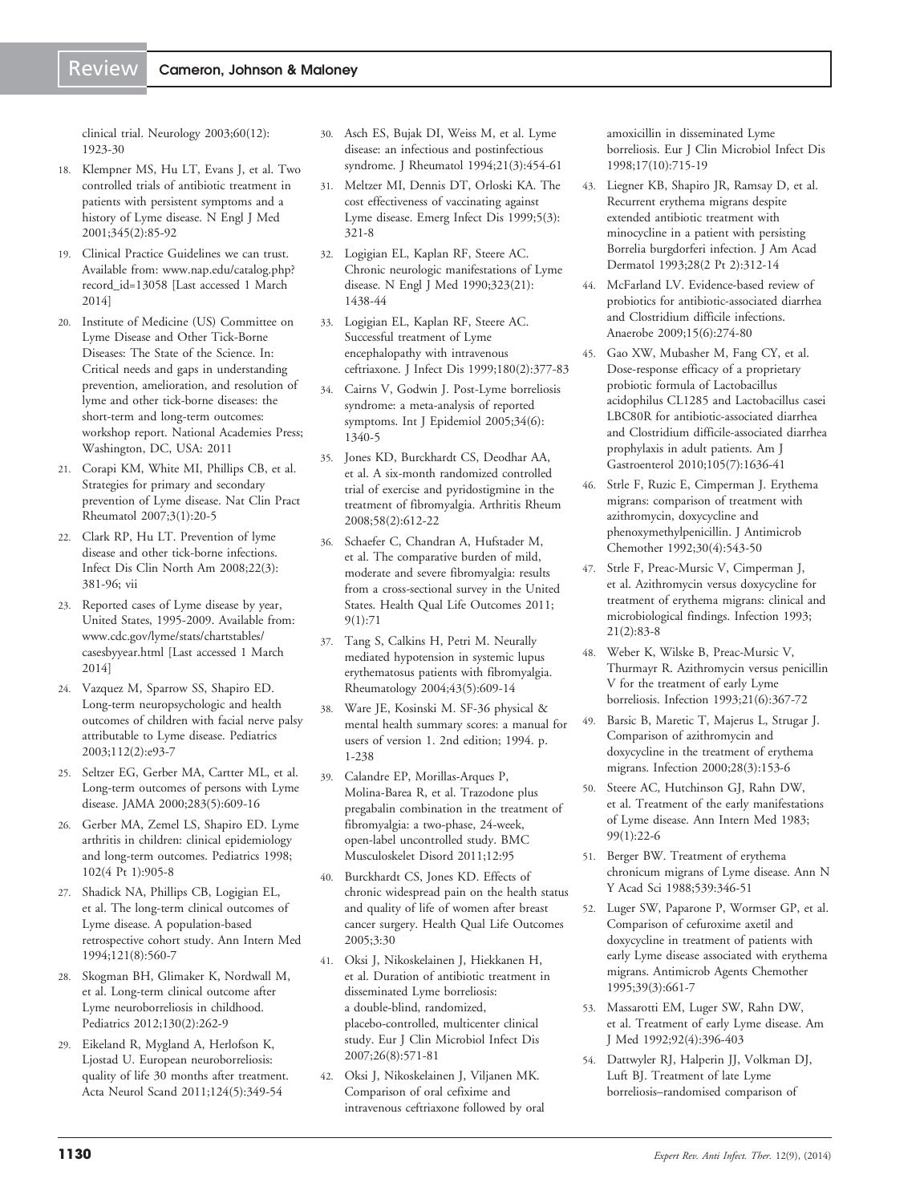clinical trial. Neurology 2003;60(12): 1923-30

18. Klempner MS, Hu LT, Evans J, et al. Two controlled trials of antibiotic treatment in patients with persistent symptoms and a history of Lyme disease. N Engl J Med 2001;345(2):85-92
19. Clinical Practice Guidelines we can trust. Available from: www.nap.edu/catalog.php?record_id=13058 [Last accessed 1 March 2014]
20. Institute of Medicine (US) Committee on Lyme Disease and Other Tick-Borne Diseases: The State of the Science. In: Critical needs and gaps in understanding prevention, amelioration, and resolution of lyme and other tick-borne diseases: the short-term and long-term outcomes: workshop report. National Academies Press; Washington, DC, USA: 2011
21. Corapi KM, White MI, Phillips CB, et al. Strategies for primary and secondary prevention of Lyme disease. Nat Clin Pract Rheumatol 2007;3(1):20-5
22. Clark RP, Hu LT. Prevention of lyme disease and other tick-borne infections. Infect Dis Clin North Am 2008;22(3): 381-96; vii
23. Reported cases of Lyme disease by year, United States, 1995-2009. Available from: www.cdc.gov/lyme/stats/chartstables/casesbyyear.html [Last accessed 1 March 2014]
24. Vazquez M, Sparrow SS, Shapiro ED. Long-term neuropsychologic and health outcomes of children with facial nerve palsy attributable to Lyme disease. Pediatrics 2003;112(2):e93-7
25. Seltzer EG, Gerber MA, Cartter ML, et al. Long-term outcomes of persons with Lyme disease. JAMA 2000;283(5):609-16
26. Gerber MA, Zemel LS, Shapiro ED. Lyme arthritis in children: clinical epidemiology and long-term outcomes. Pediatrics 1998; 102(4 Pt 1):905-8
27. Shadick NA, Phillips CB, Logigian EL, et al. The long-term clinical outcomes of Lyme disease. A population-based retrospective cohort study. Ann Intern Med 1994;121(8):560-7
28. Skogman BH, Glimaker K, Nordwall M, et al. Long-term clinical outcome after Lyme neuroborreliosis in childhood. Pediatrics 2012;130(2):262-9
29. Eikeland R, Mygland A, Herlofson K, Ljostad U. European neuroborreliosis: quality of life 30 months after treatment. Acta Neurol Scand 2011;124(5):349-54
30. Asch ES, Bujak DI, Weiss M, et al. Lyme disease: an infectious and postinfectious syndrome. J Rheumatol 1994;21(3):454-61
31. Meltzer MI, Dennis DT, Orloski KA. The cost effectiveness of vaccinating against Lyme disease. Emerg Infect Dis 1999;5(3): 321-8
32. Logigian EL, Kaplan RF, Steere AC. Chronic neurologic manifestations of Lyme disease. N Engl J Med 1990;323(21): 1438-44
33. Logigian EL, Kaplan RF, Steere AC. Successful treatment of Lyme encephalopathy with intravenous ceftriaxone. J Infect Dis 1999;180(2):377-83
34. Cairns V, Godwin J. Post-Lyme borreliosis syndrome: a meta-analysis of reported symptoms. Int J Epidemiol 2005;34(6): 1340-5
35. Jones KD, Burckhardt CS, Deodhar AA, et al. A six-month randomized controlled trial of exercise and pyridostigmine in the treatment of fibromyalgia. Arthritis Rheum 2008;58(2):612-22
36. Schaefer C, Chandran A, Hufstader M, et al. The comparative burden of mild, moderate and severe fibromyalgia: results from a cross-sectional survey in the United States. Health Qual Life Outcomes 2011; 9(1):71
37. Tang S, Calkins H, Petri M. Neurally mediated hypotension in systemic lupus erythematosus patients with fibromyalgia. Rheumatology 2004;43(5):609-14
38. Ware JE, Kosinski M. SF-36 physical & mental health summary scores: a manual for users of version 1. 2nd edition; 1994. p. 1-238
39. Calandre EP, Morillas-Arques P, Molina-Barea R, et al. Trazodone plus pregabalin combination in the treatment of fibromyalgia: a two-phase, 24-week, open-label uncontrolled study. BMC Musculoskelet Disord 2011;12:95
40. Burckhardt CS, Jones KD. Effects of chronic widespread pain on the health status and quality of life of women after breast cancer surgery. Health Qual Life Outcomes 2005;3:30
41. Oksi J, Nikoskelainen J, Hiekkanen H, et al. Duration of antibiotic treatment in disseminated Lyme borreliosis: a double-blind, randomized, placebo-controlled, multicenter clinical study. Eur J Clin Microbiol Infect Dis 2007;26(8):571-81
42. Oksi J, Nikoskelainen J, Viljanen MK. Comparison of oral cefixime and intravenous ceftriaxone followed by oral amoxicillin in disseminated Lyme borreliosis. Eur J Clin Microbiol Infect Dis 1998;17(10):715-19
43. Liegner KB, Shapiro JR, Ramsay D, et al. Recurrent erythema migrans despite extended antibiotic treatment with minocycline in a patient with persisting Borrelia burgdorferi infection. J Am Acad Dermatol 1993;28(2 Pt 2):312-14
44. McFarland LV. Evidence-based review of probiotics for antibiotic-associated diarrhea and Clostridium difficile infections. Anaerobe 2009;15(6):274-80
45. Gao XW, Mubasher M, Fang CY, et al. Dose-response efficacy of a proprietary probiotic formula of Lactobacillus acidophilus CL1285 and Lactobacillus casei LBC80R for antibiotic-associated diarrhea and Clostridium difficile-associated diarrhea prophylaxis in adult patients. Am J Gastroenterol 2010;105(7):1636-41
46. Strle F, Ruzic E, Cimperman J. Erythema migrans: comparison of treatment with azithromycin, doxycycline and phenoxymethylpenicillin. J Antimicrob Chemother 1992;30(4):543-50
47. Strle F, Preac-Mursic V, Cimperman J, et al. Azithromycin versus doxycycline for treatment of erythema migrans: clinical and microbiological findings. Infection 1993; 21(2):83-8
48. Weber K, Wilske B, Preac-Mursic V, Thurmayr R. Azithromycin versus penicillin V for the treatment of early Lyme borreliosis. Infection 1993;21(6):367-72
49. Barsic B, Maretic T, Majerus L, Strugar J. Comparison of azithromycin and doxycycline in the treatment of erythema migrans. Infection 2000;28(3):153-6
50. Steere AC, Hutchinson GJ, Rahn DW, et al. Treatment of the early manifestations of Lyme disease. Ann Intern Med 1983; 99(1):22-6
51. Berger BW. Treatment of erythema chronicum migrans of Lyme disease. Ann N Y Acad Sci 1988;539:346-51
52. Luger SW, Paparone P, Wormser GP, et al. Comparison of cefuroxime axetil and doxycycline in treatment of patients with early Lyme disease associated with erythema migrans. Antimicrob Agents Chemother 1995;39(3):661-7
53. Massarotti EM, Luger SW, Rahn DW, et al. Treatment of early Lyme disease. Am J Med 1992;92(4):396-403
54. Dattwyler RJ, Halperin JJ, Volkman DJ, Luft BJ. Treatment of late Lyme borreliosis–randomised comparison of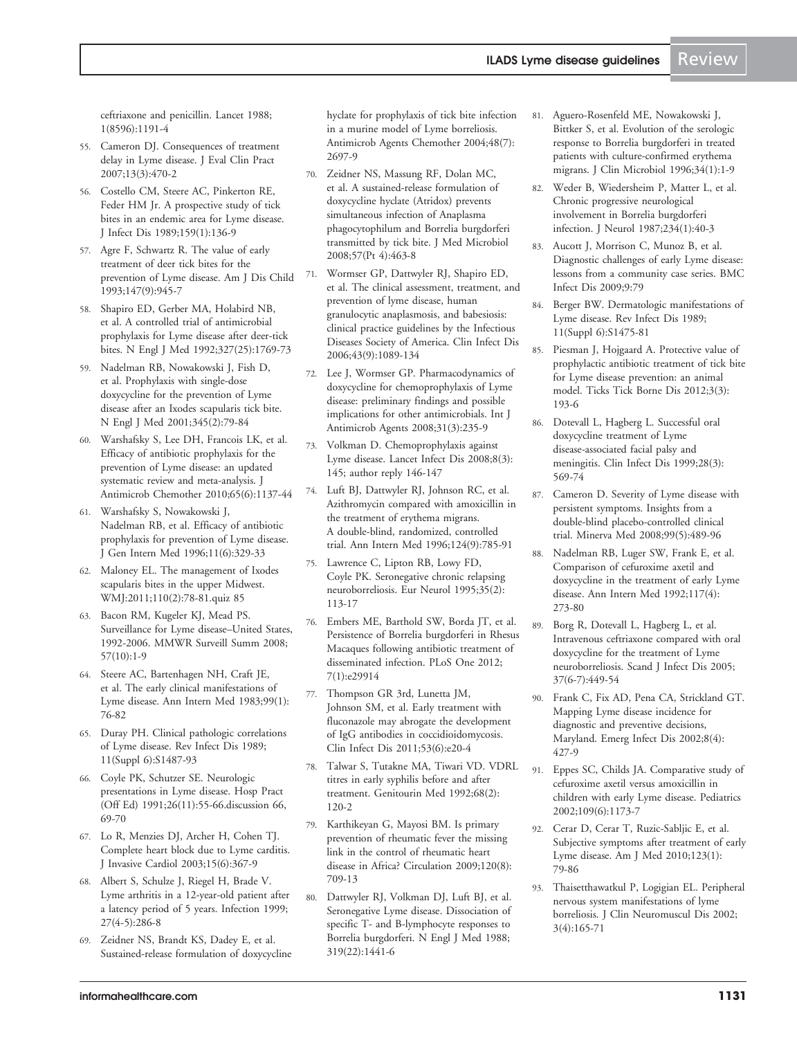ceftriaxone and penicillin. Lancet 1988; 1(8596):1191-4

55. Cameron DJ. Consequences of treatment delay in Lyme disease. J Eval Clin Pract 2007;13(3):470-2
56. Costello CM, Steere AC, Pinkerton RE, Feder HM Jr. A prospective study of tick bites in an endemic area for Lyme disease. J Infect Dis 1989;159(1):136-9
57. Agre F, Schwartz R. The value of early treatment of deer tick bites for the prevention of Lyme disease. Am J Dis Child 1993;147(9):945-7
58. Shapiro ED, Gerber MA, Holabird NB, et al. A controlled trial of antimicrobial prophylaxis for Lyme disease after deer-tick bites. N Engl J Med 1992;327(25):1769-73
59. Nadelman RB, Nowakowski J, Fish D, et al. Prophylaxis with single-dose doxycycline for the prevention of Lyme disease after an Ixodes scapularis tick bite. N Engl J Med 2001;345(2):79-84
60. Warshafsky S, Lee DH, Francois LK, et al. Efficacy of antibiotic prophylaxis for the prevention of Lyme disease: an updated systematic review and meta-analysis. J Antimicrob Chemother 2010;65(6):1137-44
61. Warshafsky S, Nowakowski J, Nadelman RB, et al. Efficacy of antibiotic prophylaxis for prevention of Lyme disease. J Gen Intern Med 1996;11(6):329-33
62. Maloney EL. The management of Ixodes scapularis bites in the upper Midwest. WMJ:2011;110(2):78-81.quiz 85
63. Bacon RM, Kugeler KJ, Mead PS. Surveillance for Lyme disease–United States, 1992-2006. MMWR Surveill Summ 2008; 57(10):1-9
64. Steere AC, Bartenhagen NH, Craft JE, et al. The early clinical manifestations of Lyme disease. Ann Intern Med 1983;99(1): 76-82
65. Duray PH. Clinical pathologic correlations of Lyme disease. Rev Infect Dis 1989; 11(Suppl 6):S1487-93
66. Coyle PK, Schutzer SE. Neurologic presentations in Lyme disease. Hosp Pract (Off Ed) 1991;26(11):55-66.discussion 66, 69-70
67. Lo R, Menzies DJ, Archer H, Cohen TJ. Complete heart block due to Lyme carditis. J Invasive Cardiol 2003;15(6):367-9
68. Albert S, Schulze J, Riegel H, Brade V. Lyme arthritis in a 12-year-old patient after a latency period of 5 years. Infection 1999; 27(4-5):286-8
69. Zeidner NS, Brandt KS, Dadey E, et al. Sustained-release formulation of doxycycline hyclate for prophylaxis of tick bite infection in a murine model of Lyme borreliosis. Antimicrob Agents Chemother 2004;48(7): 2697-9
70. Zeidner NS, Massung RF, Dolan MC, et al. A sustained-release formulation of doxycycline hyclate (Atridox) prevents simultaneous infection of Anaplasma phagocytophilum and Borrelia burgdorferi transmitted by tick bite. J Med Microbiol 2008;57(Pt 4):463-8
71. Wormser GP, Dattwyler RJ, Shapiro ED, et al. The clinical assessment, treatment, and prevention of lyme disease, human granulocytic anaplasmosis, and babesiosis: clinical practice guidelines by the Infectious Diseases Society of America. Clin Infect Dis 2006;43(9):1089-134
72. Lee J, Wormser GP. Pharmacodynamics of doxycycline for chemoprophylaxis of Lyme disease: preliminary findings and possible implications for other antimicrobials. Int J Antimicrob Agents 2008;31(3):235-9
73. Volkman D. Chemoprophylaxis against Lyme disease. Lancet Infect Dis 2008;8(3): 145; author reply 146-147
74. Luft BJ, Dattwyler RJ, Johnson RC, et al. Azithromycin compared with amoxicillin in the treatment of erythema migrans. A double-blind, randomized, controlled trial. Ann Intern Med 1996;124(9):785-91
75. Lawrence C, Lipton RB, Lowy FD, Coyle PK. Seronegative chronic relapsing neuroborreliosis. Eur Neurol 1995;35(2): 113-17
76. Embers ME, Barthold SW, Borda JT, et al. Persistence of Borrelia burgdorferi in Rhesus Macaques following antibiotic treatment of disseminated infection. PLoS One 2012; 7(1):e29914
77. Thompson GR 3rd, Lunetta JM, Johnson SM, et al. Early treatment with fluconazole may abrogate the development of IgG antibodies in coccidioidomycosis. Clin Infect Dis 2011;53(6):e20-4
78. Talwar S, Tutakne MA, Tiwari VD. VDRL titres in early syphilis before and after treatment. Genitourin Med 1992;68(2): 120-2
79. Karthikeyan G, Mayosi BM. Is primary prevention of rheumatic fever the missing link in the control of rheumatic heart disease in Africa? Circulation 2009;120(8): 709-13
80. Dattwyler RJ, Volkman DJ, Luft BJ, et al. Seronegative Lyme disease. Dissociation of specific T- and B-lymphocyte responses to Borrelia burgdorferi. N Engl J Med 1988; 319(22):1441-6
81. Aguero-Rosenfeld ME, Nowakowski J, Bittker S, et al. Evolution of the serologic response to Borrelia burgdorferi in treated patients with culture-confirmed erythema migrans. J Clin Microbiol 1996;34(1):1-9
82. Weder B, Wiedersheim P, Matter L, et al. Chronic progressive neurological involvement in Borrelia burgdorferi infection. J Neurol 1987;234(1):40-3
83. Aucott J, Morrison C, Munoz B, et al. Diagnostic challenges of early Lyme disease: lessons from a community case series. BMC Infect Dis 2009;9:79
84. Berger BW. Dermatologic manifestations of Lyme disease. Rev Infect Dis 1989; 11(Suppl 6):S1475-81
85. Piesman J, Hojgaard A. Protective value of prophylactic antibiotic treatment of tick bite for Lyme disease prevention: an animal model. Ticks Tick Borne Dis 2012;3(3): 193-6
86. Dotevall L, Hagberg L. Successful oral doxycycline treatment of Lyme disease-associated facial palsy and meningitis. Clin Infect Dis 1999;28(3): 569-74
87. Cameron D. Severity of Lyme disease with persistent symptoms. Insights from a double-blind placebo-controlled clinical trial. Minerva Med 2008;99(5):489-96
88. Nadelman RB, Luger SW, Frank E, et al. Comparison of cefuroxime axetil and doxycycline in the treatment of early Lyme disease. Ann Intern Med 1992;117(4): 273-80
89. Borg R, Dotevall L, Hagberg L, et al. Intravenous ceftriaxone compared with oral doxycycline for the treatment of Lyme neuroborreliosis. Scand J Infect Dis 2005; 37(6-7):449-54
90. Frank C, Fix AD, Pena CA, Strickland GT. Mapping Lyme disease incidence for diagnostic and preventive decisions, Maryland. Emerg Infect Dis 2002;8(4): 427-9
91. Eppes SC, Childs JA. Comparative study of cefuroxime axetil versus amoxicillin in children with early Lyme disease. Pediatrics 2002;109(6):1173-7
92. Cerar D, Cerar T, Ruzic-Sabljic E, et al. Subjective symptoms after treatment of early Lyme disease. Am J Med 2010;123(1): 79-86
93. Thaisetthawatkul P, Logigian EL. Peripheral nervous system manifestations of lyme borreliosis. J Clin Neuromuscul Dis 2002; 3(4):165-71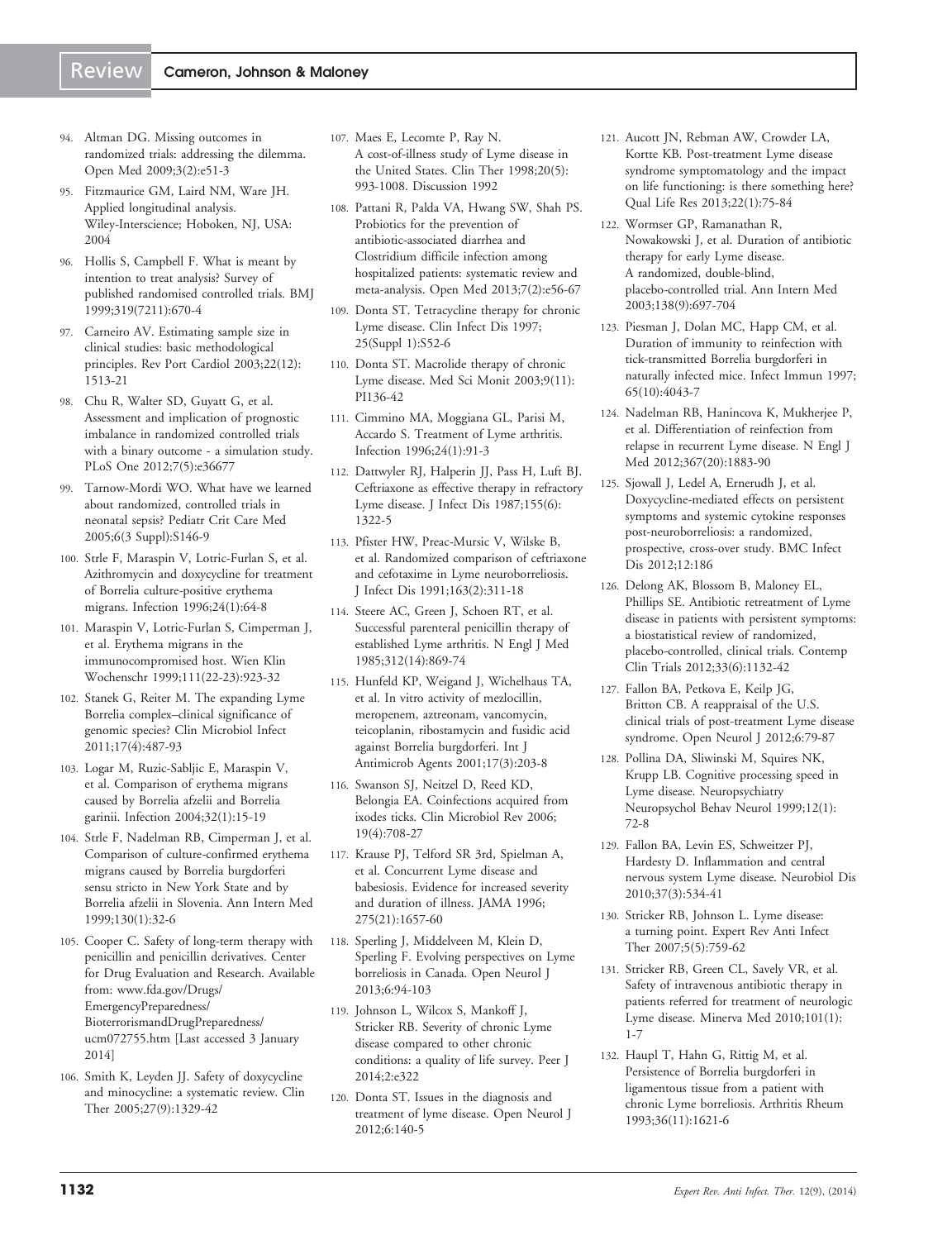94. Altman DG. Missing outcomes in randomized trials: addressing the dilemma. Open Med 2009;3(2):e51-3

95. Fitzmaurice GM, Laird NM, Ware JH. Applied longitudinal analysis. Wiley-Interscience; Hoboken, NJ, USA: 2004

96. Hollis S, Campbell F. What is meant by intention to treat analysis? Survey of published randomised controlled trials. BMJ 1999;319(7211):670-4

97. Carneiro AV. Estimating sample size in clinical studies: basic methodological principles. Rev Port Cardiol 2003;22(12): 1513-21

98. Chu R, Walter SD, Guyatt G, et al. Assessment and implication of prognostic imbalance in randomized controlled trials with a binary outcome - a simulation study. PLoS One 2012;7(5):e36677

99. Tarnow-Mordi WO. What have we learned about randomized, controlled trials in neonatal sepsis? Pediatr Crit Care Med 2005;6(3 Suppl):S146-9

100. Strle F, Maraspin V, Lotric-Furlan S, et al. Azithromycin and doxycycline for treatment of Borrelia culture-positive erythema migrans. Infection 1996;24(1):64-8

101. Maraspin V, Lotric-Furlan S, Cimperman J, et al. Erythema migrans in the immunocompromised host. Wien Klin Wochenschr 1999;111(22-23):923-32

102. Stanek G, Reiter M. The expanding Lyme Borrelia complex–clinical significance of genomic species? Clin Microbiol Infect 2011;17(4):487-93

103. Logar M, Ruzic-Sabljic E, Maraspin V, et al. Comparison of erythema migrans caused by Borrelia afzelii and Borrelia garinii. Infection 2004;32(1):15-19

104. Strle F, Nadelman RB, Cimperman J, et al. Comparison of culture-confirmed erythema migrans caused by Borrelia burgdorferi sensu stricto in New York State and by Borrelia afzelii in Slovenia. Ann Intern Med 1999;130(1):32-6

105. Cooper C. Safety of long-term therapy with penicillin and penicillin derivatives. Center for Drug Evaluation and Research. Available from: www.fda.gov/Drugs/EmergencyPreparedness/BioterrorismandDrugPreparedness/ucm072755.htm [Last accessed 3 January 2014]

106. Smith K, Leyden JJ. Safety of doxycycline and minocycline: a systematic review. Clin Ther 2005;27(9):1329-42

107. Maes E, Lecomte P, Ray N. A cost-of-illness study of Lyme disease in the United States. Clin Ther 1998;20(5): 993-1008. Discussion 1992

108. Pattani R, Palda VA, Hwang SW, Shah PS. Probiotics for the prevention of antibiotic-associated diarrhea and Clostridium difficile infection among hospitalized patients: systematic review and meta-analysis. Open Med 2013;7(2):e56-67

109. Donta ST. Tetracycline therapy for chronic Lyme disease. Clin Infect Dis 1997; 25(Suppl 1):S52-6

110. Donta ST. Macrolide therapy of chronic Lyme disease. Med Sci Monit 2003;9(11): PI136-42

111. Cimmino MA, Moggiana GL, Parisi M, Accardo S. Treatment of Lyme arthritis. Infection 1996;24(1):91-3

112. Dattwyler RJ, Halperin JJ, Pass H, Luft BJ. Ceftriaxone as effective therapy in refractory Lyme disease. J Infect Dis 1987;155(6): 1322-5

113. Pfister HW, Preac-Mursic V, Wilske B, et al. Randomized comparison of ceftriaxone and cefotaxime in Lyme neuroborreliosis. J Infect Dis 1991;163(2):311-18

114. Steere AC, Green J, Schoen RT, et al. Successful parenteral penicillin therapy of established Lyme arthritis. N Engl J Med 1985;312(14):869-74

115. Hunfeld KP, Weigand J, Wichelhaus TA, et al. In vitro activity of mezlocillin, meropenem, aztreonam, vancomycin, teicoplanin, ribostamycin and fusidic acid against Borrelia burgdorferi. Int J Antimicrob Agents 2001;17(3):203-8

116. Swanson SJ, Neitzel D, Reed KD, Belongia EA. Coinfections acquired from ixodes ticks. Clin Microbiol Rev 2006; 19(4):708-27

117. Krause PJ, Telford SR 3rd, Spielman A, et al. Concurrent Lyme disease and babesiosis. Evidence for increased severity and duration of illness. JAMA 1996; 275(21):1657-60

118. Sperling J, Middelveen M, Klein D, Sperling F. Evolving perspectives on Lyme borreliosis in Canada. Open Neurol J 2013;6:94-103

119. Johnson L, Wilcox S, Mankoff J, Stricker RB. Severity of chronic Lyme disease compared to other chronic conditions: a quality of life survey. Peer J 2014;2:e322

120. Donta ST. Issues in the diagnosis and treatment of lyme disease. Open Neurol J 2012;6:140-5

121. Aucott JN, Rebman AW, Crowder LA, Kortte KB. Post-treatment Lyme disease syndrome symptomatology and the impact on life functioning: is there something here? Qual Life Res 2013;22(1):75-84

122. Wormser GP, Ramanathan R, Nowakowski J, et al. Duration of antibiotic therapy for early Lyme disease. A randomized, double-blind, placebo-controlled trial. Ann Intern Med 2003;138(9):697-704

123. Piesman J, Dolan MC, Happ CM, et al. Duration of immunity to reinfection with tick-transmitted Borrelia burgdorferi in naturally infected mice. Infect Immun 1997; 65(10):4043-7

124. Nadelman RB, Hanincova K, Mukherjee P, et al. Differentiation of reinfection from relapse in recurrent Lyme disease. N Engl J Med 2012;367(20):1883-90

125. Sjowall J, Ledel A, Ernerudh J, et al. Doxycycline-mediated effects on persistent symptoms and systemic cytokine responses post-neuroborreliosis: a randomized, prospective, cross-over study. BMC Infect Dis 2012;12:186

126. Delong AK, Blossom B, Maloney EL, Phillips SE. Antibiotic retreatment of Lyme disease in patients with persistent symptoms: a biostatistical review of randomized, placebo-controlled, clinical trials. Contemp Clin Trials 2012;33(6):1132-42

127. Fallon BA, Petkova E, Keilp JG, Britton CB. A reappraisal of the U.S. clinical trials of post-treatment Lyme disease syndrome. Open Neurol J 2012;6:79-87

128. Pollina DA, Sliwinski M, Squires NK, Krupp LB. Cognitive processing speed in Lyme disease. Neuropsychiatry Neuropsychol Behav Neurol 1999;12(1): 72-8

129. Fallon BA, Levin ES, Schweitzer PJ, Hardesty D. Inflammation and central nervous system Lyme disease. Neurobiol Dis 2010;37(3):534-41

130. Stricker RB, Johnson L. Lyme disease: a turning point. Expert Rev Anti Infect Ther 2007;5(5):759-62

131. Stricker RB, Green CL, Savely VR, et al. Safety of intravenous antibiotic therapy in patients referred for treatment of neurologic Lyme disease. Minerva Med 2010;101(1): 1-7

132. Haupl T, Hahn G, Rittig M, et al. Persistence of Borrelia burgdorferi in ligamentous tissue from a patient with chronic Lyme borreliosis. Arthritis Rheum 1993;36(11):1621-6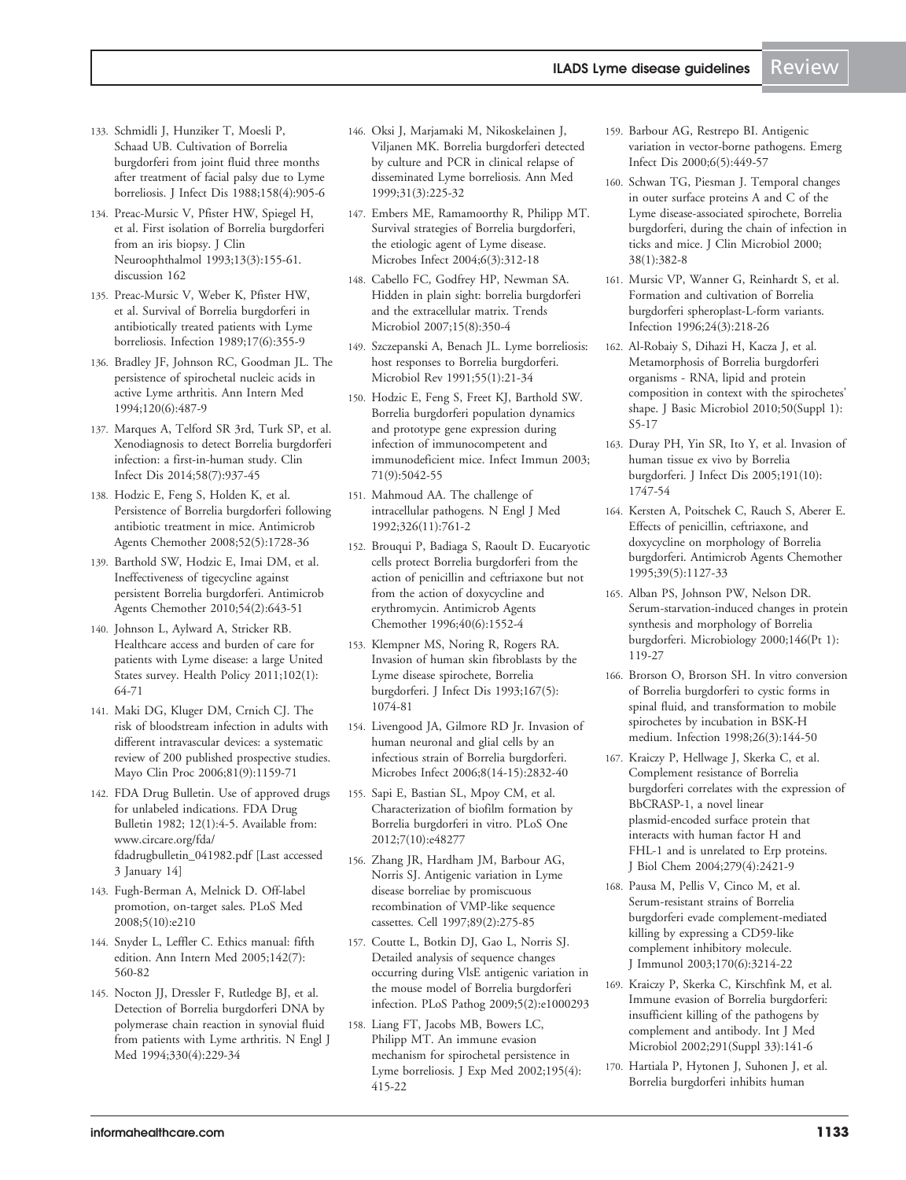133. Schmidli J, Hunziker T, Moesli P, Schaad UB. Cultivation of Borrelia burgdorferi from joint fluid three months after treatment of facial palsy due to Lyme borreliosis. J Infect Dis 1988;158(4):905-6
134. Preac-Mursic V, Pfister HW, Spiegel H, et al. First isolation of Borrelia burgdorferi from an iris biopsy. J Clin Neuroophthalmol 1993;13(3):155-61. discussion 162
135. Preac-Mursic V, Weber K, Pfister HW, et al. Survival of Borrelia burgdorferi in antibiotically treated patients with Lyme borreliosis. Infection 1989;17(6):355-9
136. Bradley JF, Johnson RC, Goodman JL. The persistence of spirochetal nucleic acids in active Lyme arthritis. Ann Intern Med 1994;120(6):487-9
137. Marques A, Telford SR 3rd, Turk SP, et al. Xenodiagnosis to detect Borrelia burgdorferi infection: a first-in-human study. Clin Infect Dis 2014;58(7):937-45
138. Hodzic E, Feng S, Holden K, et al. Persistence of Borrelia burgdorferi following antibiotic treatment in mice. Antimicrob Agents Chemother 2008;52(5):1728-36
139. Barthold SW, Hodzic E, Imai DM, et al. Ineffectiveness of tigecycline against persistent Borrelia burgdorferi. Antimicrob Agents Chemother 2010;54(2):643-51
140. Johnson L, Aylward A, Stricker RB. Healthcare access and burden of care for patients with Lyme disease: a large United States survey. Health Policy 2011;102(1): 64-71
141. Maki DG, Kluger DM, Crnich CJ. The risk of bloodstream infection in adults with different intravascular devices: a systematic review of 200 published prospective studies. Mayo Clin Proc 2006;81(9):1159-71
142. FDA Drug Bulletin. Use of approved drugs for unlabeled indications. FDA Drug Bulletin 1982; 12(1):4-5. Available from: www.circare.org/fda/fdadrugbulletin_041982.pdf [Last accessed 3 January 14]
143. Fugh-Berman A, Melnick D. Off-label promotion, on-target sales. PLoS Med 2008;5(10):e210
144. Snyder L, Leffler C. Ethics manual: fifth edition. Ann Intern Med 2005;142(7): 560-82
145. Nocton JJ, Dressler F, Rutledge BJ, et al. Detection of Borrelia burgdorferi DNA by polymerase chain reaction in synovial fluid from patients with Lyme arthritis. N Engl J Med 1994;330(4):229-34
146. Oksi J, Marjamaki M, Nikoskelainen J, Viljanen MK. Borrelia burgdorferi detected by culture and PCR in clinical relapse of disseminated Lyme borreliosis. Ann Med 1999;31(3):225-32
147. Embers ME, Ramamoorthy R, Philipp MT. Survival strategies of Borrelia burgdorferi, the etiologic agent of Lyme disease. Microbes Infect 2004;6(3):312-18
148. Cabello FC, Godfrey HP, Newman SA. Hidden in plain sight: borrelia burgdorferi and the extracellular matrix. Trends Microbiol 2007;15(8):350-4
149. Szczepanski A, Benach JL. Lyme borreliosis: host responses to Borrelia burgdorferi. Microbiol Rev 1991;55(1):21-34
150. Hodzic E, Feng S, Freet KJ, Barthold SW. Borrelia burgdorferi population dynamics and prototype gene expression during infection of immunocompetent and immunodeficient mice. Infect Immun 2003; 71(9):5042-55
151. Mahmoud AA. The challenge of intracellular pathogens. N Engl J Med 1992;326(11):761-2
152. Brouqui P, Badiaga S, Raoult D. Eucaryotic cells protect Borrelia burgdorferi from the action of penicillin and ceftriaxone but not from the action of doxycycline and erythromycin. Antimicrob Agents Chemother 1996;40(6):1552-4
153. Klempner MS, Noring R, Rogers RA. Invasion of human skin fibroblasts by the Lyme disease spirochete, Borrelia burgdorferi. J Infect Dis 1993;167(5): 1074-81
154. Livengood JA, Gilmore RD Jr. Invasion of human neuronal and glial cells by an infectious strain of Borrelia burgdorferi. Microbes Infect 2006;8(14-15):2832-40
155. Sapi E, Bastian SL, Mpoy CM, et al. Characterization of biofilm formation by Borrelia burgdorferi in vitro. PLoS One 2012;7(10):e48277
156. Zhang JR, Hardham JM, Barbour AG, Norris SJ. Antigenic variation in Lyme disease borreliae by promiscuous recombination of VMP-like sequence cassettes. Cell 1997;89(2):275-85
157. Coutte L, Botkin DJ, Gao L, Norris SJ. Detailed analysis of sequence changes occurring during VlsE antigenic variation in the mouse model of Borrelia burgdorferi infection. PLoS Pathog 2009;5(2):e1000293
158. Liang FT, Jacobs MB, Bowers LC, Philipp MT. An immune evasion mechanism for spirochetal persistence in Lyme borreliosis. J Exp Med 2002;195(4): 415-22
159. Barbour AG, Restrepo BI. Antigenic variation in vector-borne pathogens. Emerg Infect Dis 2000;6(5):449-57
160. Schwan TG, Piesman J. Temporal changes in outer surface proteins A and C of the Lyme disease-associated spirochete, Borrelia burgdorferi, during the chain of infection in ticks and mice. J Clin Microbiol 2000; 38(1):382-8
161. Mursic VP, Wanner G, Reinhardt S, et al. Formation and cultivation of Borrelia burgdorferi spheroplast-L-form variants. Infection 1996;24(3):218-26
162. Al-Robaiy S, Dihazi H, Kacza J, et al. Metamorphosis of Borrelia burgdorferi organisms - RNA, lipid and protein composition in context with the spirochetes' shape. J Basic Microbiol 2010;50(Suppl 1): S5-17
163. Duray PH, Yin SR, Ito Y, et al. Invasion of human tissue ex vivo by Borrelia burgdorferi. J Infect Dis 2005;191(10): 1747-54
164. Kersten A, Poitschek C, Rauch S, Aberer E. Effects of penicillin, ceftriaxone, and doxycycline on morphology of Borrelia burgdorferi. Antimicrob Agents Chemother 1995;39(5):1127-33
165. Alban PS, Johnson PW, Nelson DR. Serum-starvation-induced changes in protein synthesis and morphology of Borrelia burgdorferi. Microbiology 2000;146(Pt 1): 119-27
166. Brorson O, Brorson SH. In vitro conversion of Borrelia burgdorferi to cystic forms in spinal fluid, and transformation to mobile spirochetes by incubation in BSK-H medium. Infection 1998;26(3):144-50
167. Kraiczy P, Hellwage J, Skerka C, et al. Complement resistance of Borrelia burgdorferi correlates with the expression of BbCRASP-1, a novel linear plasmid-encoded surface protein that interacts with human factor H and FHL-1 and is unrelated to Erp proteins. J Biol Chem 2004;279(4):2421-9
168. Pausa M, Pellis V, Cinco M, et al. Serum-resistant strains of Borrelia burgdorferi evade complement-mediated killing by expressing a CD59-like complement inhibitory molecule. J Immunol 2003;170(6):3214-22
169. Kraiczy P, Skerka C, Kirschfink M, et al. Immune evasion of Borrelia burgdorferi: insufficient killing of the pathogens by complement and antibody. Int J Med Microbiol 2002;291(Suppl 33):141-6
170. Hartiala P, Hytonen J, Suhonen J, et al. Borrelia burgdorferi inhibits human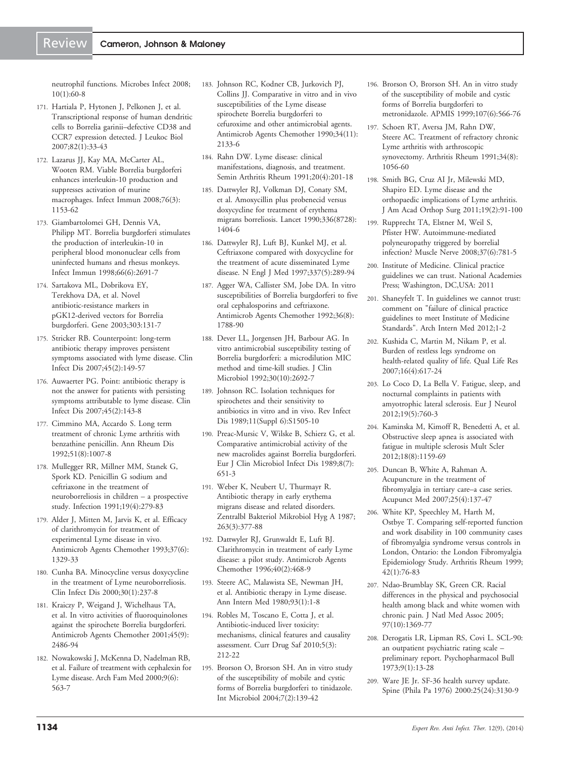neutrophil functions. Microbes Infect 2008;10(1):60-8

171. Hartiala P, Hytonen J, Pelkonen J, et al. Transcriptional response of human dendritic cells to Borrelia garinii–defective CD38 and CCR7 expression detected. J Leukoc Biol 2007;82(1):33-43

172. Lazarus JJ, Kay MA, McCarter AL, Wooten RM. Viable Borrelia burgdorferi enhances interleukin-10 production and suppresses activation of murine macrophages. Infect Immun 2008;76(3):1153-62

173. Giambartolomei GH, Dennis VA, Philipp MT. Borrelia burgdorferi stimulates the production of interleukin-10 in peripheral blood mononuclear cells from uninfected humans and rhesus monkeys. Infect Immun 1998;66(6):2691-7

174. Sartakova ML, Dobrikova EY, Terekhova DA, et al. Novel antibiotic-resistance markers in pGK12-derived vectors for Borrelia burgdorferi. Gene 2003;303:131-7

175. Stricker RB. Counterpoint: long-term antibiotic therapy improves persistent symptoms associated with lyme disease. Clin Infect Dis 2007;45(2):149-57

176. Auwaerter PG. Point: antibiotic therapy is not the answer for patients with persisting symptoms attributable to lyme disease. Clin Infect Dis 2007;45(2):143-8

177. Cimmino MA, Accardo S. Long term treatment of chronic Lyme arthritis with benzathine penicillin. Ann Rheum Dis 1992;51(8):1007-8

178. Mullegger RR, Millner MM, Stanek G, Spork KD. Penicillin G sodium and ceftriaxone in the treatment of neuroborreliosis in children – a prospective study. Infection 1991;19(4):279-83

179. Alder J, Mitten M, Jarvis K, et al. Efficacy of clarithromycin for treatment of experimental Lyme disease in vivo. Antimicrob Agents Chemother 1993;37(6):1329-33

180. Cunha BA. Minocycline versus doxycycline in the treatment of Lyme neuroborreliosis. Clin Infect Dis 2000;30(1):237-8

181. Kraiczy P, Weigand J, Wichelhaus TA, et al. In vitro activities of fluoroquinolones against the spirochete Borrelia burgdorferi. Antimicrob Agents Chemother 2001;45(9):2486-94

182. Nowakowski J, McKenna D, Nadelman RB, et al. Failure of treatment with cephalexin for Lyme disease. Arch Fam Med 2000;9(6):563-7

183. Johnson RC, Kodner CB, Jurkovich PJ, Collins JJ. Comparative in vitro and in vivo susceptibilities of the Lyme disease spirochete Borrelia burgdorferi to cefuroxime and other antimicrobial agents. Antimicrob Agents Chemother 1990;34(11):2133-6

184. Rahn DW. Lyme disease: clinical manifestations, diagnosis, and treatment. Semin Arthritis Rheum 1991;20(4):201-18

185. Dattwyler RJ, Volkman DJ, Conaty SM, et al. Amoxycillin plus probenecid versus doxycycline for treatment of erythema migrans borreliosis. Lancet 1990;336(8728):1404-6

186. Dattwyler RJ, Luft BJ, Kunkel MJ, et al. Ceftriaxone compared with doxycycline for the treatment of acute disseminated Lyme disease. N Engl J Med 1997;337(5):289-94

187. Agger WA, Callister SM, Jobe DA. In vitro susceptibilities of Borrelia burgdorferi to five oral cephalosporins and ceftriaxone. Antimicrob Agents Chemother 1992;36(8):1788-90

188. Dever LL, Jorgensen JH, Barbour AG. In vitro antimicrobial susceptibility testing of Borrelia burgdorferi: a microdilution MIC method and time-kill studies. J Clin Microbiol 1992;30(10):2692-7

189. Johnson RC. Isolation techniques for spirochetes and their sensitivity to antibiotics in vitro and in vivo. Rev Infect Dis 1989;11(Suppl 6):S1505-10

190. Preac-Mursic V, Wilske B, Schierz G, et al. Comparative antimicrobial activity of the new macrolides against Borrelia burgdorferi. Eur J Clin Microbiol Infect Dis 1989;8(7):651-3

191. Weber K, Neubert U, Thurmayr R. Antibiotic therapy in early erythema migrans disease and related disorders. Zentralbl Bakteriol Mikrobiol Hyg A 1987;263(3):377-88

192. Dattwyler RJ, Grunwaldt E, Luft BJ. Clarithromycin in treatment of early Lyme disease: a pilot study. Antimicrob Agents Chemother 1996;40(2):468-9

193. Steere AC, Malawista SE, Newman JH, et al. Antibiotic therapy in Lyme disease. Ann Intern Med 1980;93(1):1-8

194. Robles M, Toscano E, Cotta J, et al. Antibiotic-induced liver toxicity: mechanisms, clinical features and causality assessment. Curr Drug Saf 2010;5(3):212-22

195. Brorson O, Brorson SH. An in vitro study of the susceptibility of mobile and cystic forms of Borrelia burgdorferi to tinidazole. Int Microbiol 2004;7(2):139-42

196. Brorson O, Brorson SH. An in vitro study of the susceptibility of mobile and cystic forms of Borrelia burgdorferi to metronidazole. APMIS 1999;107(6):566-76

197. Schoen RT, Aversa JM, Rahn DW, Steere AC. Treatment of refractory chronic Lyme arthritis with arthroscopic synovectomy. Arthritis Rheum 1991;34(8):1056-60

198. Smith BG, Cruz AI Jr, Milewski MD, Shapiro ED. Lyme disease and the orthopaedic implications of Lyme arthritis. J Am Acad Orthop Surg 2011;19(2):91-100

199. Rupprecht TA, Elstner M, Weil S, Pfister HW. Autoimmune-mediated polyneuropathy triggered by borrelial infection? Muscle Nerve 2008;37(6):781-5

200. Institute of Medicine. Clinical practice guidelines we can trust. National Academies Press; Washington, DC,USA: 2011

201. Shaneyfelt T. In guidelines we cannot trust: comment on "failure of clinical practice guidelines to meet Institute of Medicine Standards". Arch Intern Med 2012;1-2

202. Kushida C, Martin M, Nikam P, et al. Burden of restless legs syndrome on health-related quality of life. Qual Life Res 2007;16(4):617-24

203. Lo Coco D, La Bella V. Fatigue, sleep, and nocturnal complaints in patients with amyotrophic lateral sclerosis. Eur J Neurol 2012;19(5):760-3

204. Kaminska M, Kimoff R, Benedetti A, et al. Obstructive sleep apnea is associated with fatigue in multiple sclerosis Mult Scler 2012;18(8):1159-69

205. Duncan B, White A, Rahman A. Acupuncture in the treatment of fibromyalgia in tertiary care–a case series. Acupunct Med 2007;25(4):137-47

206. White KP, Speechley M, Harth M, Ostbye T. Comparing self-reported function and work disability in 100 community cases of fibromyalgia syndrome versus controls in London, Ontario: the London Fibromyalgia Epidemiology Study. Arthritis Rheum 1999;42(1):76-83

207. Ndao-Brumblay SK, Green CR. Racial differences in the physical and psychosocial health among black and white women with chronic pain. J Natl Med Assoc 2005;97(10):1369-77

208. Derogatis LR, Lipman RS, Covi L. SCL-90: an outpatient psychiatric rating scale – preliminary report. Psychopharmacol Bull 1973;9(1):13-28

209. Ware JE Jr. SF-36 health survey update. Spine (Phila Pa 1976) 2000:25(24):3130-9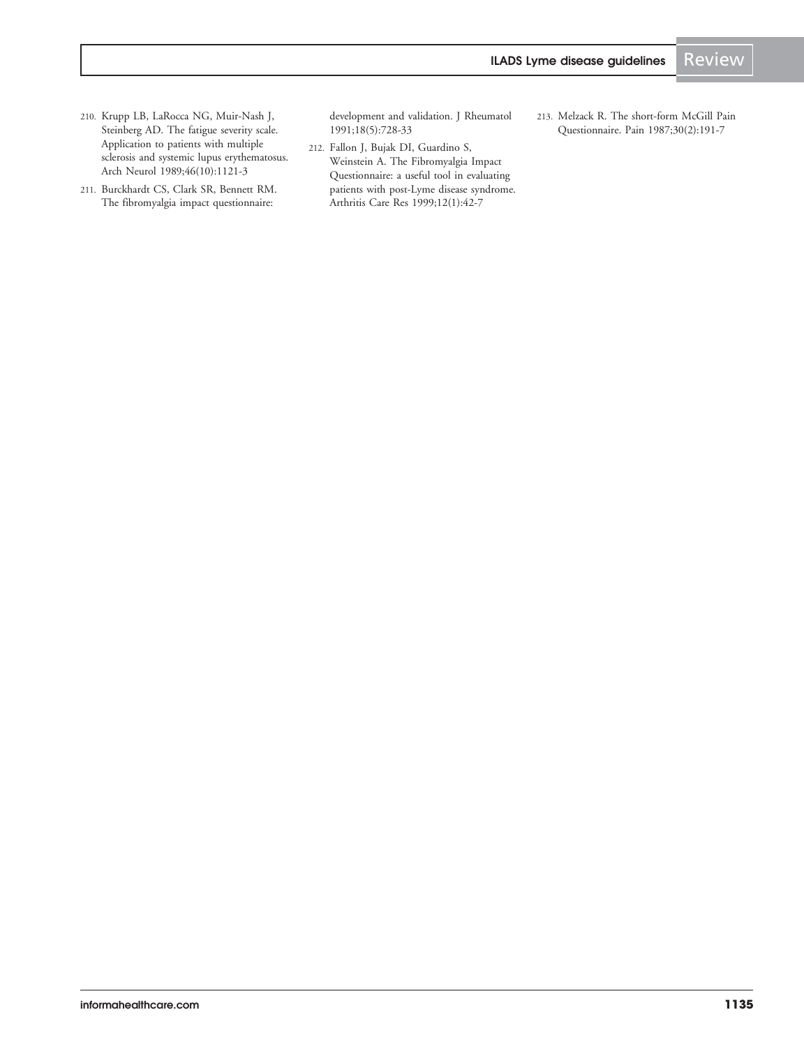210. Krupp LB, LaRocca NG, Muir-Nash J, Steinberg AD. The fatigue severity scale. Application to patients with multiple sclerosis and systemic lupus erythematosus. Arch Neurol 1989;46(10):1121-3

211. Burckhardt CS, Clark SR, Bennett RM. The fibromyalgia impact questionnaire: development and validation. J Rheumatol 1991;18(5):728-33

212. Fallon J, Bujak DI, Guardino S, Weinstein A. The Fibromyalgia Impact Questionnaire: a useful tool in evaluating patients with post-Lyme disease syndrome. Arthritis Care Res 1999;12(1):42-7

213. Melzack R. The short-form McGill Pain Questionnaire. Pain 1987;30(2):191-7